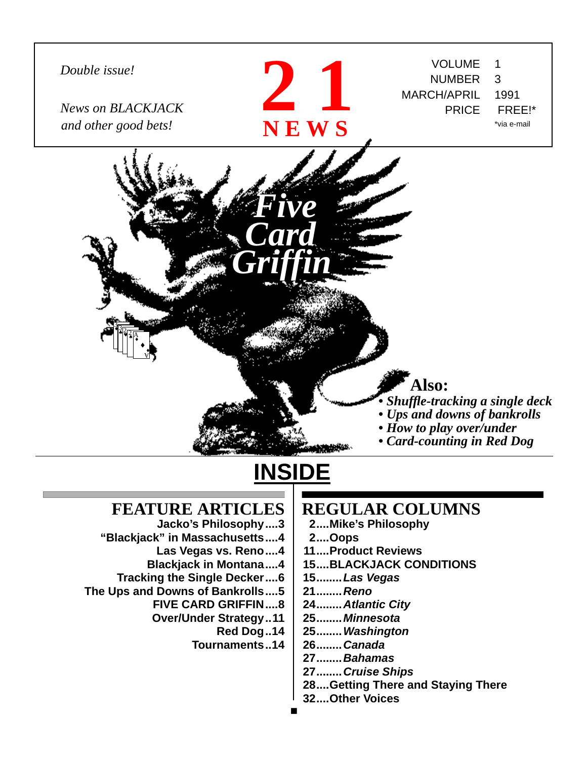*Double issue!*

*News on BLACKJACK and other good bets!*

# 21 NEWS

VOLUME 1
NUMBER 3
MARCH/APRIL 1991
PRICE FREE!*
*via e-mail

## *Five Card Griffin*

**Also:**

- *Shuffle-tracking a single deck*
- *Ups and downs of bankrolls*
- *How to play over/under*
- *Card-counting in Red Dog*

# INSIDE

## FEATURE ARTICLES

**Jacko's Philosophy....3**
**"Blackjack" in Massachusetts....4**
**Las Vegas vs. Reno....4**
**Blackjack in Montana....4**
**Tracking the Single Decker....6**
**The Ups and Downs of Bankrolls....5**
**FIVE CARD GRIFFIN....8**
**Over/Under Strategy..11**
**Red Dog..14**
**Tournaments..14**

## REGULAR COLUMNS

**2....Mike's Philosophy**
**2....Oops**
**11....Product Reviews**
**15....BLACKJACK CONDITIONS**
**15........*Las Vegas***
**21........*Reno***
**24........*Atlantic City***
**25........*Minnesota***
**25........*Washington***
**26........*Canada***
**27........*Bahamas***
**27........*Cruise Ships***
**28....Getting There and Staying There**
**32....Other Voices**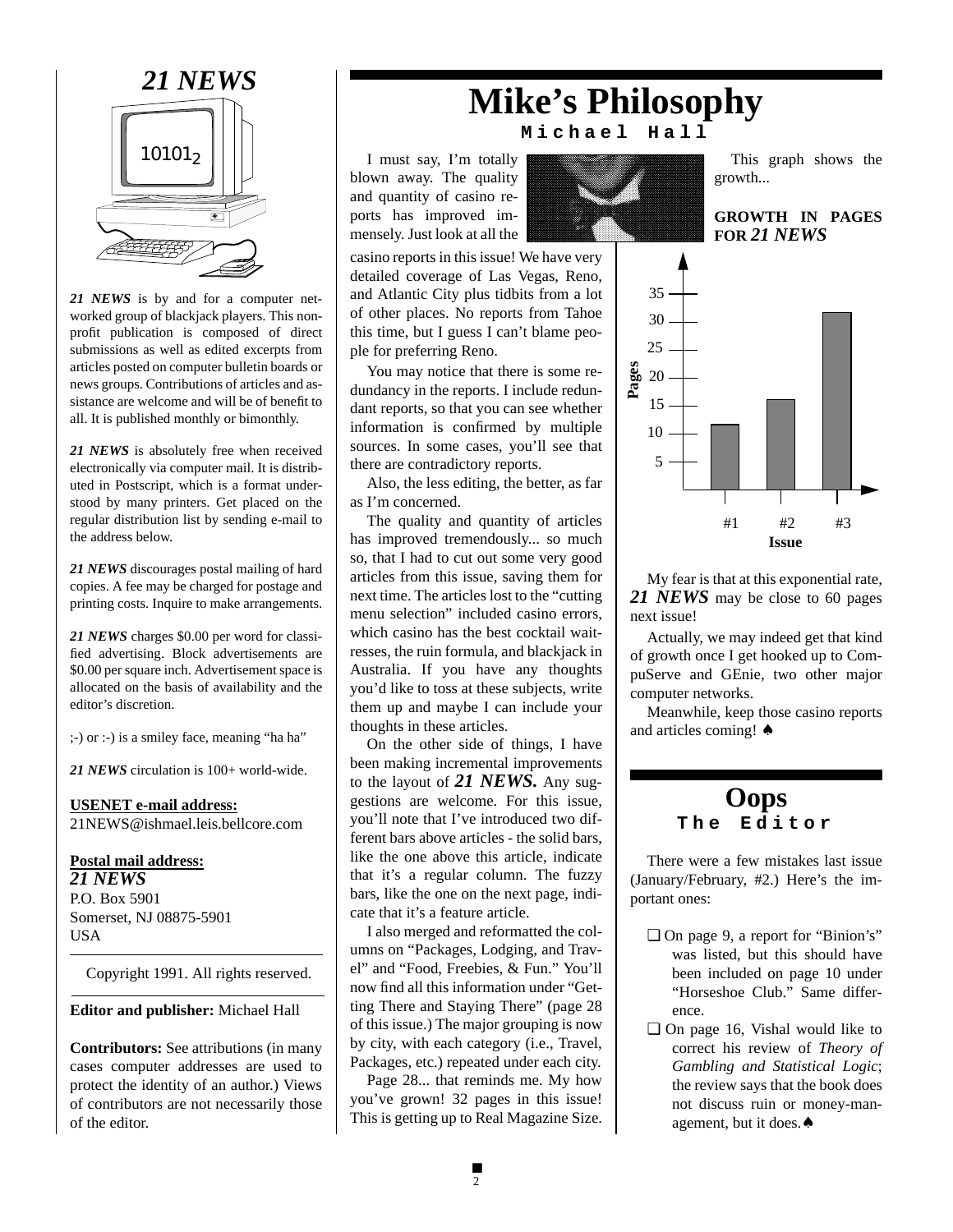# *21 NEWS*

$10101_2$

***21 NEWS*** is by and for a computer networked group of blackjack players. This nonprofit publication is composed of direct submissions as well as edited excerpts from articles posted on computer bulletin boards or news groups. Contributions of articles and assistance are welcome and will be of benefit to all. It is published monthly or bimonthly.

***21 NEWS*** is absolutely free when received electronically via computer mail. It is distributed in Postscript, which is a format understood by many printers. Get placed on the regular distribution list by sending e-mail to the address below.

***21 NEWS*** discourages postal mailing of hard copies. A fee may be charged for postage and printing costs. Inquire to make arrangements.

***21 NEWS*** charges $0.00 per word for classified advertising. Block advertisements are $0.00 per square inch. Advertisement space is allocated on the basis of availability and the editor's discretion.

;-) or :-) is a smiley face, meaning "ha ha"

***21 NEWS*** circulation is 100+ world-wide.

**USENET e-mail address:**
21NEWS@ishmael.leis.bellcore.com

**Postal mail address:**
***21 NEWS***
P.O. Box 5901
Somerset, NJ 08875-5901
USA

Copyright 1991. All rights reserved.

**Editor and publisher:** Michael Hall

**Contributors:** See attributions (in many cases computer addresses are used to protect the identity of an author.) Views of contributors are not necessarily those of the editor.

# Mike's Philosophy

**Michael Hall**

I must say, I'm totally blown away. The quality and quantity of casino reports has improved immensely. Just look at all the casino reports in this issue! We have very detailed coverage of Las Vegas, Reno, and Atlantic City plus tidbits from a lot of other places. No reports from Tahoe this time, but I guess I can't blame people for preferring Reno.

You may notice that there is some redundancy in the reports. I include redundant reports, so that you can see whether information is confirmed by multiple sources. In some cases, you'll see that there are contradictory reports.

Also, the less editing, the better, as far as I'm concerned.

The quality and quantity of articles has improved tremendously... so much so, that I had to cut out some very good articles from this issue, saving them for next time. The articles lost to the "cutting menu selection" included casino errors, which casino has the best cocktail waitresses, the ruin formula, and blackjack in Australia. If you have any thoughts you'd like to toss at these subjects, write them up and maybe I can include your thoughts in these articles.

On the other side of things, I have been making incremental improvements to the layout of ***21 NEWS.*** Any suggestions are welcome. For this issue, you'll note that I've introduced two different bars above articles - the solid bars, like the one above this article, indicate that it's a regular column. The fuzzy bars, like the one on the next page, indicate that it's a feature article.

I also merged and reformatted the columns on "Packages, Lodging, and Travel" and "Food, Freebies, & Fun." You'll now find all this information under "Getting There and Staying There" (page 28 of this issue.) The major grouping is now by city, with each category (i.e., Travel, Packages, etc.) repeated under each city.

Page 28... that reminds me. My how you've grown! 32 pages in this issue! This is getting up to Real Magazine Size.

This graph shows the growth...

**GROWTH IN PAGES FOR *21 NEWS***

| Issue | Pages |
|---|---|
| #1 | ~12 |
| #2 | ~16 |
| #3 | ~32 |

My fear is that at this exponential rate, ***21 NEWS*** may be close to 60 pages next issue!

Actually, we may indeed get that kind of growth once I get hooked up to CompuServe and GEnie, two other major computer networks.

Meanwhile, keep those casino reports and articles coming! ♠

# Oops

**The Editor**

There were a few mistakes last issue (January/February, #2.) Here's the important ones:

- ❑ On page 9, a report for "Binion's" was listed, but this should have been included on page 10 under "Horseshoe Club." Same difference.
- ❑ On page 16, Vishal would like to correct his review of *Theory of Gambling and Statistical Logic*; the review says that the book does not discuss ruin or money-management, but it does.♠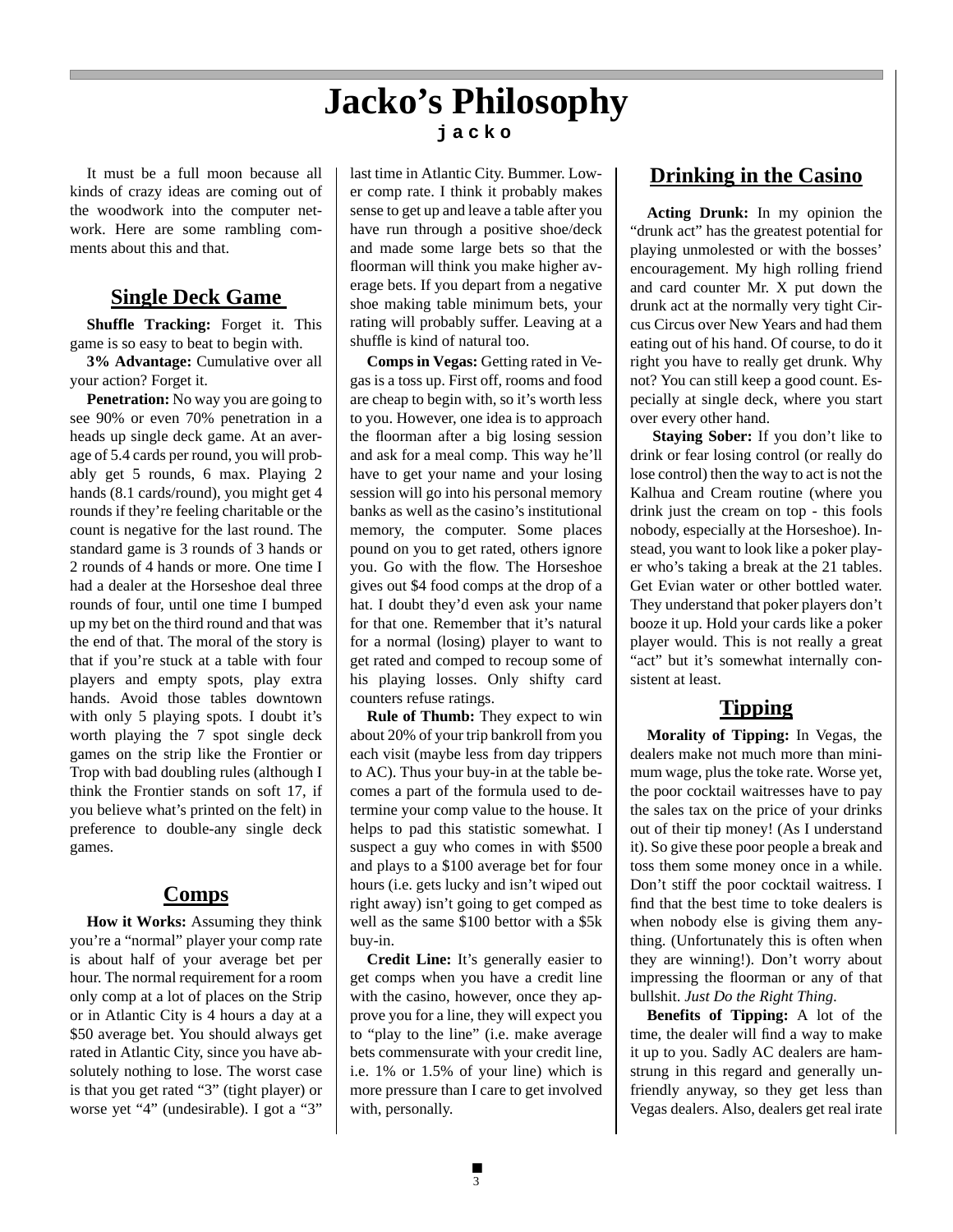# Jacko's Philosophy

**jacko**

It must be a full moon because all kinds of crazy ideas are coming out of the woodwork into the computer network. Here are some rambling comments about this and that.

## Single Deck Game

**Shuffle Tracking:** Forget it. This game is so easy to beat to begin with.

**3% Advantage:** Cumulative over all your action? Forget it.

**Penetration:** No way you are going to see 90% or even 70% penetration in a heads up single deck game. At an average of 5.4 cards per round, you will probably get 5 rounds, 6 max. Playing 2 hands (8.1 cards/round), you might get 4 rounds if they're feeling charitable or the count is negative for the last round. The standard game is 3 rounds of 3 hands or 2 rounds of 4 hands or more. One time I had a dealer at the Horseshoe deal three rounds of four, until one time I bumped up my bet on the third round and that was the end of that. The moral of the story is that if you're stuck at a table with four players and empty spots, play extra hands. Avoid those tables downtown with only 5 playing spots. I doubt it's worth playing the 7 spot single deck games on the strip like the Frontier or Trop with bad doubling rules (although I think the Frontier stands on soft 17, if you believe what's printed on the felt) in preference to double-any single deck games.

## Comps

**How it Works:** Assuming they think you're a "normal" player your comp rate is about half of your average bet per hour. The normal requirement for a room only comp at a lot of places on the Strip or in Atlantic City is 4 hours a day at a $50 average bet. You should always get rated in Atlantic City, since you have absolutely nothing to lose. The worst case is that you get rated "3" (tight player) or worse yet "4" (undesirable). I got a "3" last time in Atlantic City. Bummer. Lower comp rate. I think it probably makes sense to get up and leave a table after you have run through a positive shoe/deck and made some large bets so that the floorman will think you make higher average bets. If you depart from a negative shoe making table minimum bets, your rating will probably suffer. Leaving at a shuffle is kind of natural too.

**Comps in Vegas:** Getting rated in Vegas is a toss up. First off, rooms and food are cheap to begin with, so it's worth less to you. However, one idea is to approach the floorman after a big losing session and ask for a meal comp. This way he'll have to get your name and your losing session will go into his personal memory banks as well as the casino's institutional memory, the computer. Some places pound on you to get rated, others ignore you. Go with the flow. The Horseshoe gives out $4 food comps at the drop of a hat. I doubt they'd even ask your name for that one. Remember that it's natural for a normal (losing) player to want to get rated and comped to recoup some of his playing losses. Only shifty card counters refuse ratings.

**Rule of Thumb:** They expect to win about 20% of your trip bankroll from you each visit (maybe less from day trippers to AC). Thus your buy-in at the table becomes a part of the formula used to determine your comp value to the house. It helps to pad this statistic somewhat. I suspect a guy who comes in with $500 and plays to a $100 average bet for four hours (i.e. gets lucky and isn't wiped out right away) isn't going to get comped as well as the same $100 bettor with a $5k buy-in.

**Credit Line:** It's generally easier to get comps when you have a credit line with the casino, however, once they approve you for a line, they will expect you to "play to the line" (i.e. make average bets commensurate with your credit line, i.e. 1% or 1.5% of your line) which is more pressure than I care to get involved with, personally.

## Drinking in the Casino

**Acting Drunk:** In my opinion the "drunk act" has the greatest potential for playing unmolested or with the bosses' encouragement. My high rolling friend and card counter Mr. X put down the drunk act at the normally very tight Circus Circus over New Years and had them eating out of his hand. Of course, to do it right you have to really get drunk. Why not? You can still keep a good count. Especially at single deck, where you start over every other hand.

**Staying Sober:** If you don't like to drink or fear losing control (or really do lose control) then the way to act is not the Kalhua and Cream routine (where you drink just the cream on top - this fools nobody, especially at the Horseshoe). Instead, you want to look like a poker player who's taking a break at the 21 tables. Get Evian water or other bottled water. They understand that poker players don't booze it up. Hold your cards like a poker player would. This is not really a great "act" but it's somewhat internally consistent at least.

## Tipping

**Morality of Tipping:** In Vegas, the dealers make not much more than minimum wage, plus the toke rate. Worse yet, the poor cocktail waitresses have to pay the sales tax on the price of your drinks out of their tip money! (As I understand it). So give these poor people a break and toss them some money once in a while. Don't stiff the poor cocktail waitress. I find that the best time to toke dealers is when nobody else is giving them anything. (Unfortunately this is often when they are winning!). Don't worry about impressing the floorman or any of that bullshit. *Just Do the Right Thing.*

**Benefits of Tipping:** A lot of the time, the dealer will find a way to make it up to you. Sadly AC dealers are hamstrung in this regard and generally unfriendly anyway, so they get less than Vegas dealers. Also, dealers get real irate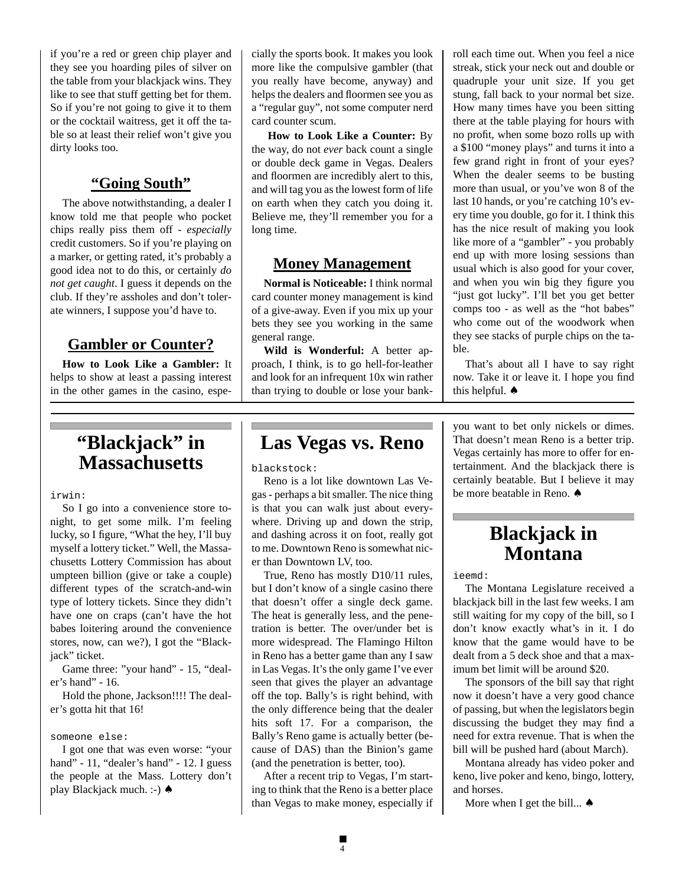if you're a red or green chip player and they see you hoarding piles of silver on the table from your blackjack wins. They like to see that stuff getting bet for them. So if you're not going to give it to them or the cocktail waitress, get it off the table so at least their relief won't give you dirty looks too.

## "Going South"

The above notwithstanding, a dealer I know told me that people who pocket chips really piss them off - *especially* credit customers. So if you're playing on a marker, or getting rated, it's probably a good idea not to do this, or certainly *do not get caught*. I guess it depends on the club. If they're assholes and don't tolerate winners, I suppose you'd have to.

## Gambler or Counter?

**How to Look Like a Gambler:** It helps to show at least a passing interest in the other games in the casino, especially the sports book. It makes you look more like the compulsive gambler (that you really have become, anyway) and helps the dealers and floormen see you as a "regular guy", not some computer nerd card counter scum.

**How to Look Like a Counter:** By the way, do not *ever* back count a single or double deck game in Vegas. Dealers and floormen are incredibly alert to this, and will tag you as the lowest form of life on earth when they catch you doing it. Believe me, they'll remember you for a long time.

## Money Management

**Normal is Noticeable:** I think normal card counter money management is kind of a give-away. Even if you mix up your bets they see you working in the same general range.

**Wild is Wonderful:** A better approach, I think, is to go hell-for-leather and look for an infrequent 10x win rather than trying to double or lose your bankroll each time out. When you feel a nice streak, stick your neck out and double or quadruple your unit size. If you get stung, fall back to your normal bet size. How many times have you been sitting there at the table playing for hours with no profit, when some bozo rolls up with a $100 "money plays" and turns it into a few grand right in front of your eyes? When the dealer seems to be busting more than usual, or you've won 8 of the last 10 hands, or you're catching 10's every time you double, go for it. I think this has the nice result of making you look like more of a "gambler" - you probably end up with more losing sessions than usual which is also good for your cover, and when you win big they figure you "just got lucky". I'll bet you get better comps too - as well as the "hot babes" who come out of the woodwork when they see stacks of purple chips on the table.

That's about all I have to say right now. Take it or leave it. I hope you find this helpful. ♠

# "Blackjack" in Massachusetts

irwin:

So I go into a convenience store tonight, to get some milk. I'm feeling lucky, so I figure, "What the hey, I'll buy myself a lottery ticket." Well, the Massachusetts Lottery Commission has about umpteen billion (give or take a couple) different types of the scratch-and-win type of lottery tickets. Since they didn't have one on craps (can't have the hot babes loitering around the convenience stores, now, can we?), I got the "Blackjack" ticket.

Game three: "your hand" - 15, "dealer's hand" - 16.

Hold the phone, Jackson!!!! The dealer's gotta hit that 16!

someone else:

I got one that was even worse: "your hand" - 11, "dealer's hand" - 12. I guess the people at the Mass. Lottery don't play Blackjack much. :-) ♠

# Las Vegas vs. Reno

blackstock:

Reno is a lot like downtown Las Vegas - perhaps a bit smaller. The nice thing is that you can walk just about everywhere. Driving up and down the strip, and dashing across it on foot, really got to me. Downtown Reno is somewhat nicer than Downtown LV, too.

True, Reno has mostly D10/11 rules, but I don't know of a single casino there that doesn't offer a single deck game. The heat is generally less, and the penetration is better. The over/under bet is more widespread. The Flamingo Hilton in Reno has a better game than any I saw in Las Vegas. It's the only game I've ever seen that gives the player an advantage off the top. Bally's is right behind, with the only difference being that the dealer hits soft 17. For a comparison, the Bally's Reno game is actually better (because of DAS) than the Binion's game (and the penetration is better, too).

After a recent trip to Vegas, I'm starting to think that the Reno is a better place than Vegas to make money, especially if you want to bet only nickels or dimes. That doesn't mean Reno is a better trip. Vegas certainly has more to offer for entertainment. And the blackjack there is certainly beatable. But I believe it may be more beatable in Reno. ♠

# Blackjack in Montana

ieemd:

The Montana Legislature received a blackjack bill in the last few weeks. I am still waiting for my copy of the bill, so I don't know exactly what's in it. I do know that the game would have to be dealt from a 5 deck shoe and that a maximum bet limit will be around $20.

The sponsors of the bill say that right now it doesn't have a very good chance of passing, but when the legislators begin discussing the budget they may find a need for extra revenue. That is when the bill will be pushed hard (about March).

Montana already has video poker and keno, live poker and keno, bingo, lottery, and horses.

More when I get the bill... ♠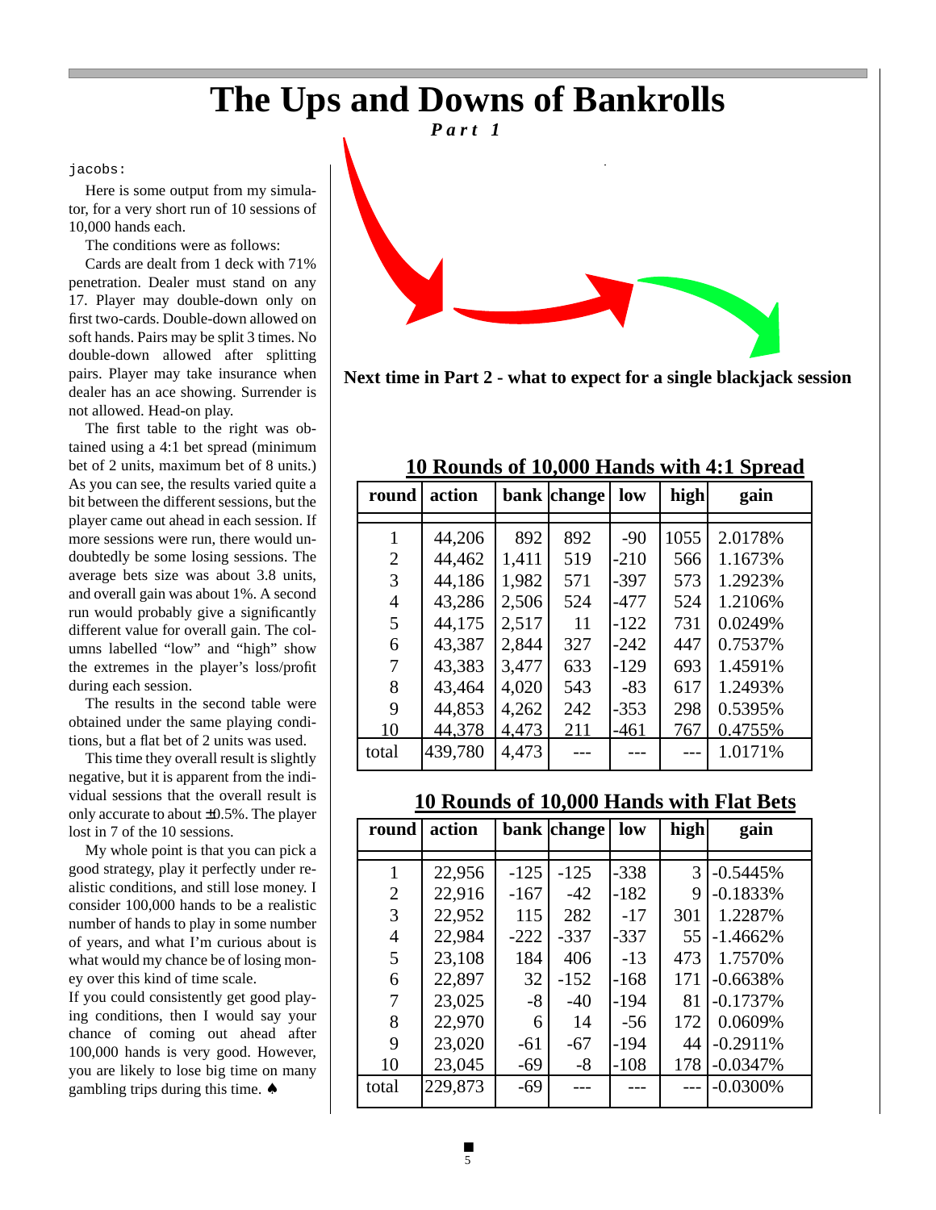# The Ups and Downs of Bankrolls

***Part 1***

jacobs:

Here is some output from my simulator, for a very short run of 10 sessions of 10,000 hands each.

The conditions were as follows:

Cards are dealt from 1 deck with 71% penetration. Dealer must stand on any 17. Player may double-down only on first two-cards. Double-down allowed on soft hands. Pairs may be split 3 times. No double-down allowed after splitting pairs. Player may take insurance when dealer has an ace showing. Surrender is not allowed. Head-on play.

The first table to the right was obtained using a 4:1 bet spread (minimum bet of 2 units, maximum bet of 8 units.) As you can see, the results varied quite a bit between the different sessions, but the player came out ahead in each session. If more sessions were run, there would undoubtedly be some losing sessions. The average bets size was about 3.8 units, and overall gain was about 1%. A second run would probably give a significantly different value for overall gain. The columns labelled "low" and "high" show the extremes in the player's loss/profit during each session.

The results in the second table were obtained under the same playing conditions, but a flat bet of 2 units was used.

This time they overall result is slightly negative, but it is apparent from the individual sessions that the overall result is only accurate to about ±0.5%. The player lost in 7 of the 10 sessions.

My whole point is that you can pick a good strategy, play it perfectly under realistic conditions, and still lose money. I consider 100,000 hands to be a realistic number of hands to play in some number of years, and what I'm curious about is what would my chance be of losing money over this kind of time scale.

If you could consistently get good playing conditions, then I would say your chance of coming out ahead after 100,000 hands is very good. However, you are likely to lose big time on many gambling trips during this time. ♠

**Next time in Part 2 - what to expect for a single blackjack session**

**10 Rounds of 10,000 Hands with 4:1 Spread**

| round | action | bank | change | low | high | gain |
|---|---|---|---|---|---|---|
| 1 | 44,206 | 892 | 892 | -90 | 1055 | 2.0178% |
| 2 | 44,462 | 1,411 | 519 | -210 | 566 | 1.1673% |
| 3 | 44,186 | 1,982 | 571 | -397 | 573 | 1.2923% |
| 4 | 43,286 | 2,506 | 524 | -477 | 524 | 1.2106% |
| 5 | 44,175 | 2,517 | 11 | -122 | 731 | 0.0249% |
| 6 | 43,387 | 2,844 | 327 | -242 | 447 | 0.7537% |
| 7 | 43,383 | 3,477 | 633 | -129 | 693 | 1.4591% |
| 8 | 43,464 | 4,020 | 543 | -83 | 617 | 1.2493% |
| 9 | 44,853 | 4,262 | 242 | -353 | 298 | 0.5395% |
| 10 | 44,378 | 4,473 | 211 | -461 | 767 | 0.4755% |
| total | 439,780 | 4,473 | --- | --- | --- | 1.0171% |

**10 Rounds of 10,000 Hands with Flat Bets**

| round | action | bank | change | low | high | gain |
|---|---|---|---|---|---|---|
| 1 | 22,956 | -125 | -125 | -338 | 3 | -0.5445% |
| 2 | 22,916 | -167 | -42 | -182 | 9 | -0.1833% |
| 3 | 22,952 | 115 | 282 | -17 | 301 | 1.2287% |
| 4 | 22,984 | -222 | -337 | -337 | 55 | -1.4662% |
| 5 | 23,108 | 184 | 406 | -13 | 473 | 1.7570% |
| 6 | 22,897 | 32 | -152 | -168 | 171 | -0.6638% |
| 7 | 23,025 | -8 | -40 | -194 | 81 | -0.1737% |
| 8 | 22,970 | 6 | 14 | -56 | 172 | 0.0609% |
| 9 | 23,020 | -61 | -67 | -194 | 44 | -0.2911% |
| 10 | 23,045 | -69 | -8 | -108 | 178 | -0.0347% |
| total | 229,873 | -69 | --- | --- | --- | -0.0300% |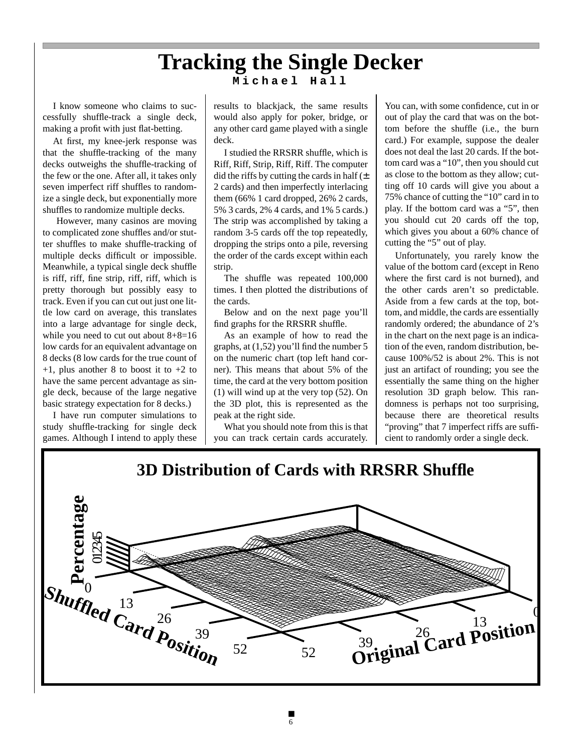# Tracking the Single Decker

**Michael Hall**

I know someone who claims to successfully shuffle-track a single deck, making a profit with just flat-betting.

At first, my knee-jerk response was that the shuffle-tracking of the many decks outweighs the shuffle-tracking of the few or the one. After all, it takes only seven imperfect riff shuffles to randomize a single deck, but exponentially more shuffles to randomize multiple decks.

However, many casinos are moving to complicated zone shuffles and/or stutter shuffles to make shuffle-tracking of multiple decks difficult or impossible. Meanwhile, a typical single deck shuffle is riff, riff, fine strip, riff, riff, which is pretty thorough but possibly easy to track. Even if you can cut out just one little low card on average, this translates into a large advantage for single deck, while you need to cut out about 8+8=16 low cards for an equivalent advantage on 8 decks (8 low cards for the true count of +1, plus another 8 to boost it to +2 to have the same percent advantage as single deck, because of the large negative basic strategy expectation for 8 decks.)

I have run computer simulations to study shuffle-tracking for single deck games. Although I intend to apply these results to blackjack, the same results would also apply for poker, bridge, or any other card game played with a single deck.

I studied the RRSRR shuffle, which is Riff, Riff, Strip, Riff, Riff. The computer did the riffs by cutting the cards in half (± 2 cards) and then imperfectly interlacing them (66% 1 card dropped, 26% 2 cards, 5% 3 cards, 2% 4 cards, and 1% 5 cards.) The strip was accomplished by taking a random 3-5 cards off the top repeatedly, dropping the strips onto a pile, reversing the order of the cards except within each strip.

The shuffle was repeated 100,000 times. I then plotted the distributions of the cards.

Below and on the next page you'll find graphs for the RRSRR shuffle.

As an example of how to read the graphs, at (1,52) you'll find the number 5 on the numeric chart (top left hand corner). This means that about 5% of the time, the card at the very bottom position (1) will wind up at the very top (52). On the 3D plot, this is represented as the peak at the right side.

What you should note from this is that you can track certain cards accurately. You can, with some confidence, cut in or out of play the card that was on the bottom before the shuffle (i.e., the burn card.) For example, suppose the dealer does not deal the last 20 cards. If the bottom card was a "10", then you should cut as close to the bottom as they allow; cutting off 10 cards will give you about a 75% chance of cutting the "10" card in to play. If the bottom card was a "5", then you should cut 20 cards off the top, which gives you about a 60% chance of cutting the "5" out of play.

Unfortunately, you rarely know the value of the bottom card (except in Reno where the first card is not burned), and the other cards aren't so predictable. Aside from a few cards at the top, bottom, and middle, the cards are essentially randomly ordered; the abundance of 2's in the chart on the next page is an indication of the even, random distribution, because 100%/52 is about 2%. This is not just an artifact of rounding; you see the essentially the same thing on the higher resolution 3D graph below. This randomness is perhaps not too surprising, because there are theoretical results "proving" that 7 imperfect riffs are sufficient to randomly order a single deck.

**3D Distribution of Cards with RRSRR Shuffle**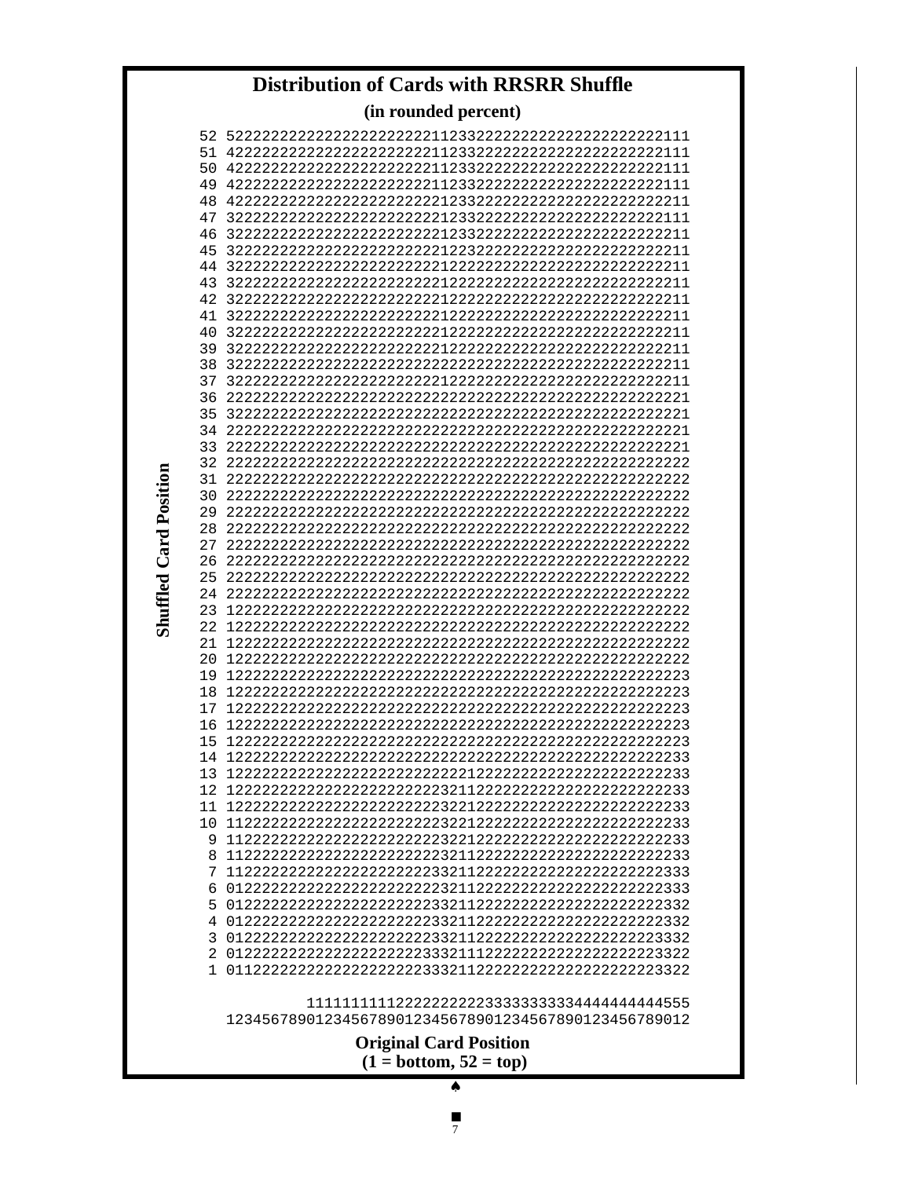## Distribution of Cards with RRSRR Shuffle

**(in rounded percent)**

```
52 5222222222222222222222221123322222222222222222222111
51 4222222222222222222222221123322222222222222222222111
50 4222222222222222222222211233222222222222222222222111
49 4222222222222222222222211233222222222222222222222111
48 4222222222222222222222212332222222222222222222222211
47 3222222222222222222222221233222222222222222222222111
46 3222222222222222222222221233222222222222222222222211
45 3222222222222222222222221223222222222222222222222211
44 3222222222222222222222221222222222222222222222222211
43 3222222222222222222222221222222222222222222222222211
42 3222222222222222222222221222222222222222222222222211
41 3222222222222222222222221222222222222222222222222211
40 3222222222222222222222221222222222222222222222222211
39 3222222222222222222222221222222222222222222222222211
38 3222222222222222222222222222222222222222222222222211
37 3222222222222222222222221222222222222222222222222211
36 2222222222222222222222222222222222222222222222222221
35 3222222222222222222222222222222222222222222222222221
34 2222222222222222222222222222222222222222222222222221
33 2222222222222222222222222222222222222222222222222221
32 2222222222222222222222222222222222222222222222222222
31 2222222222222222222222222222222222222222222222222222
30 2222222222222222222222222222222222222222222222222222
29 2222222222222222222222222222222222222222222222222222
28 2222222222222222222222222222222222222222222222222222
27 2222222222222222222222222222222222222222222222222222
26 2222222222222222222222222222222222222222222222222222
25 2222222222222222222222222222222222222222222222222222
24 2222222222222222222222222222222222222222222222222222
23 1222222222222222222222222222222222222222222222222222
22 1222222222222222222222222222222222222222222222222222
21 1222222222222222222222222222222222222222222222222222
20 1222222222222222222222222222222222222222222222222222
19 1222222222222222222222222222222222222222222222222223
18 1222222222222222222222222222222222222222222222222223
17 1222222222222222222222222222222222222222222222222223
16 1222222222222222222222222222222222222222222222222223
15 1222222222222222222222222222222222222222222222222223
14 1222222222222222222222222222222222222222222222222233
13 1222222222222222222222222122222222222222222222222233
12 1222222222222222222222223211222222222222222222222233
11 1222222222222222222222223221222222222222222222222233
10 1122222222222222222222223221222222222222222222222233
 9 1122222222222222222222223221222222222222222222222233
 8 1122222222222222222222223211222222222222222222222233
 7 1122222222222222222222233211222222222222222222222333
 6 0122222222222222222222223211222222222222222222222333
 5 0122222222222222222222233211222222222222222222222332
 4 0122222222222222222222233211222222222222222222222332
 3 0122222222222222222222233211222222222222222222223332
 2 0122222222222222222222333211122222222222222222223322
 1 0112222222222222222222333211222222222222222222223322

             1111111111222222222233333333334444444444555
   1234567890123456789012345678901234567890123456789012
```

**Shuffled Card Position** (vertical axis)

**Original Card Position**
**(1 = bottom, 52 = top)**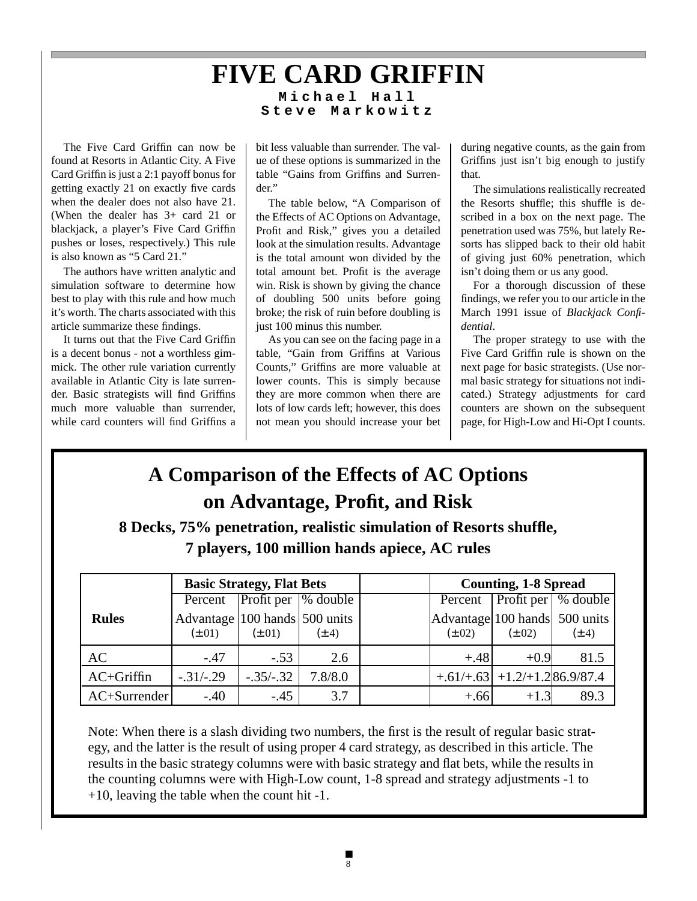# FIVE CARD GRIFFIN

**Michael Hall**
**Steve Markowitz**

The Five Card Griffin can now be found at Resorts in Atlantic City. A Five Card Griffin is just a 2:1 payoff bonus for getting exactly 21 on exactly five cards when the dealer does not also have 21. (When the dealer has 3+ card 21 or blackjack, a player's Five Card Griffin pushes or loses, respectively.) This rule is also known as "5 Card 21."

The authors have written analytic and simulation software to determine how best to play with this rule and how much it's worth. The charts associated with this article summarize these findings.

It turns out that the Five Card Griffin is a decent bonus - not a worthless gimmick. The other rule variation currently available in Atlantic City is late surrender. Basic strategists will find Griffins much more valuable than surrender, while card counters will find Griffins a bit less valuable than surrender. The value of these options is summarized in the table "Gains from Griffins and Surrender."

The table below, "A Comparison of the Effects of AC Options on Advantage, Profit and Risk," gives you a detailed look at the simulation results. Advantage is the total amount won divided by the total amount bet. Profit is the average win. Risk is shown by giving the chance of doubling 500 units before going broke; the risk of ruin before doubling is just 100 minus this number.

As you can see on the facing page in a table, "Gain from Griffins at Various Counts," Griffins are more valuable at lower counts. This is simply because they are more common when there are lots of low cards left; however, this does not mean you should increase your bet during negative counts, as the gain from Griffins just isn't big enough to justify that.

The simulations realistically recreated the Resorts shuffle; this shuffle is described in a box on the next page. The penetration used was 75%, but lately Resorts has slipped back to their old habit of giving just 60% penetration, which isn't doing them or us any good.

For a thorough discussion of these findings, we refer you to our article in the March 1991 issue of *Blackjack Confidential*.

The proper strategy to use with the Five Card Griffin rule is shown on the next page for basic strategists. (Use normal basic strategy for situations not indicated.) Strategy adjustments for card counters are shown on the subsequent page, for High-Low and Hi-Opt I counts.

## A Comparison of the Effects of AC Options on Advantage, Profit, and Risk

**8 Decks, 75% penetration, realistic simulation of Resorts shuffle, 7 players, 100 million hands apiece, AC rules**

| Rules | Basic Strategy, Flat Bets | | | | Counting, 1-8 Spread | | |
|---|---|---|---|---|---|---|---|
| | Percent Advantage (±.01) | Profit per 100 hands (±.01) | % double 500 units (±.4) | | Percent Advantage (±.02) | Profit per 100 hands (±.02) | % double 500 units (±.4) |
| AC | -.47 | -.53 | 2.6 | | +.48 | +0.9 | 81.5 |
| AC+Griffin | -.31/-.29 | -.35/-.32 | 7.8/8.0 | | +.61/+.63 | +1.2/+1.2 | 86.9/87.4 |
| AC+Surrender | -.40 | -.45 | 3.7 | | +.66 | +1.3 | 89.3 |

Note: When there is a slash dividing two numbers, the first is the result of regular basic strategy, and the latter is the result of using proper 4 card strategy, as described in this article. The results in the basic strategy columns were with basic strategy and flat bets, while the results in the counting columns were with High-Low count, 1-8 spread and strategy adjustments -1 to +10, leaving the table when the count hit -1.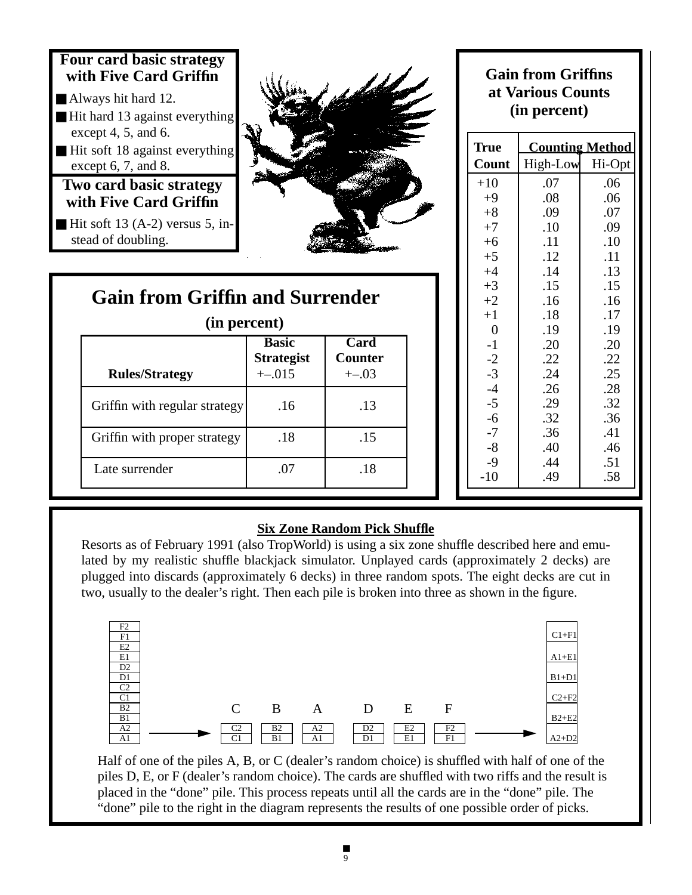### Four card basic strategy with Five Card Griffin

- Always hit hard 12.
- Hit hard 13 against everything except 4, 5, and 6.
- Hit soft 18 against everything except 6, 7, and 8.

### Two card basic strategy with Five Card Griffin

- Hit soft 13 (A-2) versus 5, instead of doubling.

## Gain from Griffin and Surrender

**(in percent)**

| Rules/Strategy | Basic Strategist +–.015 | Card Counter +–.03 |
|---|---|---|
| Griffin with regular strategy | .16 | .13 |
| Griffin with proper strategy | .18 | .15 |
| Late surrender | .07 | .18 |

### Gain from Griffins at Various Counts (in percent)

| True Count | Counting Method | |
|---|---|---|
| | High-Low | Hi-Opt |
| +10 | .07 | .06 |
| +9 | .08 | .06 |
| +8 | .09 | .07 |
| +7 | .10 | .09 |
| +6 | .11 | .10 |
| +5 | .12 | .11 |
| +4 | .14 | .13 |
| +3 | .15 | .15 |
| +2 | .16 | .16 |
| +1 | .18 | .17 |
| 0 | .19 | .19 |
| -1 | .20 | .20 |
| -2 | .22 | .22 |
| -3 | .24 | .25 |
| -4 | .26 | .28 |
| -5 | .29 | .32 |
| -6 | .32 | .36 |
| -7 | .36 | .41 |
| -8 | .40 | .46 |
| -9 | .44 | .51 |
| -10 | .49 | .58 |

### Six Zone Random Pick Shuffle

Resorts as of February 1991 (also TropWorld) is using a six zone shuffle described here and emulated by my realistic shuffle blackjack simulator. Unplayed cards (approximately 2 decks) are plugged into discards (approximately 6 decks) in three random spots. The eight decks are cut in two, usually to the dealer's right. Then each pile is broken into three as shown in the figure.

| Stack (top to bottom) |
|---|
| F2 |
| F1 |
| E2 |
| E1 |
| D2 |
| D1 |
| C2 |
| C1 |
| B2 |
| B1 |
| A2 |
| A1 |

→

| C | B | A | D | E | F |
|---|---|---|---|---|---|
| C2 | B2 | A2 | D2 | E2 | F2 |
| C1 | B1 | A1 | D1 | E1 | F1 |

→

| Done pile (top to bottom) |
|---|
| C1+F1 |
| A1+E1 |
| B1+D1 |
| C2+F2 |
| B2+E2 |
| A2+D2 |

Half of one of the piles A, B, or C (dealer's random choice) is shuffled with half of one of the piles D, E, or F (dealer's random choice). The cards are shuffled with two riffs and the result is placed in the "done" pile. This process repeats until all the cards are in the "done" pile. The "done" pile to the right in the diagram represents the results of one possible order of picks.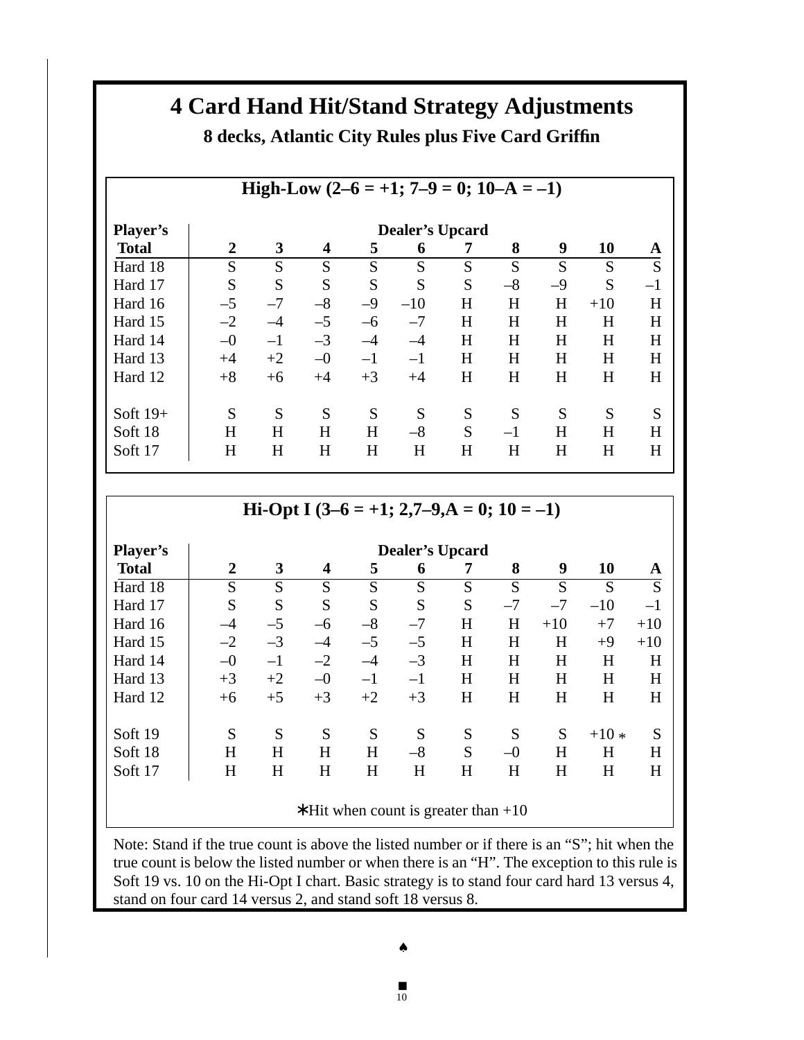# 4 Card Hand Hit/Stand Strategy Adjustments

## 8 decks, Atlantic City Rules plus Five Card Griffin

### High-Low (2–6 = +1; 7–9 = 0; 10–A = –1)

| Player's Total | Dealer's Upcard 2 | 3 | 4 | 5 | 6 | 7 | 8 | 9 | 10 | A |
|---|---|---|---|---|---|---|---|---|---|---|
| Hard 18 | S | S | S | S | S | S | S | S | S | S |
| Hard 17 | S | S | S | S | S | S | –8 | –9 | S | –1 |
| Hard 16 | –5 | –7 | –8 | –9 | –10 | H | H | H | +10 | H |
| Hard 15 | –2 | –4 | –5 | –6 | –7 | H | H | H | H | H |
| Hard 14 | –0 | –1 | –3 | –4 | –4 | H | H | H | H | H |
| Hard 13 | +4 | +2 | –0 | –1 | –1 | H | H | H | H | H |
| Hard 12 | +8 | +6 | +4 | +3 | +4 | H | H | H | H | H |
| Soft 19+ | S | S | S | S | S | S | S | S | S | S |
| Soft 18 | H | H | H | H | –8 | S | –1 | H | H | H |
| Soft 17 | H | H | H | H | H | H | H | H | H | H |

### Hi-Opt I (3–6 = +1; 2,7–9,A = 0; 10 = –1)

| Player's Total | Dealer's Upcard 2 | 3 | 4 | 5 | 6 | 7 | 8 | 9 | 10 | A |
|---|---|---|---|---|---|---|---|---|---|---|
| Hard 18 | S | S | S | S | S | S | S | S | S | S |
| Hard 17 | S | S | S | S | S | S | –7 | –7 | –10 | –1 |
| Hard 16 | –4 | –5 | –6 | –8 | –7 | H | H | +10 | +7 | +10 |
| Hard 15 | –2 | –3 | –4 | –5 | –5 | H | H | H | +9 | +10 |
| Hard 14 | –0 | –1 | –2 | –4 | –3 | H | H | H | H | H |
| Hard 13 | +3 | +2 | –0 | –1 | –1 | H | H | H | H | H |
| Hard 12 | +6 | +5 | +3 | +2 | +3 | H | H | H | H | H |
| Soft 19 | S | S | S | S | S | S | S | S | +10 * | S |
| Soft 18 | H | H | H | H | –8 | S | –0 | H | H | H |
| Soft 17 | H | H | H | H | H | H | H | H | H | H |

*Hit when count is greater than +10

Note: Stand if the true count is above the listed number or if there is an "S"; hit when the true count is below the listed number or when there is an "H". The exception to this rule is Soft 19 vs. 10 on the Hi-Opt I chart. Basic strategy is to stand four card hard 13 versus 4, stand on four card 14 versus 2, and stand soft 18 versus 8.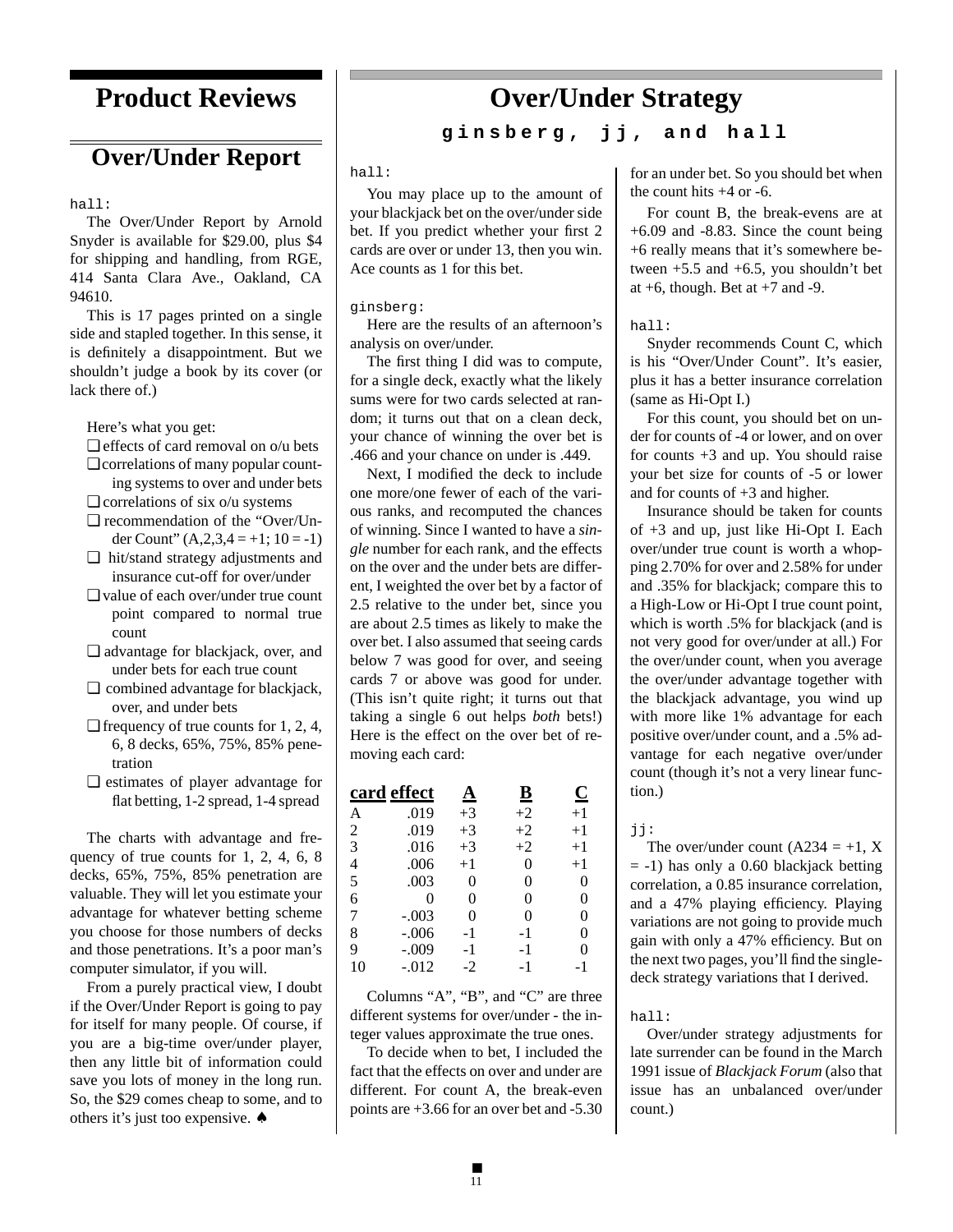# Product Reviews

## Over/Under Report

hall:

The Over/Under Report by Arnold Snyder is available for $29.00, plus $4 for shipping and handling, from RGE, 414 Santa Clara Ave., Oakland, CA 94610.

This is 17 pages printed on a single side and stapled together. In this sense, it is definitely a disappointment. But we shouldn't judge a book by its cover (or lack there of.)

Here's what you get:

- ❑ effects of card removal on o/u bets
- ❑ correlations of many popular counting systems to over and under bets
- ❑ correlations of six o/u systems
- ❑ recommendation of the "Over/Under Count" (A,2,3,4 = +1; 10 = -1)
- ❑ hit/stand strategy adjustments and insurance cut-off for over/under
- ❑ value of each over/under true count point compared to normal true count
- ❑ advantage for blackjack, over, and under bets for each true count
- ❑ combined advantage for blackjack, over, and under bets
- ❑ frequency of true counts for 1, 2, 4, 6, 8 decks, 65%, 75%, 85% penetration
- ❑ estimates of player advantage for flat betting, 1-2 spread, 1-4 spread

The charts with advantage and frequency of true counts for 1, 2, 4, 6, 8 decks, 65%, 75%, 85% penetration are valuable. They will let you estimate your advantage for whatever betting scheme you choose for those numbers of decks and those penetrations. It's a poor man's computer simulator, if you will.

From a purely practical view, I doubt if the Over/Under Report is going to pay for itself for many people. Of course, if you are a big-time over/under player, then any little bit of information could save you lots of money in the long run. So, the $29 comes cheap to some, and to others it's just too expensive. ♠

# Over/Under Strategy

**ginsberg, jj, and hall**

hall:

You may place up to the amount of your blackjack bet on the over/under side bet. If you predict whether your first 2 cards are over or under 13, then you win. Ace counts as 1 for this bet.

ginsberg:

Here are the results of an afternoon's analysis on over/under.

The first thing I did was to compute, for a single deck, exactly what the likely sums were for two cards selected at random; it turns out that on a clean deck, your chance of winning the over bet is .466 and your chance on under is .449.

Next, I modified the deck to include one more/one fewer of each of the various ranks, and recomputed the chances of winning. Since I wanted to have a *single* number for each rank, and the effects on the over and the under bets are different, I weighted the over bet by a factor of 2.5 relative to the under bet, since you are about 2.5 times as likely to make the over bet. I also assumed that seeing cards below 7 was good for over, and seeing cards 7 or above was good for under. (This isn't quite right; it turns out that taking a single 6 out helps *both* bets!) Here is the effect on the over bet of removing each card:

| card | effect | A | B | C |
|---|---|---|---|---|
| A | .019 | +3 | +2 | +1 |
| 2 | .019 | +3 | +2 | +1 |
| 3 | .016 | +3 | +2 | +1 |
| 4 | .006 | +1 | 0 | +1 |
| 5 | .003 | 0 | 0 | 0 |
| 6 | 0 | 0 | 0 | 0 |
| 7 | -.003 | 0 | 0 | 0 |
| 8 | -.006 | -1 | -1 | 0 |
| 9 | -.009 | -1 | -1 | 0 |
| 10 | -.012 | -2 | -1 | -1 |

Columns "A", "B", and "C" are three different systems for over/under - the integer values approximate the true ones.

To decide when to bet, I included the fact that the effects on over and under are different. For count A, the break-even points are +3.66 for an over bet and -5.30 for an under bet. So you should bet when the count hits +4 or -6.

For count B, the break-evens are at +6.09 and -8.83. Since the count being +6 really means that it's somewhere between +5.5 and +6.5, you shouldn't bet at +6, though. Bet at +7 and -9.

hall:

Snyder recommends Count C, which is his "Over/Under Count". It's easier, plus it has a better insurance correlation (same as Hi-Opt I.)

For this count, you should bet on under for counts of -4 or lower, and on over for counts +3 and up. You should raise your bet size for counts of -5 or lower and for counts of +3 and higher.

Insurance should be taken for counts of +3 and up, just like Hi-Opt I. Each over/under true count is worth a whopping 2.70% for over and 2.58% for under and .35% for blackjack; compare this to a High-Low or Hi-Opt I true count point, which is worth .5% for blackjack (and is not very good for over/under at all.) For the over/under count, when you average the over/under advantage together with the blackjack advantage, you wind up with more like 1% advantage for each positive over/under count, and a .5% advantage for each negative over/under count (though it's not a very linear function.)

jj:

The over/under count (A234 = +1, X = -1) has only a 0.60 blackjack betting correlation, a 0.85 insurance correlation, and a 47% playing efficiency. Playing variations are not going to provide much gain with only a 47% efficiency. But on the next two pages, you'll find the single-deck strategy variations that I derived.

hall:

Over/under strategy adjustments for late surrender can be found in the March 1991 issue of *Blackjack Forum* (also that issue has an unbalanced over/under count.)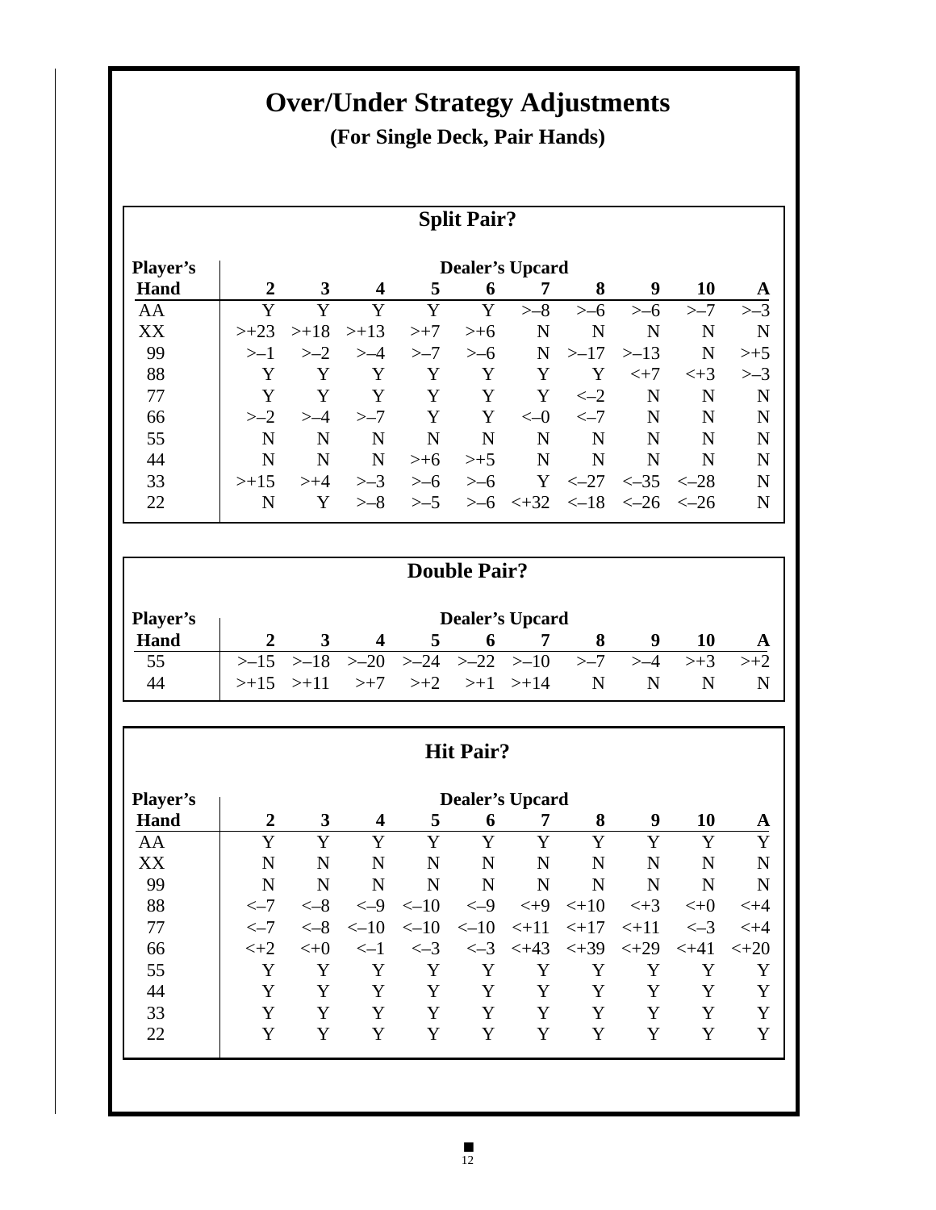# Over/Under Strategy Adjustments

**(For Single Deck, Pair Hands)**

## Split Pair?

| Player's Hand | Dealer's Upcard 2 | 3 | 4 | 5 | 6 | 7 | 8 | 9 | 10 | A |
|---|---|---|---|---|---|---|---|---|---|---|
| AA | Y | Y | Y | Y | Y | >–8 | >–6 | >–6 | >–7 | >–3 |
| XX | >+23 | >+18 | >+13 | >+7 | >+6 | N | N | N | N | N |
| 99 | >–1 | >–2 | >–4 | >–7 | >–6 | N | >–17 | >–13 | N | >+5 |
| 88 | Y | Y | Y | Y | Y | Y | Y | <+7 | <+3 | >–3 |
| 77 | Y | Y | Y | Y | Y | Y | <–2 | N | N | N |
| 66 | >–2 | >–4 | >–7 | Y | Y | <–0 | <–7 | N | N | N |
| 55 | N | N | N | N | N | N | N | N | N | N |
| 44 | N | N | N | >+6 | >+5 | N | N | N | N | N |
| 33 | >+15 | >+4 | >–3 | >–6 | >–6 | Y | <–27 | <–35 | <–28 | N |
| 22 | N | Y | >–8 | >–5 | >–6 | <+32 | <–18 | <–26 | <–26 | N |

## Double Pair?

| Player's Hand | Dealer's Upcard 2 | 3 | 4 | 5 | 6 | 7 | 8 | 9 | 10 | A |
|---|---|---|---|---|---|---|---|---|---|---|
| 55 | >–15 | >–18 | >–20 | >–24 | >–22 | >–10 | >–7 | >–4 | >+3 | >+2 |
| 44 | >+15 | >+11 | >+7 | >+2 | >+1 | >+14 | N | N | N | N |

## Hit Pair?

| Player's Hand | Dealer's Upcard 2 | 3 | 4 | 5 | 6 | 7 | 8 | 9 | 10 | A |
|---|---|---|---|---|---|---|---|---|---|---|
| AA | Y | Y | Y | Y | Y | Y | Y | Y | Y | Y |
| XX | N | N | N | N | N | N | N | N | N | N |
| 99 | N | N | N | N | N | N | N | N | N | N |
| 88 | <–7 | <–8 | <–9 | <–10 | <–9 | <+9 | <+10 | <+3 | <+0 | <+4 |
| 77 | <–7 | <–8 | <–10 | <–10 | <–10 | <+11 | <+17 | <+11 | <–3 | <+4 |
| 66 | <+2 | <+0 | <–1 | <–3 | <–3 | <+43 | <+39 | <+29 | <+41 | <+20 |
| 55 | Y | Y | Y | Y | Y | Y | Y | Y | Y | Y |
| 44 | Y | Y | Y | Y | Y | Y | Y | Y | Y | Y |
| 33 | Y | Y | Y | Y | Y | Y | Y | Y | Y | Y |
| 22 | Y | Y | Y | Y | Y | Y | Y | Y | Y | Y |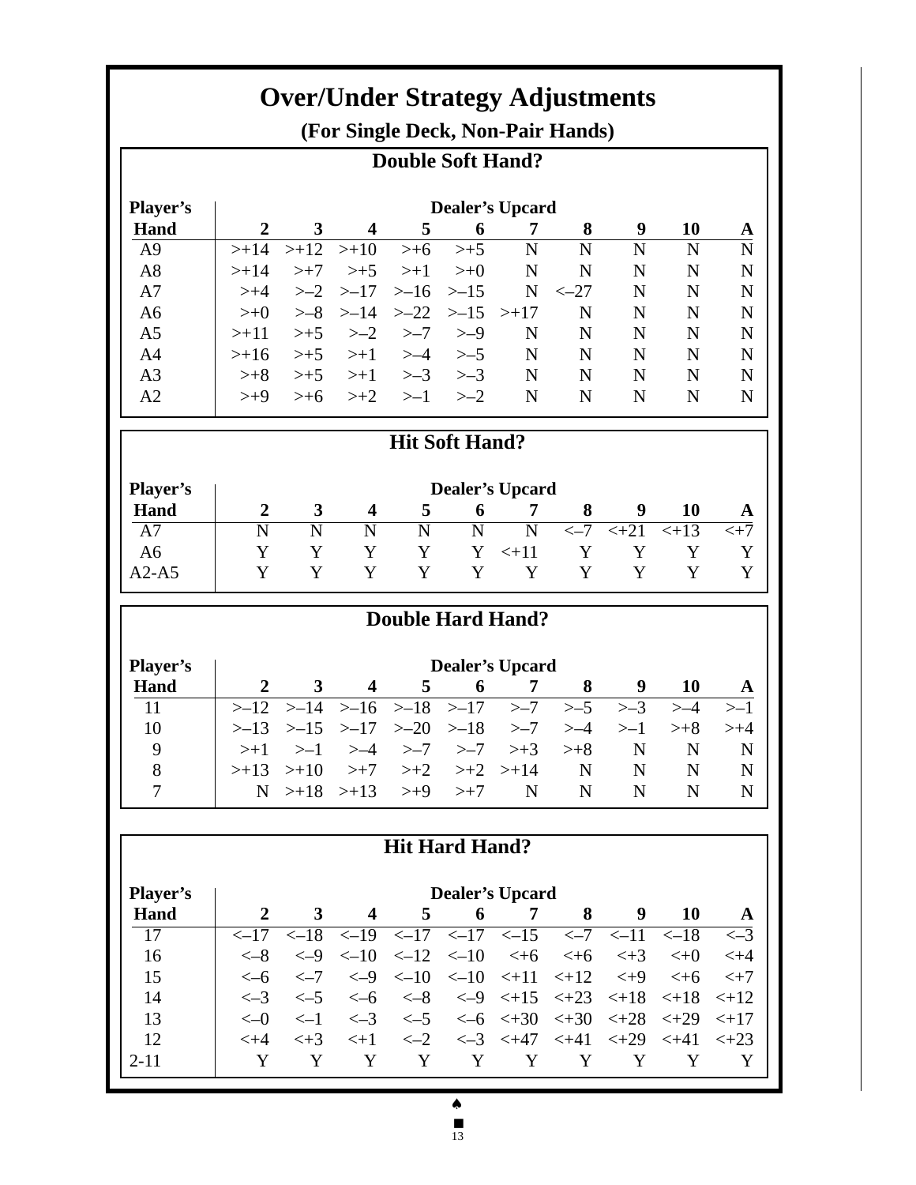# Over/Under Strategy Adjustments

**(For Single Deck, Non-Pair Hands)**

## Double Soft Hand?

| Player's Hand | 2 | 3 | 4 | 5 | 6 | 7 | 8 | 9 | 10 | A |
|---|---|---|---|---|---|---|---|---|---|---|
| | **Dealer's Upcard** | | | | | | | | | |
| A9 | >+14 | >+12 | >+10 | >+6 | >+5 | N | N | N | N | N |
| A8 | >+14 | >+7 | >+5 | >+1 | >+0 | N | N | N | N | N |
| A7 | >+4 | >–2 | >–17 | >–16 | >–15 | N | <–27 | N | N | N |
| A6 | >+0 | >–8 | >–14 | >–22 | >–15 | >+17 | N | N | N | N |
| A5 | >+11 | >+5 | >–2 | >–7 | >–9 | N | N | N | N | N |
| A4 | >+16 | >+5 | >+1 | >–4 | >–5 | N | N | N | N | N |
| A3 | >+8 | >+5 | >+1 | >–3 | >–3 | N | N | N | N | N |
| A2 | >+9 | >+6 | >+2 | >–1 | >–2 | N | N | N | N | N |

## Hit Soft Hand?

| Player's Hand | 2 | 3 | 4 | 5 | 6 | 7 | 8 | 9 | 10 | A |
|---|---|---|---|---|---|---|---|---|---|---|
| | **Dealer's Upcard** | | | | | | | | | |
| A7 | N | N | N | N | N | N | <–7 | <+21 | <+13 | <+7 |
| A6 | Y | Y | Y | Y | Y | <+11 | Y | Y | Y | Y |
| A2-A5 | Y | Y | Y | Y | Y | Y | Y | Y | Y | Y |

## Double Hard Hand?

| Player's Hand | 2 | 3 | 4 | 5 | 6 | 7 | 8 | 9 | 10 | A |
|---|---|---|---|---|---|---|---|---|---|---|
| | **Dealer's Upcard** | | | | | | | | | |
| 11 | >–12 | >–14 | >–16 | >–18 | >–17 | >–7 | >–5 | >–3 | >–4 | >–1 |
| 10 | >–13 | >–15 | >–17 | >–20 | >–18 | >–7 | >–4 | >–1 | >+8 | >+4 |
| 9 | >+1 | >–1 | >–4 | >–7 | >–7 | >+3 | >+8 | N | N | N |
| 8 | >+13 | >+10 | >+7 | >+2 | >+2 | >+14 | N | N | N | N |
| 7 | N | >+18 | >+13 | >+9 | >+7 | N | N | N | N | N |

## Hit Hard Hand?

| Player's Hand | 2 | 3 | 4 | 5 | 6 | 7 | 8 | 9 | 10 | A |
|---|---|---|---|---|---|---|---|---|---|---|
| | **Dealer's Upcard** | | | | | | | | | |
| 17 | <–17 | <–18 | <–19 | <–17 | <–17 | <–15 | <–7 | <–11 | <–18 | <–3 |
| 16 | <–8 | <–9 | <–10 | <–12 | <–10 | <+6 | <+6 | <+3 | <+0 | <+4 |
| 15 | <–6 | <–7 | <–9 | <–10 | <–10 | <+11 | <+12 | <+9 | <+6 | <+7 |
| 14 | <–3 | <–5 | <–6 | <–8 | <–9 | <+15 | <+23 | <+18 | <+18 | <+12 |
| 13 | <–0 | <–1 | <–3 | <–5 | <–6 | <+30 | <+30 | <+28 | <+29 | <+17 |
| 12 | <+4 | <+3 | <+1 | <–2 | <–3 | <+47 | <+41 | <+29 | <+41 | <+23 |
| 2-11 | Y | Y | Y | Y | Y | Y | Y | Y | Y | Y |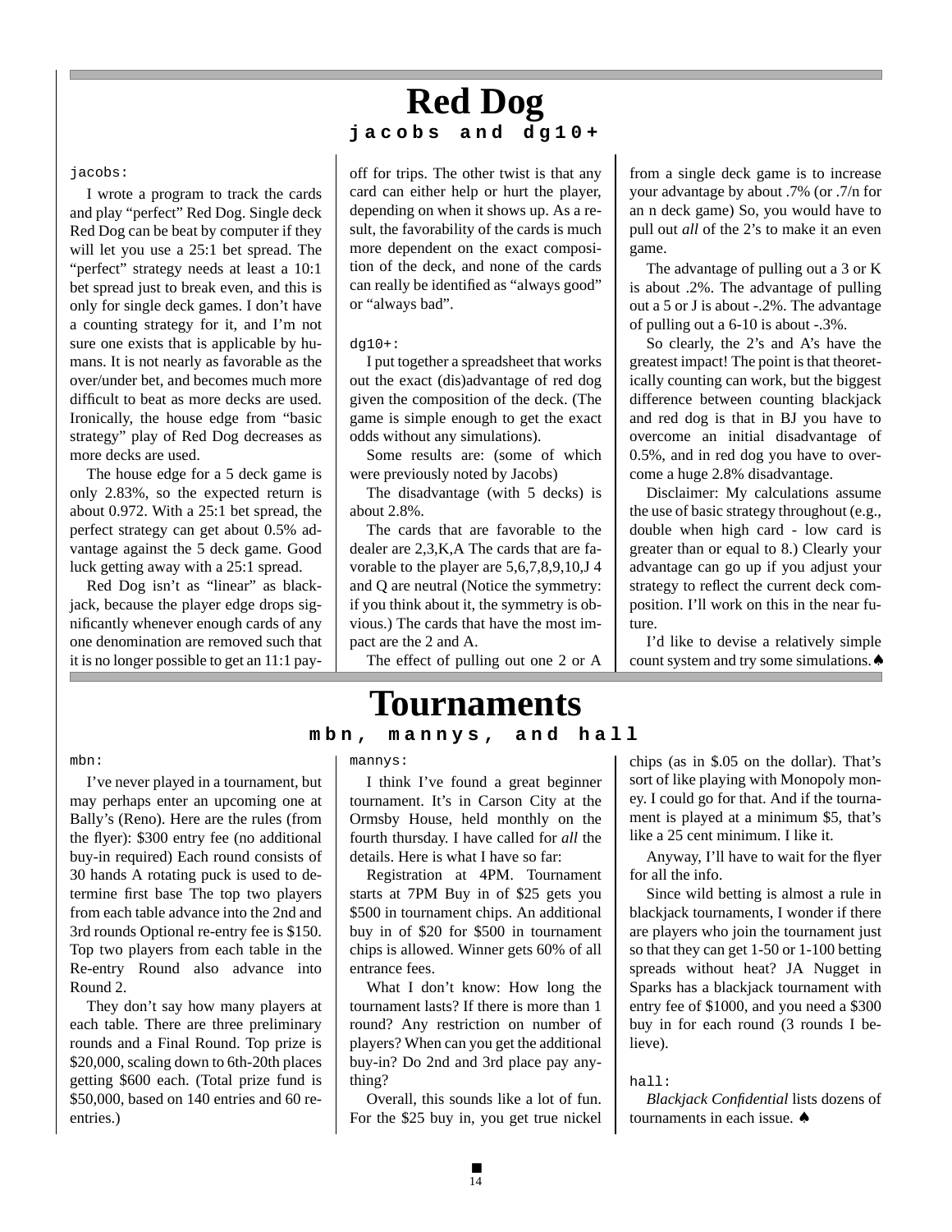# Red Dog

**jacobs and dg10+**

jacobs:

I wrote a program to track the cards and play "perfect" Red Dog. Single deck Red Dog can be beat by computer if they will let you use a 25:1 bet spread. The "perfect" strategy needs at least a 10:1 bet spread just to break even, and this is only for single deck games. I don't have a counting strategy for it, and I'm not sure one exists that is applicable by humans. It is not nearly as favorable as the over/under bet, and becomes much more difficult to beat as more decks are used. Ironically, the house edge from "basic strategy" play of Red Dog decreases as more decks are used.

The house edge for a 5 deck game is only 2.83%, so the expected return is about 0.972. With a 25:1 bet spread, the perfect strategy can get about 0.5% advantage against the 5 deck game. Good luck getting away with a 25:1 spread.

Red Dog isn't as "linear" as blackjack, because the player edge drops significantly whenever enough cards of any one denomination are removed such that it is no longer possible to get an 11:1 payoff for trips. The other twist is that any card can either help or hurt the player, depending on when it shows up. As a result, the favorability of the cards is much more dependent on the exact composition of the deck, and none of the cards can really be identified as "always good" or "always bad".

dg10+:

I put together a spreadsheet that works out the exact (dis)advantage of red dog given the composition of the deck. (The game is simple enough to get the exact odds without any simulations).

Some results are: (some of which were previously noted by Jacobs)

The disadvantage (with 5 decks) is about 2.8%.

The cards that are favorable to the dealer are 2,3,K,A The cards that are favorable to the player are 5,6,7,8,9,10,J 4 and Q are neutral (Notice the symmetry: if you think about it, the symmetry is obvious.) The cards that have the most impact are the 2 and A.

The effect of pulling out one 2 or A from a single deck game is to increase your advantage by about .7% (or .7/n for an n deck game) So, you would have to pull out *all* of the 2's to make it an even game.

The advantage of pulling out a 3 or K is about .2%. The advantage of pulling out a 5 or J is about -.2%. The advantage of pulling out a 6-10 is about -.3%.

So clearly, the 2's and A's have the greatest impact! The point is that theoretically counting can work, but the biggest difference between counting blackjack and red dog is that in BJ you have to overcome an initial disadvantage of 0.5%, and in red dog you have to overcome a huge 2.8% disadvantage.

Disclaimer: My calculations assume the use of basic strategy throughout (e.g., double when high card - low card is greater than or equal to 8.) Clearly your advantage can go up if you adjust your strategy to reflect the current deck composition. I'll work on this in the near future.

I'd like to devise a relatively simple count system and try some simulations.♠

# Tournaments

**mbn, mannys, and hall**

mbn:

I've never played in a tournament, but may perhaps enter an upcoming one at Bally's (Reno). Here are the rules (from the flyer): $300 entry fee (no additional buy-in required) Each round consists of 30 hands A rotating puck is used to determine first base The top two players from each table advance into the 2nd and 3rd rounds Optional re-entry fee is $150. Top two players from each table in the Re-entry Round also advance into Round 2.

They don't say how many players at each table. There are three preliminary rounds and a Final Round. Top prize is $20,000, scaling down to 6th-20th places getting $600 each. (Total prize fund is $50,000, based on 140 entries and 60 re-entries.)

mannys:

I think I've found a great beginner tournament. It's in Carson City at the Ormsby House, held monthly on the fourth thursday. I have called for *all* the details. Here is what I have so far:

Registration at 4PM. Tournament starts at 7PM Buy in of $25 gets you $500 in tournament chips. An additional buy in of $20 for $500 in tournament chips is allowed. Winner gets 60% of all entrance fees.

What I don't know: How long the tournament lasts? If there is more than 1 round? Any restriction on number of players? When can you get the additional buy-in? Do 2nd and 3rd place pay anything?

Overall, this sounds like a lot of fun. For the $25 buy in, you get true nickel chips (as in $.05 on the dollar). That's sort of like playing with Monopoly money. I could go for that. And if the tournament is played at a minimum $5, that's like a 25 cent minimum. I like it.

Anyway, I'll have to wait for the flyer for all the info.

Since wild betting is almost a rule in blackjack tournaments, I wonder if there are players who join the tournament just so that they can get 1-50 or 1-100 betting spreads without heat? JA Nugget in Sparks has a blackjack tournament with entry fee of $1000, and you need a $300 buy in for each round (3 rounds I believe).

hall:

*Blackjack Confidential* lists dozens of tournaments in each issue. ♠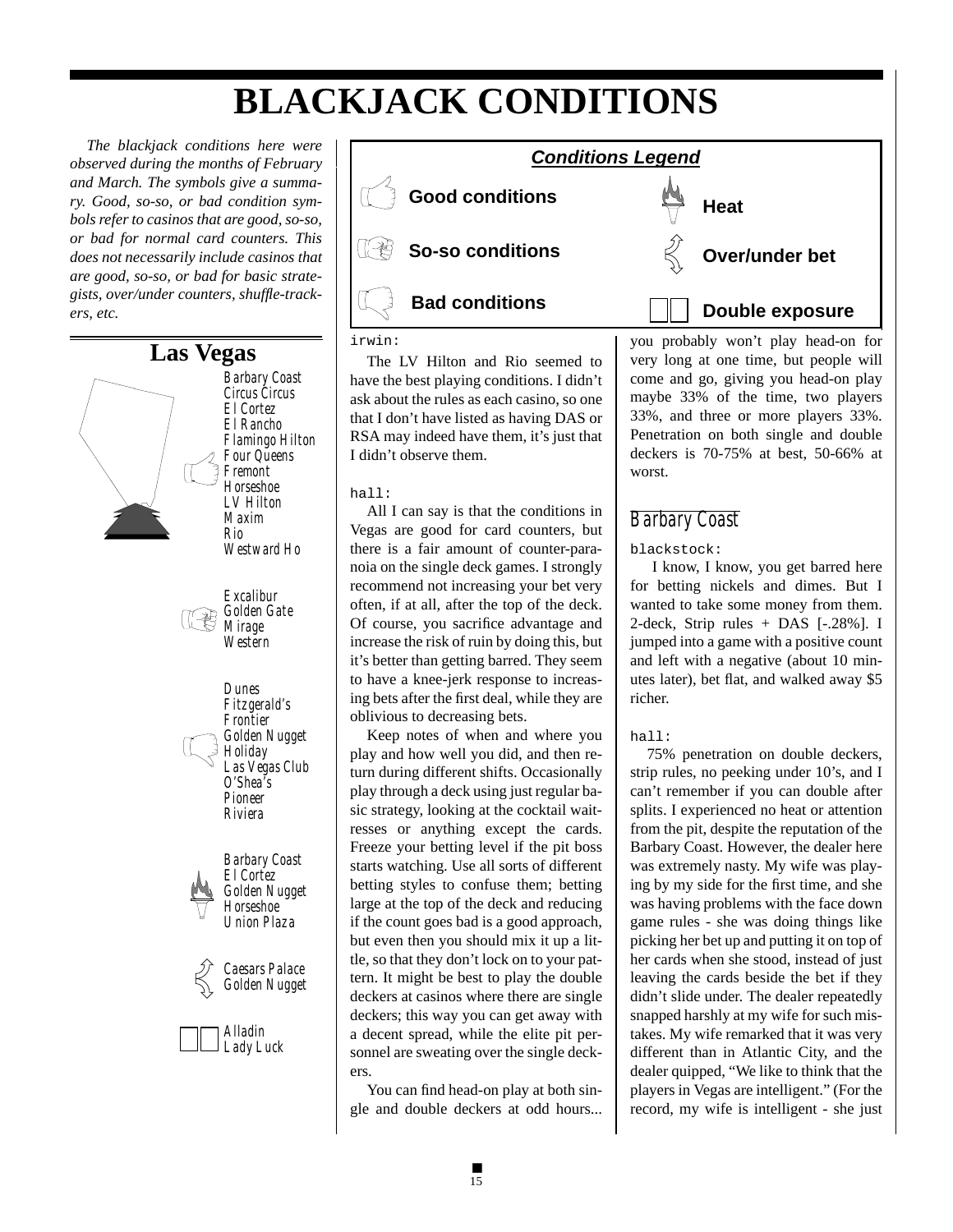# BLACKJACK CONDITIONS

*The blackjack conditions here were observed during the months of February and March. The symbols give a summary. Good, so-so, or bad condition symbols refer to casinos that are good, so-so, or bad for normal card counters. This does not necessarily include casinos that are good, so-so, or bad for basic strategists, over/under counters, shuffle-trackers, etc.*

***Conditions Legend***

- **Good conditions**
- **So-so conditions**
- **Bad conditions**
- **Heat**
- **Over/under bet**
- **Double exposure**

## Las Vegas

**Good conditions:** Barbary Coast, Circus Circus, El Cortez, El Rancho, Flamingo Hilton, Four Queens, Fremont, Horseshoe, LV Hilton, Maxim, Rio, Westward Ho

**So-so conditions:** Excalibur, Golden Gate, Mirage, Western

**Bad conditions:** Dunes, Fitzgerald's, Frontier, Golden Nugget, Holiday, Las Vegas Club, O'Shea's, Pioneer, Riviera

**Heat:** Barbary Coast, El Cortez, Golden Nugget, Horseshoe, Union Plaza

**Over/under bet:** Caesars Palace, Golden Nugget

**Double exposure:** Alladin, Lady Luck

`irwin:`

The LV Hilton and Rio seemed to have the best playing conditions. I didn't ask about the rules as each casino, so one that I don't have listed as having DAS or RSA may indeed have them, it's just that I didn't observe them.

`hall:`

All I can say is that the conditions in Vegas are good for card counters, but there is a fair amount of counter-paranoia on the single deck games. I strongly recommend not increasing your bet very often, if at all, after the top of the deck. Of course, you sacrifice advantage and increase the risk of ruin by doing this, but it's better than getting barred. They seem to have a knee-jerk response to increasing bets after the first deal, while they are oblivious to decreasing bets.

Keep notes of when and where you play and how well you did, and then return during different shifts. Occasionally play through a deck using just regular basic strategy, looking at the cocktail waitresses or anything except the cards. Freeze your betting level if the pit boss starts watching. Use all sorts of different betting styles to confuse them; betting large at the top of the deck and reducing if the count goes bad is a good approach, but even then you should mix it up a little, so that they don't lock on to your pattern. It might be best to play the double deckers at casinos where there are single deckers; this way you can get away with a decent spread, while the elite pit personnel are sweating over the single deckers.

You can find head-on play at both single and double deckers at odd hours... you probably won't play head-on for very long at one time, but people will come and go, giving you head-on play maybe 33% of the time, two players 33%, and three or more players 33%. Penetration on both single and double deckers is 70-75% at best, 50-66% at worst.

### Barbary Coast

`blackstock:`

I know, I know, you get barred here for betting nickels and dimes. But I wanted to take some money from them. 2-deck, Strip rules + DAS [-.28%]. I jumped into a game with a positive count and left with a negative (about 10 minutes later), bet flat, and walked away $5 richer.

`hall:`

75% penetration on double deckers, strip rules, no peeking under 10's, and I can't remember if you can double after splits. I experienced no heat or attention from the pit, despite the reputation of the Barbary Coast. However, the dealer here was extremely nasty. My wife was playing by my side for the first time, and she was having problems with the face down game rules - she was doing things like picking her bet up and putting it on top of her cards when she stood, instead of just leaving the cards beside the bet if they didn't slide under. The dealer repeatedly snapped harshly at my wife for such mistakes. My wife remarked that it was very different than in Atlantic City, and the dealer quipped, "We like to think that the players in Vegas are intelligent." (For the record, my wife is intelligent - she just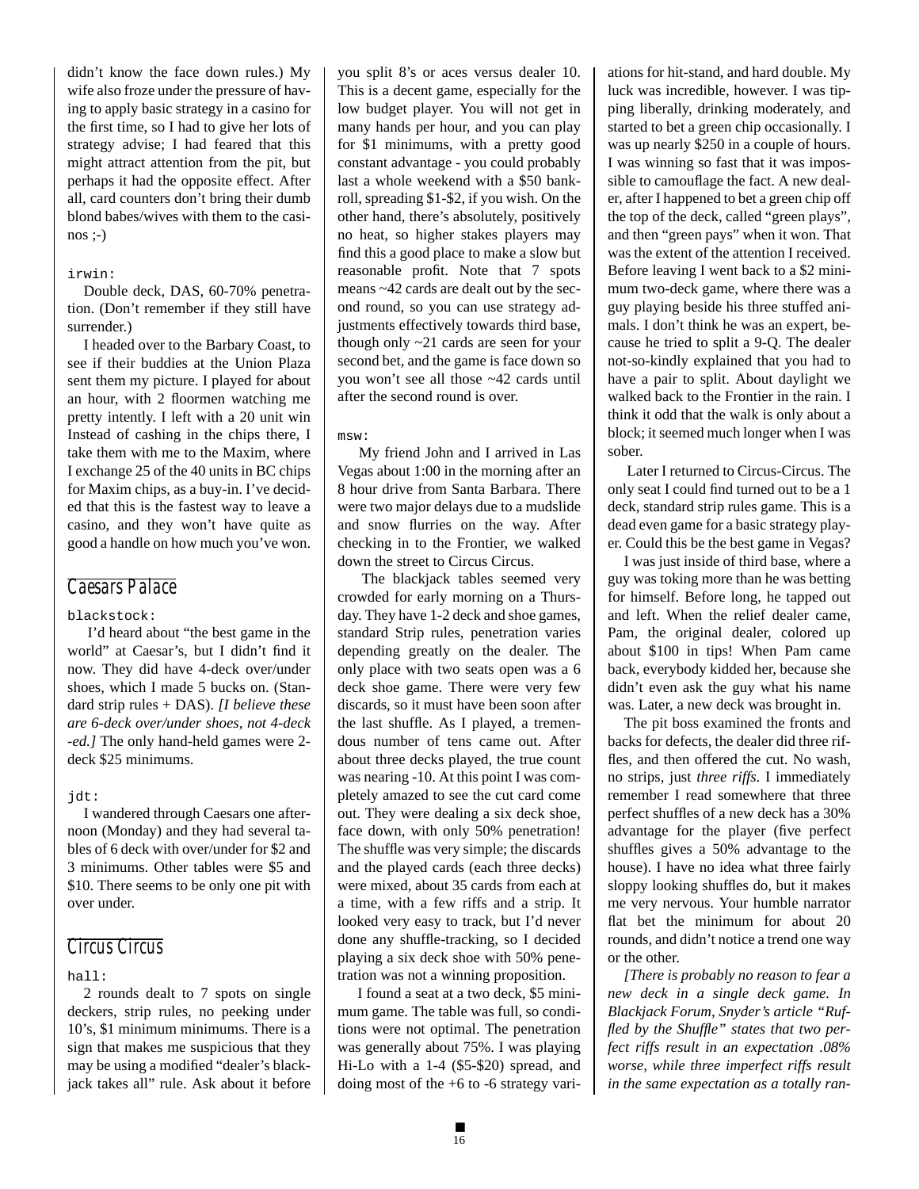didn't know the face down rules.) My wife also froze under the pressure of having to apply basic strategy in a casino for the first time, so I had to give her lots of strategy advise; I had feared that this might attract attention from the pit, but perhaps it had the opposite effect. After all, card counters don't bring their dumb blond babes/wives with them to the casinos ;-)

`irwin:`

Double deck, DAS, 60-70% penetration. (Don't remember if they still have surrender.)

I headed over to the Barbary Coast, to see if their buddies at the Union Plaza sent them my picture. I played for about an hour, with 2 floormen watching me pretty intently. I left with a 20 unit win Instead of cashing in the chips there, I take them with me to the Maxim, where I exchange 25 of the 40 units in BC chips for Maxim chips, as a buy-in. I've decided that this is the fastest way to leave a casino, and they won't have quite as good a handle on how much you've won.

## Caesars Palace

`blackstock:`

I'd heard about "the best game in the world" at Caesar's, but I didn't find it now. They did have 4-deck over/under shoes, which I made 5 bucks on. (Standard strip rules + DAS). *[I believe these are 6-deck over/under shoes, not 4-deck -ed.]* The only hand-held games were 2-deck $25 minimums.

`jdt:`

I wandered through Caesars one afternoon (Monday) and they had several tables of 6 deck with over/under for $2 and 3 minimums. Other tables were $5 and $10. There seems to be only one pit with over under.

## Circus Circus

`hall:`

2 rounds dealt to 7 spots on single deckers, strip rules, no peeking under 10's, $1 minimum minimums. There is a sign that makes me suspicious that they may be using a modified "dealer's blackjack takes all" rule. Ask about it before you split 8's or aces versus dealer 10. This is a decent game, especially for the low budget player. You will not get in many hands per hour, and you can play for $1 minimums, with a pretty good constant advantage - you could probably last a whole weekend with a $50 bankroll, spreading $1-$2, if you wish. On the other hand, there's absolutely, positively no heat, so higher stakes players may find this a good place to make a slow but reasonable profit. Note that 7 spots means ~42 cards are dealt out by the second round, so you can use strategy adjustments effectively towards third base, though only ~21 cards are seen for your second bet, and the game is face down so you won't see all those ~42 cards until after the second round is over.

`msw:`

My friend John and I arrived in Las Vegas about 1:00 in the morning after an 8 hour drive from Santa Barbara. There were two major delays due to a mudslide and snow flurries on the way. After checking in to the Frontier, we walked down the street to Circus Circus.

The blackjack tables seemed very crowded for early morning on a Thursday. They have 1-2 deck and shoe games, standard Strip rules, penetration varies depending greatly on the dealer. The only place with two seats open was a 6 deck shoe game. There were very few discards, so it must have been soon after the last shuffle. As I played, a tremendous number of tens came out. After about three decks played, the true count was nearing -10. At this point I was completely amazed to see the cut card come out. They were dealing a six deck shoe, face down, with only 50% penetration! The shuffle was very simple; the discards and the played cards (each three decks) were mixed, about 35 cards from each at a time, with a few riffs and a strip. It looked very easy to track, but I'd never done any shuffle-tracking, so I decided playing a six deck shoe with 50% penetration was not a winning proposition.

I found a seat at a two deck, $5 minimum game. The table was full, so conditions were not optimal. The penetration was generally about 75%. I was playing Hi-Lo with a 1-4 ($5-$20) spread, and doing most of the +6 to -6 strategy variations for hit-stand, and hard double. My luck was incredible, however. I was tipping liberally, drinking moderately, and started to bet a green chip occasionally. I was up nearly $250 in a couple of hours. I was winning so fast that it was impossible to camouflage the fact. A new dealer, after I happened to bet a green chip off the top of the deck, called "green plays", and then "green pays" when it won. That was the extent of the attention I received. Before leaving I went back to a $2 minimum two-deck game, where there was a guy playing beside his three stuffed animals. I don't think he was an expert, because he tried to split a 9-Q. The dealer not-so-kindly explained that you had to have a pair to split. About daylight we walked back to the Frontier in the rain. I think it odd that the walk is only about a block; it seemed much longer when I was sober.

Later I returned to Circus-Circus. The only seat I could find turned out to be a 1 deck, standard strip rules game. This is a dead even game for a basic strategy player. Could this be the best game in Vegas?

I was just inside of third base, where a guy was toking more than he was betting for himself. Before long, he tapped out and left. When the relief dealer came, Pam, the original dealer, colored up about $100 in tips! When Pam came back, everybody kidded her, because she didn't even ask the guy what his name was. Later, a new deck was brought in.

The pit boss examined the fronts and backs for defects, the dealer did three riffles, and then offered the cut. No wash, no strips, just *three riffs*. I immediately remember I read somewhere that three perfect shuffles of a new deck has a 30% advantage for the player (five perfect shuffles gives a 50% advantage to the house). I have no idea what three fairly sloppy looking shuffles do, but it makes me very nervous. Your humble narrator flat bet the minimum for about 20 rounds, and didn't notice a trend one way or the other.

*[There is probably no reason to fear a new deck in a single deck game. In Blackjack Forum, Snyder's article "Ruffled by the Shuffle" states that two perfect riffs result in an expectation .08% worse, while three imperfect riffs result in the same expectation as a totally ran-*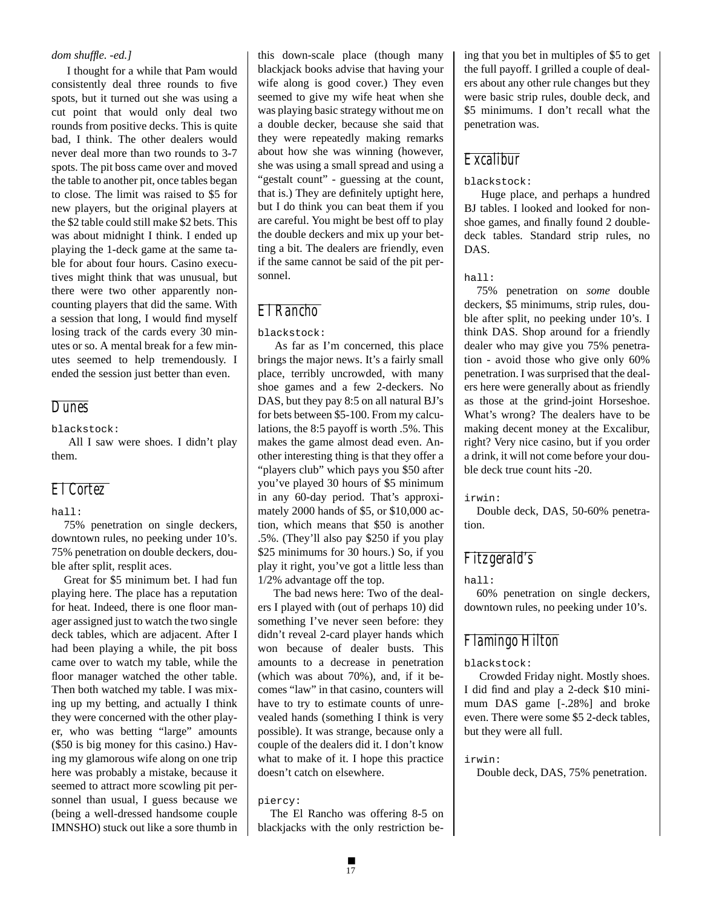*dom shuffle. -ed.]*

I thought for a while that Pam would consistently deal three rounds to five spots, but it turned out she was using a cut point that would only deal two rounds from positive decks. This is quite bad, I think. The other dealers would never deal more than two rounds to 3-7 spots. The pit boss came over and moved the table to another pit, once tables began to close. The limit was raised to $5 for new players, but the original players at the $2 table could still make $2 bets. This was about midnight I think. I ended up playing the 1-deck game at the same table for about four hours. Casino executives might think that was unusual, but there were two other apparently non-counting players that did the same. With a session that long, I would find myself losing track of the cards every 30 minutes or so. A mental break for a few minutes seemed to help tremendously. I ended the session just better than even.

## Dunes

`blackstock:`

All I saw were shoes. I didn't play them.

## El Cortez

`hall:`

75% penetration on single deckers, downtown rules, no peeking under 10's. 75% penetration on double deckers, double after split, resplit aces.

Great for $5 minimum bet. I had fun playing here. The place has a reputation for heat. Indeed, there is one floor manager assigned just to watch the two single deck tables, which are adjacent. After I had been playing a while, the pit boss came over to watch my table, while the floor manager watched the other table. Then both watched my table. I was mixing up my betting, and actually I think they were concerned with the other player, who was betting "large" amounts ($50 is big money for this casino.) Having my glamorous wife along on one trip here was probably a mistake, because it seemed to attract more scowling pit personnel than usual, I guess because we (being a well-dressed handsome couple IMNSHO) stuck out like a sore thumb in this down-scale place (though many blackjack books advise that having your wife along is good cover.) They even seemed to give my wife heat when she was playing basic strategy without me on a double decker, because she said that they were repeatedly making remarks about how she was winning (however, she was using a small spread and using a "gestalt count" - guessing at the count, that is.) They are definitely uptight here, but I do think you can beat them if you are careful. You might be best off to play the double deckers and mix up your betting a bit. The dealers are friendly, even if the same cannot be said of the pit personnel.

## El Rancho

`blackstock:`

As far as I'm concerned, this place brings the major news. It's a fairly small place, terribly uncrowded, with many shoe games and a few 2-deckers. No DAS, but they pay 8:5 on all natural BJ's for bets between $5-100. From my calculations, the 8:5 payoff is worth .5%. This makes the game almost dead even. Another interesting thing is that they offer a "players club" which pays you $50 after you've played 30 hours of $5 minimum in any 60-day period. That's approximately 2000 hands of $5, or $10,000 action, which means that $50 is another .5%. (They'll also pay $250 if you play $25 minimums for 30 hours.) So, if you play it right, you've got a little less than 1/2% advantage off the top.

The bad news here: Two of the dealers I played with (out of perhaps 10) did something I've never seen before: they didn't reveal 2-card player hands which won because of dealer busts. This amounts to a decrease in penetration (which was about 70%), and, if it becomes "law" in that casino, counters will have to try to estimate counts of unrevealed hands (something I think is very possible). It was strange, because only a couple of the dealers did it. I don't know what to make of it. I hope this practice doesn't catch on elsewhere.

`piercy:`

The El Rancho was offering 8-5 on blackjacks with the only restriction being that you bet in multiples of $5 to get the full payoff. I grilled a couple of dealers about any other rule changes but they were basic strip rules, double deck, and $5 minimums. I don't recall what the penetration was.

## Excalibur

`blackstock:`

Huge place, and perhaps a hundred BJ tables. I looked and looked for non-shoe games, and finally found 2 double-deck tables. Standard strip rules, no DAS.

`hall:`

75% penetration on *some* double deckers, $5 minimums, strip rules, double after split, no peeking under 10's. I think DAS. Shop around for a friendly dealer who may give you 75% penetration - avoid those who give only 60% penetration. I was surprised that the dealers here were generally about as friendly as those at the grind-joint Horseshoe. What's wrong? The dealers have to be making decent money at the Excalibur, right? Very nice casino, but if you order a drink, it will not come before your double deck true count hits -20.

`irwin:`

Double deck, DAS, 50-60% penetration.

## Fitzgerald's

`hall:`

60% penetration on single deckers, downtown rules, no peeking under 10's.

## Flamingo Hilton

`blackstock:`

Crowded Friday night. Mostly shoes. I did find and play a 2-deck $10 minimum DAS game [-.28%] and broke even. There were some $5 2-deck tables, but they were all full.

`irwin:`

Double deck, DAS, 75% penetration.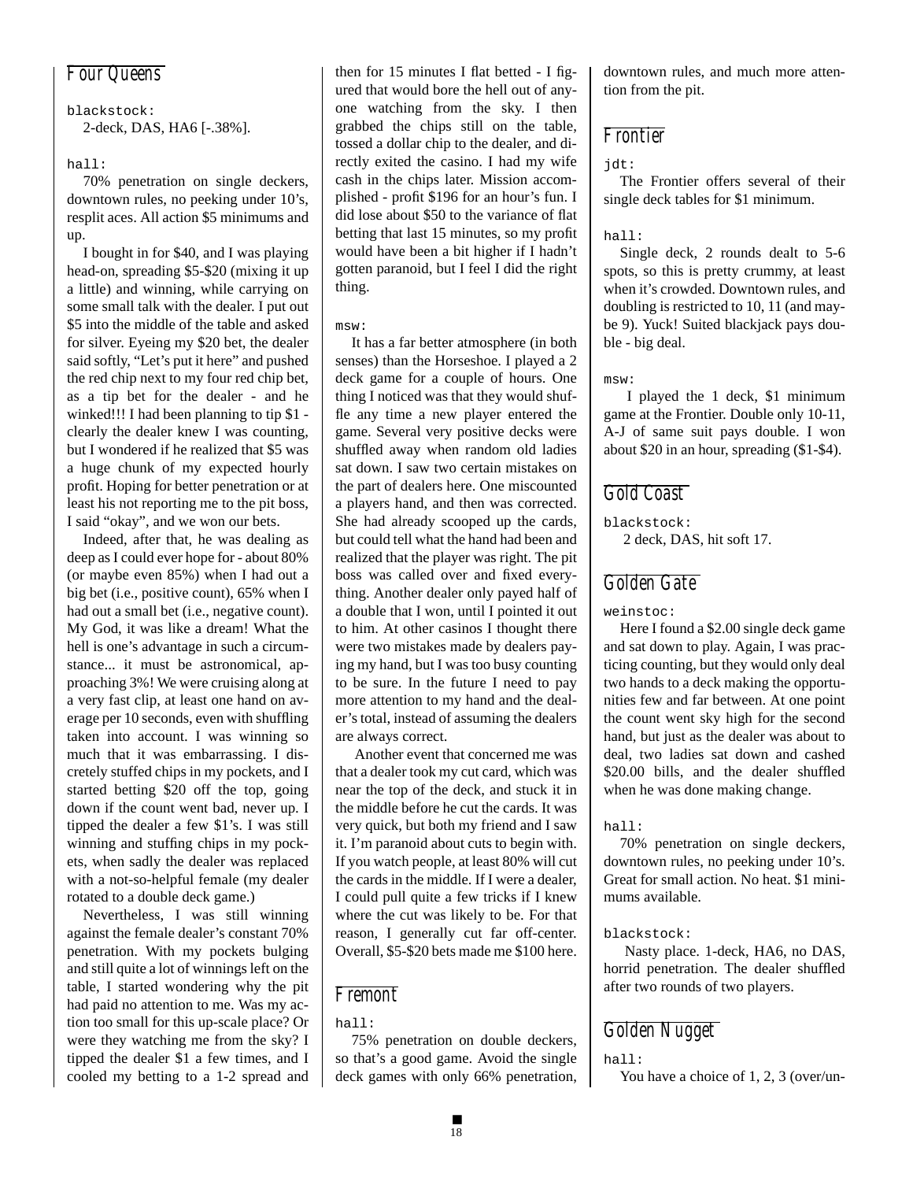## Four Queens

`blackstock:`

2-deck, DAS, HA6 [-.38%].

`hall:`

70% penetration on single deckers, downtown rules, no peeking under 10's, resplit aces. All action $5 minimums and up.

I bought in for $40, and I was playing head-on, spreading $5-$20 (mixing it up a little) and winning, while carrying on some small talk with the dealer. I put out $5 into the middle of the table and asked for silver. Eyeing my $20 bet, the dealer said softly, "Let's put it here" and pushed the red chip next to my four red chip bet, as a tip bet for the dealer - and he winked!!! I had been planning to tip $1 - clearly the dealer knew I was counting, but I wondered if he realized that $5 was a huge chunk of my expected hourly profit. Hoping for better penetration or at least his not reporting me to the pit boss, I said "okay", and we won our bets.

Indeed, after that, he was dealing as deep as I could ever hope for - about 80% (or maybe even 85%) when I had out a big bet (i.e., positive count), 65% when I had out a small bet (i.e., negative count). My God, it was like a dream! What the hell is one's advantage in such a circumstance... it must be astronomical, approaching 3%! We were cruising along at a very fast clip, at least one hand on average per 10 seconds, even with shuffling taken into account. I was winning so much that it was embarrassing. I discretely stuffed chips in my pockets, and I started betting $20 off the top, going down if the count went bad, never up. I tipped the dealer a few $1's. I was still winning and stuffing chips in my pockets, when sadly the dealer was replaced with a not-so-helpful female (my dealer rotated to a double deck game.)

Nevertheless, I was still winning against the female dealer's constant 70% penetration. With my pockets bulging and still quite a lot of winnings left on the table, I started wondering why the pit had paid no attention to me. Was my action too small for this up-scale place? Or were they watching me from the sky? I tipped the dealer $1 a few times, and I cooled my betting to a 1-2 spread and then for 15 minutes I flat betted - I figured that would bore the hell out of anyone watching from the sky. I then grabbed the chips still on the table, tossed a dollar chip to the dealer, and directly exited the casino. I had my wife cash in the chips later. Mission accomplished - profit $196 for an hour's fun. I did lose about $50 to the variance of flat betting that last 15 minutes, so my profit would have been a bit higher if I hadn't gotten paranoid, but I feel I did the right thing.

`msw:`

It has a far better atmosphere (in both senses) than the Horseshoe. I played a 2 deck game for a couple of hours. One thing I noticed was that they would shuffle any time a new player entered the game. Several very positive decks were shuffled away when random old ladies sat down. I saw two certain mistakes on the part of dealers here. One miscounted a players hand, and then was corrected. She had already scooped up the cards, but could tell what the hand had been and realized that the player was right. The pit boss was called over and fixed everything. Another dealer only payed half of a double that I won, until I pointed it out to him. At other casinos I thought there were two mistakes made by dealers paying my hand, but I was too busy counting to be sure. In the future I need to pay more attention to my hand and the dealer's total, instead of assuming the dealers are always correct.

Another event that concerned me was that a dealer took my cut card, which was near the top of the deck, and stuck it in the middle before he cut the cards. It was very quick, but both my friend and I saw it. I'm paranoid about cuts to begin with. If you watch people, at least 80% will cut the cards in the middle. If I were a dealer, I could pull quite a few tricks if I knew where the cut was likely to be. For that reason, I generally cut far off-center. Overall, $5-$20 bets made me $100 here.

## Fremont

`hall:`

75% penetration on double deckers, so that's a good game. Avoid the single deck games with only 66% penetration, downtown rules, and much more attention from the pit.

## Frontier

`jdt:`

The Frontier offers several of their single deck tables for $1 minimum.

`hall:`

Single deck, 2 rounds dealt to 5-6 spots, so this is pretty crummy, at least when it's crowded. Downtown rules, and doubling is restricted to 10, 11 (and maybe 9). Yuck! Suited blackjack pays double - big deal.

`msw:`

I played the 1 deck, $1 minimum game at the Frontier. Double only 10-11, A-J of same suit pays double. I won about $20 in an hour, spreading ($1-$4).

## Gold Coast

`blackstock:`

2 deck, DAS, hit soft 17.

## Golden Gate

`weinstoc:`

Here I found a $2.00 single deck game and sat down to play. Again, I was practicing counting, but they would only deal two hands to a deck making the opportunities few and far between. At one point the count went sky high for the second hand, but just as the dealer was about to deal, two ladies sat down and cashed $20.00 bills, and the dealer shuffled when he was done making change.

`hall:`

70% penetration on single deckers, downtown rules, no peeking under 10's. Great for small action. No heat. $1 minimums available.

`blackstock:`

Nasty place. 1-deck, HA6, no DAS, horrid penetration. The dealer shuffled after two rounds of two players.

## Golden Nugget

`hall:`

You have a choice of 1, 2, 3 (over/un-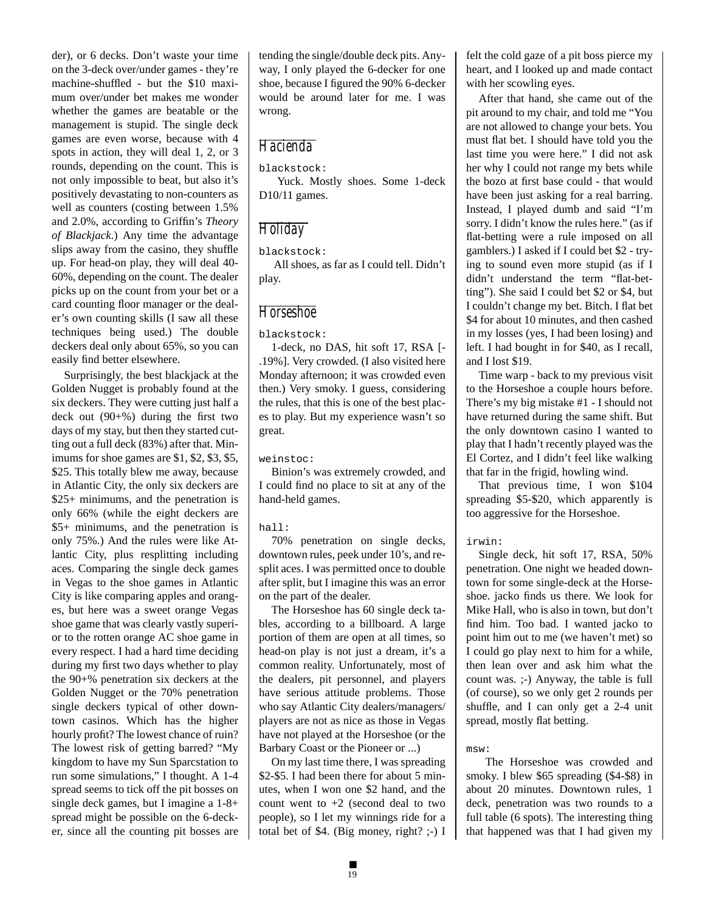der), or 6 decks. Don't waste your time on the 3-deck over/under games - they're machine-shuffled - but the $10 maximum over/under bet makes me wonder whether the games are beatable or the management is stupid. The single deck games are even worse, because with 4 spots in action, they will deal 1, 2, or 3 rounds, depending on the count. This is not only impossible to beat, but also it's positively devastating to non-counters as well as counters (costing between 1.5% and 2.0%, according to Griffin's *Theory of Blackjack*.) Any time the advantage slips away from the casino, they shuffle up. For head-on play, they will deal 40-60%, depending on the count. The dealer picks up on the count from your bet or a card counting floor manager or the dealer's own counting skills (I saw all these techniques being used.) The double deckers deal only about 65%, so you can easily find better elsewhere.

Surprisingly, the best blackjack at the Golden Nugget is probably found at the six deckers. They were cutting just half a deck out (90+%) during the first two days of my stay, but then they started cutting out a full deck (83%) after that. Minimums for shoe games are $1, $2, $3, $5, $25. This totally blew me away, because in Atlantic City, the only six deckers are $25+ minimums, and the penetration is only 66% (while the eight deckers are $5+ minimums, and the penetration is only 75%.) And the rules were like Atlantic City, plus resplitting including aces. Comparing the single deck games in Vegas to the shoe games in Atlantic City is like comparing apples and oranges, but here was a sweet orange Vegas shoe game that was clearly vastly superior to the rotten orange AC shoe game in every respect. I had a hard time deciding during my first two days whether to play the 90+% penetration six deckers at the Golden Nugget or the 70% penetration single deckers typical of other downtown casinos. Which has the higher hourly profit? The lowest chance of ruin? The lowest risk of getting barred? "My kingdom to have my Sun Sparcstation to run some simulations," I thought. A 1-4 spread seems to tick off the pit bosses on single deck games, but I imagine a 1-8+ spread might be possible on the 6-decker, since all the counting pit bosses are tending the single/double deck pits. Anyway, I only played the 6-decker for one shoe, because I figured the 90% 6-decker would be around later for me. I was wrong.

## Hacienda

blackstock:

Yuck. Mostly shoes. Some 1-deck D10/11 games.

## Holiday

blackstock:

All shoes, as far as I could tell. Didn't play.

## Horseshoe

blackstock:

1-deck, no DAS, hit soft 17, RSA [-.19%]. Very crowded. (I also visited here Monday afternoon; it was crowded even then.) Very smoky. I guess, considering the rules, that this is one of the best places to play. But my experience wasn't so great.

weinstoc:

Binion's was extremely crowded, and I could find no place to sit at any of the hand-held games.

hall:

70% penetration on single decks, downtown rules, peek under 10's, and resplit aces. I was permitted once to double after split, but I imagine this was an error on the part of the dealer.

The Horseshoe has 60 single deck tables, according to a billboard. A large portion of them are open at all times, so head-on play is not just a dream, it's a common reality. Unfortunately, most of the dealers, pit personnel, and players have serious attitude problems. Those who say Atlantic City dealers/managers/players are not as nice as those in Vegas have not played at the Horseshoe (or the Barbary Coast or the Pioneer or ...)

On my last time there, I was spreading $2-$5. I had been there for about 5 minutes, when I won one $2 hand, and the count went to +2 (second deal to two people), so I let my winnings ride for a total bet of $4. (Big money, right? ;-) I felt the cold gaze of a pit boss pierce my heart, and I looked up and made contact with her scowling eyes.

After that hand, she came out of the pit around to my chair, and told me "You are not allowed to change your bets. You must flat bet. I should have told you the last time you were here." I did not ask her why I could not range my bets while the bozo at first base could - that would have been just asking for a real barring. Instead, I played dumb and said "I'm sorry. I didn't know the rules here." (as if flat-betting were a rule imposed on all gamblers.) I asked if I could bet $2 - trying to sound even more stupid (as if I didn't understand the term "flat-betting"). She said I could bet $2 or $4, but I couldn't change my bet. Bitch. I flat bet $4 for about 10 minutes, and then cashed in my losses (yes, I had been losing) and left. I had bought in for $40, as I recall, and I lost $19.

Time warp - back to my previous visit to the Horseshoe a couple hours before. There's my big mistake #1 - I should not have returned during the same shift. But the only downtown casino I wanted to play that I hadn't recently played was the El Cortez, and I didn't feel like walking that far in the frigid, howling wind.

That previous time, I won $104 spreading $5-$20, which apparently is too aggressive for the Horseshoe.

irwin:

Single deck, hit soft 17, RSA, 50% penetration. One night we headed downtown for some single-deck at the Horseshoe. jacko finds us there. We look for Mike Hall, who is also in town, but don't find him. Too bad. I wanted jacko to point him out to me (we haven't met) so I could go play next to him for a while, then lean over and ask him what the count was. ;-) Anyway, the table is full (of course), so we only get 2 rounds per shuffle, and I can only get a 2-4 unit spread, mostly flat betting.

msw:

The Horseshoe was crowded and smoky. I blew $65 spreading ($4-$8) in about 20 minutes. Downtown rules, 1 deck, penetration was two rounds to a full table (6 spots). The interesting thing that happened was that I had given my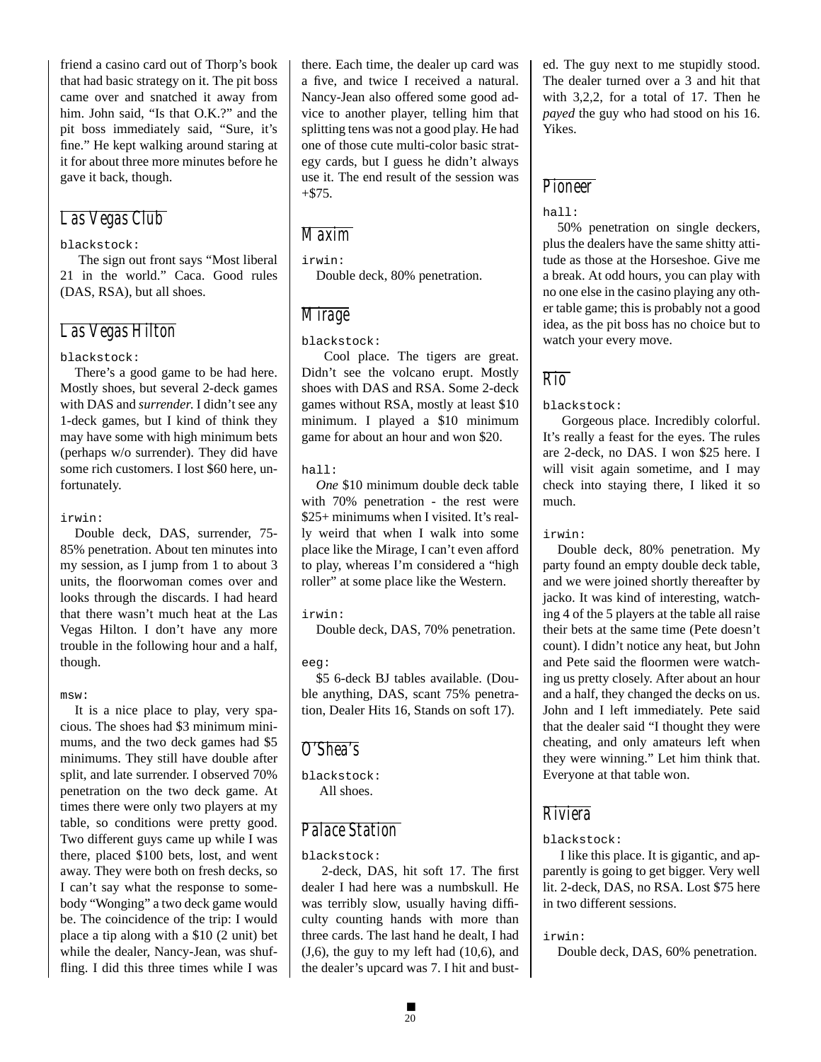friend a casino card out of Thorp's book that had basic strategy on it. The pit boss came over and snatched it away from him. John said, "Is that O.K.?" and the pit boss immediately said, "Sure, it's fine." He kept walking around staring at it for about three more minutes before he gave it back, though.

## Las Vegas Club

`blackstock:`

The sign out front says "Most liberal 21 in the world." Caca. Good rules (DAS, RSA), but all shoes.

## Las Vegas Hilton

`blackstock:`

There's a good game to be had here. Mostly shoes, but several 2-deck games with DAS and *surrender.* I didn't see any 1-deck games, but I kind of think they may have some with high minimum bets (perhaps w/o surrender). They did have some rich customers. I lost $60 here, unfortunately.

`irwin:`

Double deck, DAS, surrender, 75-85% penetration. About ten minutes into my session, as I jump from 1 to about 3 units, the floorwoman comes over and looks through the discards. I had heard that there wasn't much heat at the Las Vegas Hilton. I don't have any more trouble in the following hour and a half, though.

`msw:`

It is a nice place to play, very spacious. The shoes had $3 minimum minimums, and the two deck games had $5 minimums. They still have double after split, and late surrender. I observed 70% penetration on the two deck game. At times there were only two players at my table, so conditions were pretty good. Two different guys came up while I was there, placed $100 bets, lost, and went away. They were both on fresh decks, so I can't say what the response to somebody "Wonging" a two deck game would be. The coincidence of the trip: I would place a tip along with a $10 (2 unit) bet while the dealer, Nancy-Jean, was shuffling. I did this three times while I was there. Each time, the dealer up card was a five, and twice I received a natural. Nancy-Jean also offered some good advice to another player, telling him that splitting tens was not a good play. He had one of those cute multi-color basic strategy cards, but I guess he didn't always use it. The end result of the session was +$75.

## Maxim

`irwin:`

Double deck, 80% penetration.

## Mirage

`blackstock:`

Cool place. The tigers are great. Didn't see the volcano erupt. Mostly shoes with DAS and RSA. Some 2-deck games without RSA, mostly at least $10 minimum. I played a $10 minimum game for about an hour and won $20.

`hall:`

*One* $10 minimum double deck table with 70% penetration - the rest were $25+ minimums when I visited. It's really weird that when I walk into some place like the Mirage, I can't even afford to play, whereas I'm considered a "high roller" at some place like the Western.

`irwin:`

Double deck, DAS, 70% penetration.

`eeg:`

$5 6-deck BJ tables available. (Double anything, DAS, scant 75% penetration, Dealer Hits 16, Stands on soft 17).

## O'Shea's

`blackstock:`

All shoes.

## Palace Station

`blackstock:`

2-deck, DAS, hit soft 17. The first dealer I had here was a numbskull. He was terribly slow, usually having difficulty counting hands with more than three cards. The last hand he dealt, I had (J,6), the guy to my left had (10,6), and the dealer's upcard was 7. I hit and busted. The guy next to me stupidly stood. The dealer turned over a 3 and hit that with 3,2,2, for a total of 17. Then he *payed* the guy who had stood on his 16. Yikes.

## Pioneer

`hall:`

50% penetration on single deckers, plus the dealers have the same shitty attitude as those at the Horseshoe. Give me a break. At odd hours, you can play with no one else in the casino playing any other table game; this is probably not a good idea, as the pit boss has no choice but to watch your every move.

## Rio

`blackstock:`

Gorgeous place. Incredibly colorful. It's really a feast for the eyes. The rules are 2-deck, no DAS. I won $25 here. I will visit again sometime, and I may check into staying there, I liked it so much.

`irwin:`

Double deck, 80% penetration. My party found an empty double deck table, and we were joined shortly thereafter by jacko. It was kind of interesting, watching 4 of the 5 players at the table all raise their bets at the same time (Pete doesn't count). I didn't notice any heat, but John and Pete said the floormen were watching us pretty closely. After about an hour and a half, they changed the decks on us. John and I left immediately. Pete said that the dealer said "I thought they were cheating, and only amateurs left when they were winning." Let him think that. Everyone at that table won.

## Riviera

`blackstock:`

I like this place. It is gigantic, and apparently is going to get bigger. Very well lit. 2-deck, DAS, no RSA. Lost $75 here in two different sessions.

`irwin:`

Double deck, DAS, 60% penetration.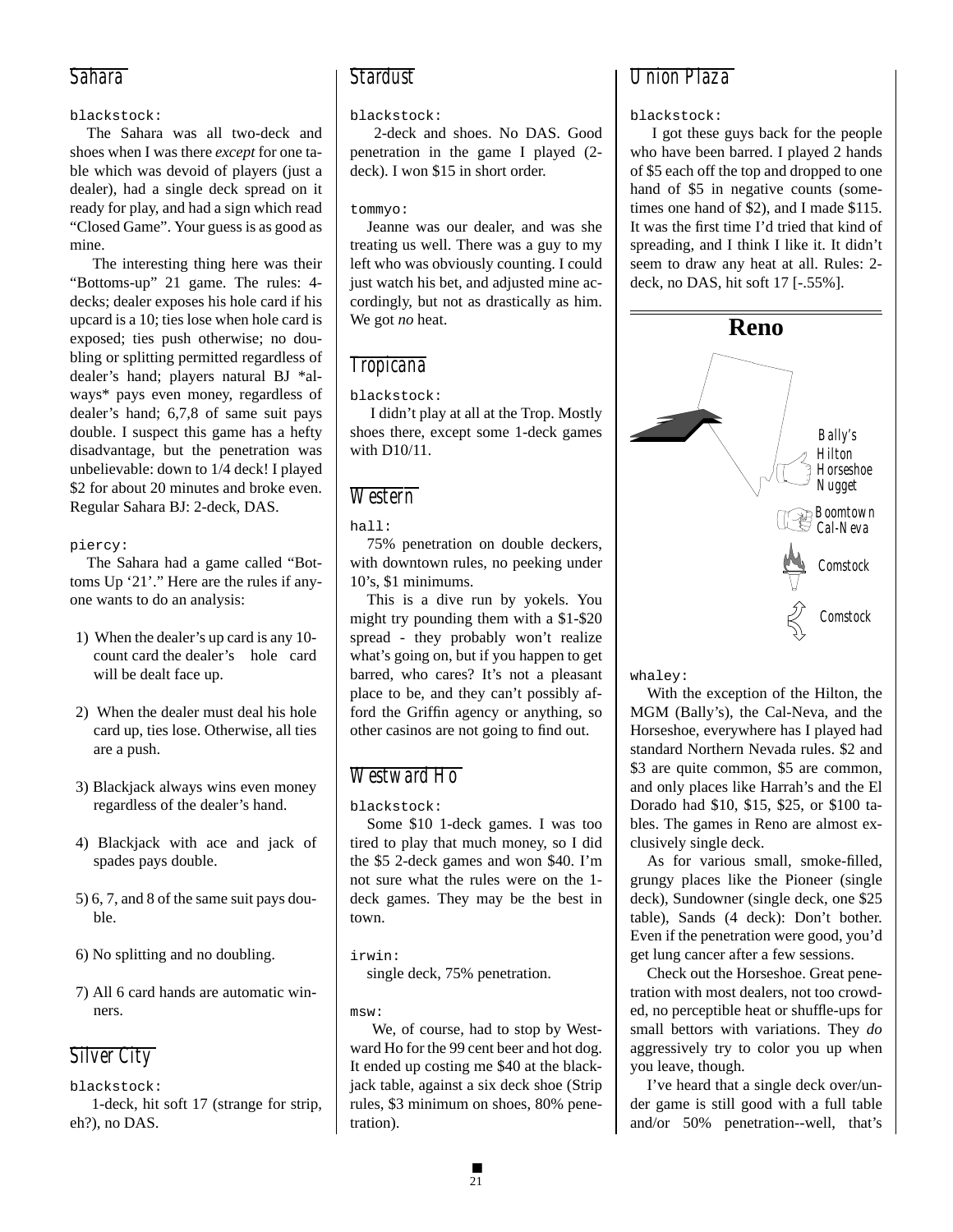## Sahara

blackstock:

The Sahara was all two-deck and shoes when I was there *except* for one table which was devoid of players (just a dealer), had a single deck spread on it ready for play, and had a sign which read "Closed Game". Your guess is as good as mine.

The interesting thing here was their "Bottoms-up" 21 game. The rules: 4-decks; dealer exposes his hole card if his upcard is a 10; ties lose when hole card is exposed; ties push otherwise; no doubling or splitting permitted regardless of dealer's hand; players natural BJ *always* pays even money, regardless of dealer's hand; 6,7,8 of same suit pays double. I suspect this game has a hefty disadvantage, but the penetration was unbelievable: down to 1/4 deck! I played $2 for about 20 minutes and broke even. Regular Sahara BJ: 2-deck, DAS.

piercy:

The Sahara had a game called "Bottoms Up '21'." Here are the rules if anyone wants to do an analysis:

1) When the dealer's up card is any 10-count card the dealer's hole card will be dealt face up.

2) When the dealer must deal his hole card up, ties lose. Otherwise, all ties are a push.

3) Blackjack always wins even money regardless of the dealer's hand.

4) Blackjack with ace and jack of spades pays double.

5) 6, 7, and 8 of the same suit pays double.

6) No splitting and no doubling.

7) All 6 card hands are automatic winners.

## Silver City

blackstock:

1-deck, hit soft 17 (strange for strip, eh?), no DAS.

## Stardust

blackstock:

2-deck and shoes. No DAS. Good penetration in the game I played (2-deck). I won $15 in short order.

tommyo:

Jeanne was our dealer, and was she treating us well. There was a guy to my left who was obviously counting. I could just watch his bet, and adjusted mine accordingly, but not as drastically as him. We got *no* heat.

## Tropicana

blackstock:

I didn't play at all at the Trop. Mostly shoes there, except some 1-deck games with D10/11.

## Western

hall:

75% penetration on double deckers, with downtown rules, no peeking under 10's, $1 minimums.

This is a dive run by yokels. You might try pounding them with a $1-$20 spread - they probably won't realize what's going on, but if you happen to get barred, who cares? It's not a pleasant place to be, and they can't possibly afford the Griffin agency or anything, so other casinos are not going to find out.

## Westward Ho

blackstock:

Some $10 1-deck games. I was too tired to play that much money, so I did the $5 2-deck games and won $40. I'm not sure what the rules were on the 1-deck games. They may be the best in town.

irwin:

single deck, 75% penetration.

msw:

We, of course, had to stop by Westward Ho for the 99 cent beer and hot dog. It ended up costing me $40 at the blackjack table, against a six deck shoe (Strip rules, $3 minimum on shoes, 80% penetration).

## Union Plaza

blackstock:

I got these guys back for the people who have been barred. I played 2 hands of $5 each off the top and dropped to one hand of $5 in negative counts (sometimes one hand of $2), and I made $115. It was the first time I'd tried that kind of spreading, and I think I like it. It didn't seem to draw any heat at all. Rules: 2-deck, no DAS, hit soft 17 [-.55%].

# Reno

Bally's
Hilton
Horseshoe
Nugget

Boomtown
Cal-Neva

Comstock

Comstock

whaley:

With the exception of the Hilton, the MGM (Bally's), the Cal-Neva, and the Horseshoe, everywhere has I played had standard Northern Nevada rules. $2 and $3 are quite common, $5 are common, and only places like Harrah's and the El Dorado had $10, $15, $25, or $100 tables. The games in Reno are almost exclusively single deck.

As for various small, smoke-filled, grungy places like the Pioneer (single deck), Sundowner (single deck, one $25 table), Sands (4 deck): Don't bother. Even if the penetration were good, you'd get lung cancer after a few sessions.

Check out the Horseshoe. Great penetration with most dealers, not too crowded, no perceptible heat or shuffle-ups for small bettors with variations. They *do* aggressively try to color you up when you leave, though.

I've heard that a single deck over/under game is still good with a full table and/or 50% penetration--well, that's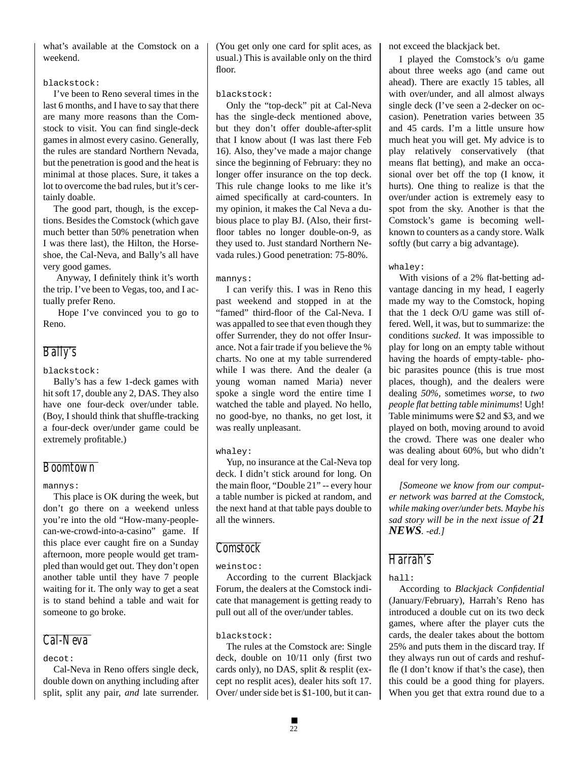what's available at the Comstock on a weekend.

```
blackstock:
```

I've been to Reno several times in the last 6 months, and I have to say that there are many more reasons than the Comstock to visit. You can find single-deck games in almost every casino. Generally, the rules are standard Northern Nevada, but the penetration is good and the heat is minimal at those places. Sure, it takes a lot to overcome the bad rules, but it's certainly doable.

The good part, though, is the exceptions. Besides the Comstock (which gave much better than 50% penetration when I was there last), the Hilton, the Horseshoe, the Cal-Neva, and Bally's all have very good games.

Anyway, I definitely think it's worth the trip. I've been to Vegas, too, and I actually prefer Reno.

Hope I've convinced you to go to Reno.

## Bally's

```
blackstock:
```

Bally's has a few 1-deck games with hit soft 17, double any 2, DAS. They also have one four-deck over/under table. (Boy, I should think that shuffle-tracking a four-deck over/under game could be extremely profitable.)

## Boomtown

```
mannys:
```

This place is OK during the week, but don't go there on a weekend unless you're into the old "How-many-people-can-we-crowd-into-a-casino" game. If this place ever caught fire on a Sunday afternoon, more people would get trampled than would get out. They don't open another table until they have 7 people waiting for it. The only way to get a seat is to stand behind a table and wait for someone to go broke.

## Cal-Neva

```
decot:
```

Cal-Neva in Reno offers single deck, double down on anything including after split, split any pair, *and* late surrender. (You get only one card for split aces, as usual.) This is available only on the third floor.

```
blackstock:
```

Only the "top-deck" pit at Cal-Neva has the single-deck mentioned above, but they don't offer double-after-split that I know about (I was last there Feb 16). Also, they've made a major change since the beginning of February: they no longer offer insurance on the top deck. This rule change looks to me like it's aimed specifically at card-counters. In my opinion, it makes the Cal Neva a dubious place to play BJ. (Also, their first-floor tables no longer double-on-9, as they used to. Just standard Northern Nevada rules.) Good penetration: 75-80%.

```
mannys:
```

I can verify this. I was in Reno this past weekend and stopped in at the "famed" third-floor of the Cal-Neva. I was appalled to see that even though they offer Surrender, they do not offer Insurance. Not a fair trade if you believe the % charts. No one at my table surrendered while I was there. And the dealer (a young woman named Maria) never spoke a single word the entire time I watched the table and played. No hello, no good-bye, no thanks, no get lost, it was really unpleasant.

```
whaley:
```

Yup, no insurance at the Cal-Neva top deck. I didn't stick around for long. On the main floor, "Double 21" -- every hour a table number is picked at random, and the next hand at that table pays double to all the winners.

## Comstock

```
weinstoc:
```

According to the current Blackjack Forum, the dealers at the Comstock indicate that management is getting ready to pull out all of the over/under tables.

```
blackstock:
```

The rules at the Comstock are: Single deck, double on 10/11 only (first two cards only), no DAS, split & resplit (except no resplit aces), dealer hits soft 17. Over/ under side bet is $1-100, but it cannot exceed the blackjack bet.

I played the Comstock's o/u game about three weeks ago (and came out ahead). There are exactly 15 tables, all with over/under, and all almost always single deck (I've seen a 2-decker on occasion). Penetration varies between 35 and 45 cards. I'm a little unsure how much heat you will get. My advice is to play relatively conservatively (that means flat betting), and make an occasional over bet off the top (I know, it hurts). One thing to realize is that the over/under action is extremely easy to spot from the sky. Another is that the Comstock's game is becoming well-known to counters as a candy store. Walk softly (but carry a big advantage).

```
whaley:
```

With visions of a 2% flat-betting advantage dancing in my head, I eagerly made my way to the Comstock, hoping that the 1 deck O/U game was still offered. Well, it was, but to summarize: the conditions *sucked*. It was impossible to play for long on an empty table without having the hoards of empty-table- phobic parasites pounce (this is true most places, though), and the dealers were dealing *50%*, sometimes *worse*, to *two people flat betting table minimums*! Ugh! Table minimums were $2 and $3, and we played on both, moving around to avoid the crowd. There was one dealer who was dealing about 60%, but who didn't deal for very long.

*[Someone we know from our computer network was barred at the Comstock, while making over/under bets. Maybe his sad story will be in the next issue of **21 NEWS**. -ed.]*

## Harrah's

```
hall:
```

According to *Blackjack Confidential* (January/February), Harrah's Reno has introduced a double cut on its two deck games, where after the player cuts the cards, the dealer takes about the bottom 25% and puts them in the discard tray. If they always run out of cards and reshuffle (I don't know if that's the case), then this could be a good thing for players. When you get that extra round due to a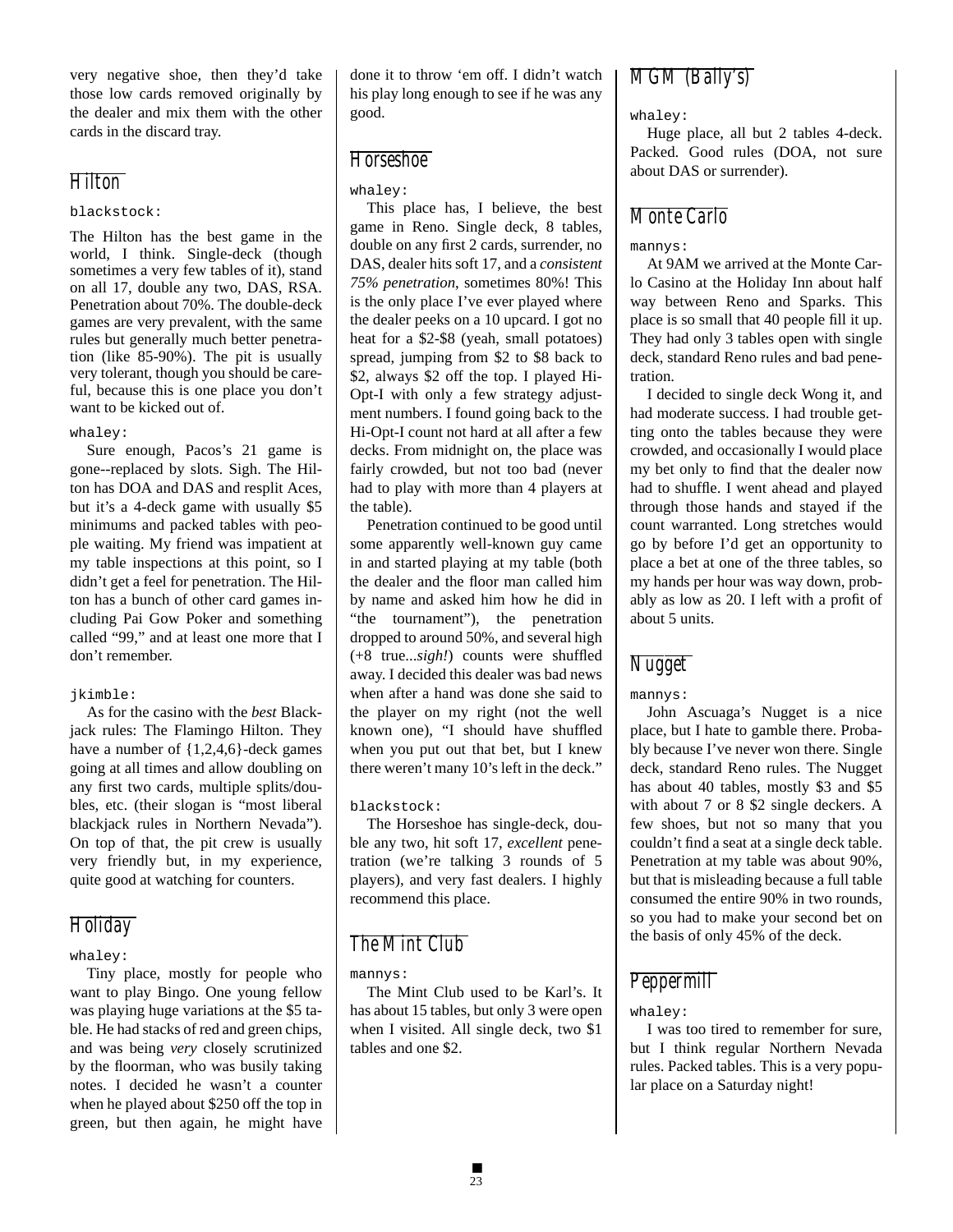very negative shoe, then they'd take those low cards removed originally by the dealer and mix them with the other cards in the discard tray.

## Hilton

blackstock:

The Hilton has the best game in the world, I think. Single-deck (though sometimes a very few tables of it), stand on all 17, double any two, DAS, RSA. Penetration about 70%. The double-deck games are very prevalent, with the same rules but generally much better penetration (like 85-90%). The pit is usually very tolerant, though you should be careful, because this is one place you don't want to be kicked out of.

whaley:

Sure enough, Pacos's 21 game is gone--replaced by slots. Sigh. The Hilton has DOA and DAS and resplit Aces, but it's a 4-deck game with usually $5 minimums and packed tables with people waiting. My friend was impatient at my table inspections at this point, so I didn't get a feel for penetration. The Hilton has a bunch of other card games including Pai Gow Poker and something called "99," and at least one more that I don't remember.

jkimble:

As for the casino with the *best* Blackjack rules: The Flamingo Hilton. They have a number of {1,2,4,6}-deck games going at all times and allow doubling on any first two cards, multiple splits/doubles, etc. (their slogan is "most liberal blackjack rules in Northern Nevada"). On top of that, the pit crew is usually very friendly but, in my experience, quite good at watching for counters.

## Holiday

whaley:

Tiny place, mostly for people who want to play Bingo. One young fellow was playing huge variations at the $5 table. He had stacks of red and green chips, and was being *very* closely scrutinized by the floorman, who was busily taking notes. I decided he wasn't a counter when he played about $250 off the top in green, but then again, he might have done it to throw 'em off. I didn't watch his play long enough to see if he was any good.

## Horseshoe

whaley:

This place has, I believe, the best game in Reno. Single deck, 8 tables, double on any first 2 cards, surrender, no DAS, dealer hits soft 17, and a *consistent 75% penetration*, sometimes 80%! This is the only place I've ever played where the dealer peeks on a 10 upcard. I got no heat for a $2-$8 (yeah, small potatoes) spread, jumping from $2 to $8 back to $2, always $2 off the top. I played Hi-Opt-I with only a few strategy adjustment numbers. I found going back to the Hi-Opt-I count not hard at all after a few decks. From midnight on, the place was fairly crowded, but not too bad (never had to play with more than 4 players at the table).

Penetration continued to be good until some apparently well-known guy came in and started playing at my table (both the dealer and the floor man called him by name and asked him how he did in "the tournament"), the penetration dropped to around 50%, and several high (+8 true...*sigh!*) counts were shuffled away. I decided this dealer was bad news when after a hand was done she said to the player on my right (not the well known one), "I should have shuffled when you put out that bet, but I knew there weren't many 10's left in the deck."

blackstock:

The Horseshoe has single-deck, double any two, hit soft 17, *excellent* penetration (we're talking 3 rounds of 5 players), and very fast dealers. I highly recommend this place.

## The Mint Club

mannys:

The Mint Club used to be Karl's. It has about 15 tables, but only 3 were open when I visited. All single deck, two $1 tables and one $2.

## MGM (Bally's)

whaley:

Huge place, all but 2 tables 4-deck. Packed. Good rules (DOA, not sure about DAS or surrender).

## Monte Carlo

mannys:

At 9AM we arrived at the Monte Carlo Casino at the Holiday Inn about half way between Reno and Sparks. This place is so small that 40 people fill it up. They had only 3 tables open with single deck, standard Reno rules and bad penetration.

I decided to single deck Wong it, and had moderate success. I had trouble getting onto the tables because they were crowded, and occasionally I would place my bet only to find that the dealer now had to shuffle. I went ahead and played through those hands and stayed if the count warranted. Long stretches would go by before I'd get an opportunity to place a bet at one of the three tables, so my hands per hour was way down, probably as low as 20. I left with a profit of about 5 units.

## Nugget

mannys:

John Ascuaga's Nugget is a nice place, but I hate to gamble there. Probably because I've never won there. Single deck, standard Reno rules. The Nugget has about 40 tables, mostly $3 and $5 with about 7 or 8 $2 single deckers. A few shoes, but not so many that you couldn't find a seat at a single deck table. Penetration at my table was about 90%, but that is misleading because a full table consumed the entire 90% in two rounds, so you had to make your second bet on the basis of only 45% of the deck.

## Peppermill

whaley:

I was too tired to remember for sure, but I think regular Northern Nevada rules. Packed tables. This is a very popular place on a Saturday night!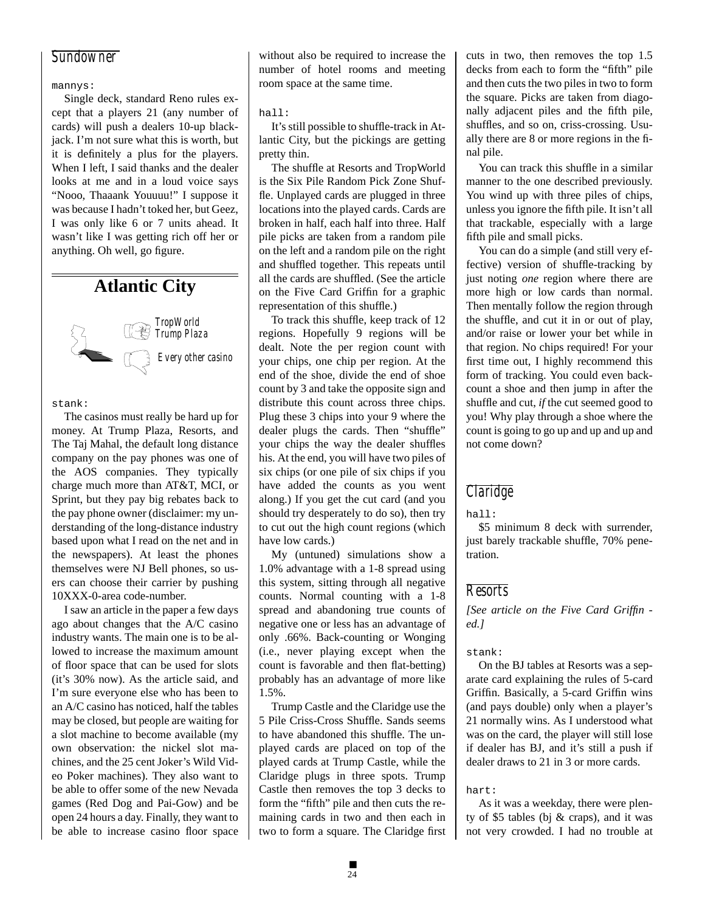### Sundowner

mannys:

Single deck, standard Reno rules except that a players 21 (any number of cards) will push a dealers 10-up blackjack. I'm not sure what this is worth, but it is definitely a plus for the players. When I left, I said thanks and the dealer looks at me and in a loud voice says "Nooo, Thaaank Youuuu!" I suppose it was because I hadn't toked her, but Geez, I was only like 6 or 7 units ahead. It wasn't like I was getting rich off her or anything. Oh well, go figure.

## Atlantic City

TropWorld
Trump Plaza

Every other casino

stank:

The casinos must really be hard up for money. At Trump Plaza, Resorts, and The Taj Mahal, the default long distance company on the pay phones was one of the AOS companies. They typically charge much more than AT&T, MCI, or Sprint, but they pay big rebates back to the pay phone owner (disclaimer: my understanding of the long-distance industry based upon what I read on the net and in the newspapers). At least the phones themselves were NJ Bell phones, so users can choose their carrier by pushing 10XXX-0-area code-number.

I saw an article in the paper a few days ago about changes that the A/C casino industry wants. The main one is to be allowed to increase the maximum amount of floor space that can be used for slots (it's 30% now). As the article said, and I'm sure everyone else who has been to an A/C casino has noticed, half the tables may be closed, but people are waiting for a slot machine to become available (my own observation: the nickel slot machines, and the 25 cent Joker's Wild Video Poker machines). They also want to be able to offer some of the new Nevada games (Red Dog and Pai-Gow) and be open 24 hours a day. Finally, they want to be able to increase casino floor space without also be required to increase the number of hotel rooms and meeting room space at the same time.

hall:

It's still possible to shuffle-track in Atlantic City, but the pickings are getting pretty thin.

The shuffle at Resorts and TropWorld is the Six Pile Random Pick Zone Shuffle. Unplayed cards are plugged in three locations into the played cards. Cards are broken in half, each half into three. Half pile picks are taken from a random pile on the left and a random pile on the right and shuffled together. This repeats until all the cards are shuffled. (See the article on the Five Card Griffin for a graphic representation of this shuffle.)

To track this shuffle, keep track of 12 regions. Hopefully 9 regions will be dealt. Note the per region count with your chips, one chip per region. At the end of the shoe, divide the end of shoe count by 3 and take the opposite sign and distribute this count across three chips. Plug these 3 chips into your 9 where the dealer plugs the cards. Then "shuffle" your chips the way the dealer shuffles his. At the end, you will have two piles of six chips (or one pile of six chips if you have added the counts as you went along.) If you get the cut card (and you should try desperately to do so), then try to cut out the high count regions (which have low cards.)

My (untuned) simulations show a 1.0% advantage with a 1-8 spread using this system, sitting through all negative counts. Normal counting with a 1-8 spread and abandoning true counts of negative one or less has an advantage of only .66%. Back-counting or Wonging (i.e., never playing except when the count is favorable and then flat-betting) probably has an advantage of more like 1.5%.

Trump Castle and the Claridge use the 5 Pile Criss-Cross Shuffle. Sands seems to have abandoned this system. The unplayed cards are placed on top of the played cards at Trump Castle, while the Claridge plugs in three spots. Trump Castle then removes the top 3 decks to form the "fifth" pile and then cuts the remaining cards in two and then each in two to form a square. The Claridge first cuts in two, then removes the top 1.5 decks from each to form the "fifth" pile and then cuts the two piles in two to form the square. Picks are taken from diagonally adjacent piles and the fifth pile, shuffles, and so on, criss-crossing. Usually there are 8 or more regions in the final pile.

You can track this shuffle in a similar manner to the one described previously. You wind up with three piles of chips, unless you ignore the fifth pile. It isn't all that trackable, especially with a large fifth pile and small picks.

You can do a simple (and still very effective) version of shuffle-tracking by just noting *one* region where there are more high or low cards than normal. Then mentally follow the region through the shuffle, and cut it in or out of play, and/or raise or lower your bet while in that region. No chips required! For your first time out, I highly recommend this form of tracking. You could even back-count a shoe and then jump in after the shuffle and cut, *if* the cut seemed good to you! Why play through a shoe where the count is going to go up and up and up and not come down?

### Claridge

hall:

$5 minimum 8 deck with surrender, just barely trackable shuffle, 70% penetration.

### Resorts

*[See article on the Five Card Griffin - ed.]*

stank:

On the BJ tables at Resorts was a separate card explaining the rules of 5-card Griffin. Basically, a 5-card Griffin wins (and pays double) only when a player's 21 normally wins. As I understood what was on the card, the player will still lose if dealer has BJ, and it's still a push if dealer draws to 21 in 3 or more cards.

hart:

As it was a weekday, there were plenty of $5 tables (bj & craps), and it was not very crowded. I had no trouble at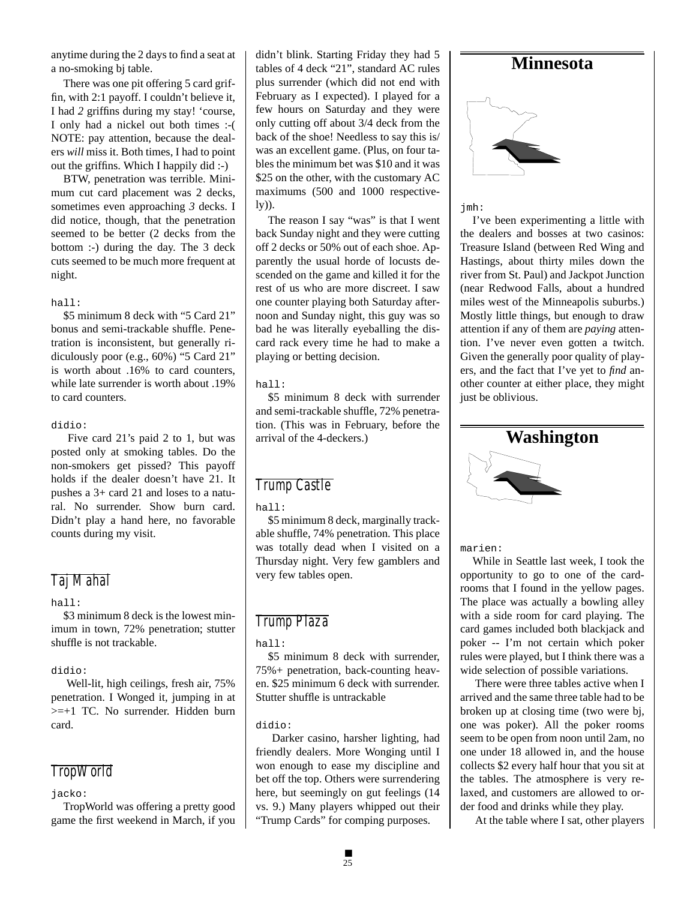anytime during the 2 days to find a seat at a no-smoking bj table.

There was one pit offering 5 card griffin, with 2:1 payoff. I couldn't believe it, I had *2* griffins during my stay! 'course, I only had a nickel out both times :-( NOTE: pay attention, because the dealers *will* miss it. Both times, I had to point out the griffins. Which I happily did :-)

BTW, penetration was terrible. Minimum cut card placement was 2 decks, sometimes even approaching *3* decks. I did notice, though, that the penetration seemed to be better (2 decks from the bottom :-) during the day. The 3 deck cuts seemed to be much more frequent at night.

`hall:`

$5 minimum 8 deck with "5 Card 21" bonus and semi-trackable shuffle. Penetration is inconsistent, but generally ridiculously poor (e.g., 60%) "5 Card 21" is worth about .16% to card counters, while late surrender is worth about .19% to card counters.

`didio:`

Five card 21's paid 2 to 1, but was posted only at smoking tables. Do the non-smokers get pissed? This payoff holds if the dealer doesn't have 21. It pushes a 3+ card 21 and loses to a natural. No surrender. Show burn card. Didn't play a hand here, no favorable counts during my visit.

## Taj Mahal

`hall:`

$3 minimum 8 deck is the lowest minimum in town, 72% penetration; stutter shuffle is not trackable.

`didio:`

Well-lit, high ceilings, fresh air, 75% penetration. I Wonged it, jumping in at >=+1 TC. No surrender. Hidden burn card.

## TropWorld

`jacko:`

TropWorld was offering a pretty good game the first weekend in March, if you didn't blink. Starting Friday they had 5 tables of 4 deck "21", standard AC rules plus surrender (which did not end with February as I expected). I played for a few hours on Saturday and they were only cutting off about 3/4 deck from the back of the shoe! Needless to say this is/ was an excellent game. (Plus, on four tables the minimum bet was $10 and it was $25 on the other, with the customary AC maximums (500 and 1000 respectively)).

The reason I say "was" is that I went back Sunday night and they were cutting off 2 decks or 50% out of each shoe. Apparently the usual horde of locusts descended on the game and killed it for the rest of us who are more discreet. I saw one counter playing both Saturday afternoon and Sunday night, this guy was so bad he was literally eyeballing the discard rack every time he had to make a playing or betting decision.

`hall:`

$5 minimum 8 deck with surrender and semi-trackable shuffle, 72% penetration. (This was in February, before the arrival of the 4-deckers.)

## Trump Castle

`hall:`

$5 minimum 8 deck, marginally trackable shuffle, 74% penetration. This place was totally dead when I visited on a Thursday night. Very few gamblers and very few tables open.

## Trump Plaza

`hall:`

$5 minimum 8 deck with surrender, 75%+ penetration, back-counting heaven. $25 minimum 6 deck with surrender. Stutter shuffle is untrackable

`didio:`

Darker casino, harsher lighting, had friendly dealers. More Wonging until I won enough to ease my discipline and bet off the top. Others were surrendering here, but seemingly on gut feelings (14 vs. 9.) Many players whipped out their "Trump Cards" for comping purposes.

# Minnesota

`jmh:`

I've been experimenting a little with the dealers and bosses at two casinos: Treasure Island (between Red Wing and Hastings, about thirty miles down the river from St. Paul) and Jackpot Junction (near Redwood Falls, about a hundred miles west of the Minneapolis suburbs.) Mostly little things, but enough to draw attention if any of them are *paying* attention. I've never even gotten a twitch. Given the generally poor quality of players, and the fact that I've yet to *find* another counter at either place, they might just be oblivious.

# Washington

`marien:`

While in Seattle last week, I took the opportunity to go to one of the cardrooms that I found in the yellow pages. The place was actually a bowling alley with a side room for card playing. The card games included both blackjack and poker -- I'm not certain which poker rules were played, but I think there was a wide selection of possible variations.

There were three tables active when I arrived and the same three table had to be broken up at closing time (two were bj, one was poker). All the poker rooms seem to be open from noon until 2am, no one under 18 allowed in, and the house collects $2 every half hour that you sit at the tables. The atmosphere is very relaxed, and customers are allowed to order food and drinks while they play.

At the table where I sat, other players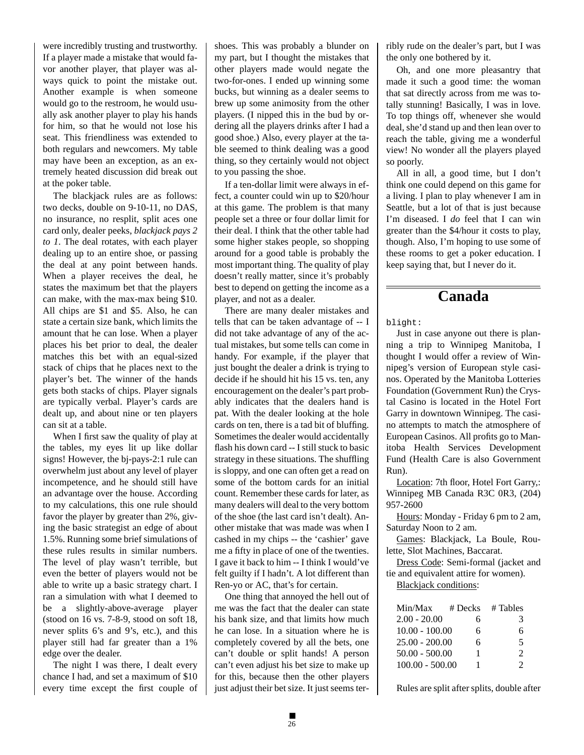were incredibly trusting and trustworthy. If a player made a mistake that would favor another player, that player was always quick to point the mistake out. Another example is when someone would go to the restroom, he would usually ask another player to play his hands for him, so that he would not lose his seat. This friendliness was extended to both regulars and newcomers. My table may have been an exception, as an extremely heated discussion did break out at the poker table.

The blackjack rules are as follows: two decks, double on 9-10-11, no DAS, no insurance, no resplit, split aces one card only, dealer peeks, *blackjack pays 2 to 1*. The deal rotates, with each player dealing up to an entire shoe, or passing the deal at any point between hands. When a player receives the deal, he states the maximum bet that the players can make, with the max-max being $10. All chips are $1 and $5. Also, he can state a certain size bank, which limits the amount that he can lose. When a player places his bet prior to deal, the dealer matches this bet with an equal-sized stack of chips that he places next to the player's bet. The winner of the hands gets both stacks of chips. Player signals are typically verbal. Player's cards are dealt up, and about nine or ten players can sit at a table.

When I first saw the quality of play at the tables, my eyes lit up like dollar signs! However, the bj-pays-2:1 rule can overwhelm just about any level of player incompetence, and he should still have an advantage over the house. According to my calculations, this one rule should favor the player by greater than 2%, giving the basic strategist an edge of about 1.5%. Running some brief simulations of these rules results in similar numbers. The level of play wasn't terrible, but even the better of players would not be able to write up a basic strategy chart. I ran a simulation with what I deemed to be a slightly-above-average player (stood on 16 vs. 7-8-9, stood on soft 18, never splits 6's and 9's, etc.), and this player still had far greater than a 1% edge over the dealer.

The night I was there, I dealt every chance I had, and set a maximum of $10 every time except the first couple of shoes. This was probably a blunder on my part, but I thought the mistakes that other players made would negate the two-for-ones. I ended up winning some bucks, but winning as a dealer seems to brew up some animosity from the other players. (I nipped this in the bud by ordering all the players drinks after I had a good shoe.) Also, every player at the table seemed to think dealing was a good thing, so they certainly would not object to you passing the shoe.

If a ten-dollar limit were always in effect, a counter could win up to $20/hour at this game. The problem is that many people set a three or four dollar limit for their deal. I think that the other table had some higher stakes people, so shopping around for a good table is probably the most important thing. The quality of play doesn't really matter, since it's probably best to depend on getting the income as a player, and not as a dealer.

There are many dealer mistakes and tells that can be taken advantage of -- I did not take advantage of any of the actual mistakes, but some tells can come in handy. For example, if the player that just bought the dealer a drink is trying to decide if he should hit his 15 vs. ten, any encouragement on the dealer's part probably indicates that the dealers hand is pat. With the dealer looking at the hole cards on ten, there is a tad bit of bluffing. Sometimes the dealer would accidentally flash his down card -- I still stuck to basic strategy in these situations. The shuffling is sloppy, and one can often get a read on some of the bottom cards for an initial count. Remember these cards for later, as many dealers will deal to the very bottom of the shoe (the last card isn't dealt). Another mistake that was made was when I cashed in my chips -- the 'cashier' gave me a fifty in place of one of the twenties. I gave it back to him -- I think I would've felt guilty if I hadn't. A lot different than Ren-yo or AC, that's for certain.

One thing that annoyed the hell out of me was the fact that the dealer can state his bank size, and that limits how much he can lose. In a situation where he is completely covered by all the bets, one can't double or split hands! A person can't even adjust his bet size to make up for this, because then the other players just adjust their bet size. It just seems terribly rude on the dealer's part, but I was the only one bothered by it.

Oh, and one more pleasantry that made it such a good time: the woman that sat directly across from me was totally stunning! Basically, I was in love. To top things off, whenever she would deal, she'd stand up and then lean over to reach the table, giving me a wonderful view! No wonder all the players played so poorly.

All in all, a good time, but I don't think one could depend on this game for a living. I plan to play whenever I am in Seattle, but a lot of that is just because I'm diseased. I *do* feel that I can win greater than the $4/hour it costs to play, though. Also, I'm hoping to use some of these rooms to get a poker education. I keep saying that, but I never do it.

# Canada

`blight:`

Just in case anyone out there is planning a trip to Winnipeg Manitoba, I thought I would offer a review of Winnipeg's version of European style casinos. Operated by the Manitoba Lotteries Foundation (Government Run) the Crystal Casino is located in the Hotel Fort Garry in downtown Winnipeg. The casino attempts to match the atmosphere of European Casinos. All profits go to Manitoba Health Services Development Fund (Health Care is also Government Run).

Location: 7th floor, Hotel Fort Garry,: Winnipeg MB Canada R3C 0R3, (204) 957-2600

Hours: Monday - Friday 6 pm to 2 am, Saturday Noon to 2 am.

Games: Blackjack, La Boule, Roulette, Slot Machines, Baccarat.

Dress Code: Semi-formal (jacket and tie and equivalent attire for women).

Blackjack conditions:

| Min/Max | # Decks | # Tables |
|---|---|---|
| 2.00 - 20.00 | 6 | 3 |
| 10.00 - 100.00 | 6 | 6 |
| 25.00 - 200.00 | 6 | 5 |
| 50.00 - 500.00 | 1 | 2 |
| 100.00 - 500.00 | 1 | 2 |

Rules are split after splits, double after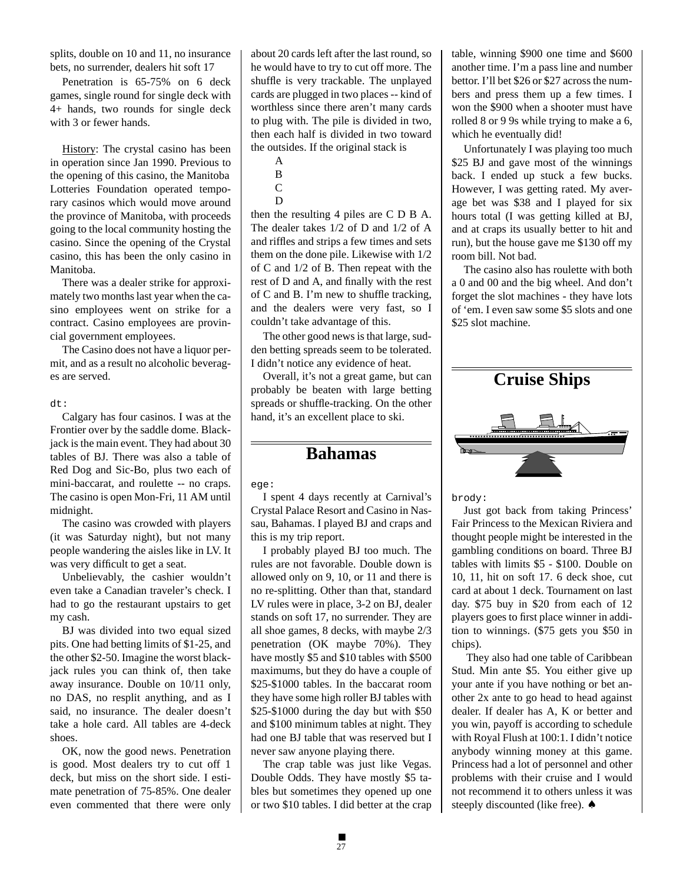splits, double on 10 and 11, no insurance bets, no surrender, dealers hit soft 17

Penetration is 65-75% on 6 deck games, single round for single deck with 4+ hands, two rounds for single deck with 3 or fewer hands.

History: The crystal casino has been in operation since Jan 1990. Previous to the opening of this casino, the Manitoba Lotteries Foundation operated temporary casinos which would move around the province of Manitoba, with proceeds going to the local community hosting the casino. Since the opening of the Crystal casino, this has been the only casino in Manitoba.

There was a dealer strike for approximately two months last year when the casino employees went on strike for a contract. Casino employees are provincial government employees.

The Casino does not have a liquor permit, and as a result no alcoholic beverages are served.

dt:

Calgary has four casinos. I was at the Frontier over by the saddle dome. Blackjack is the main event. They had about 30 tables of BJ. There was also a table of Red Dog and Sic-Bo, plus two each of mini-baccarat, and roulette -- no craps. The casino is open Mon-Fri, 11 AM until midnight.

The casino was crowded with players (it was Saturday night), but not many people wandering the aisles like in LV. It was very difficult to get a seat.

Unbelievably, the cashier wouldn't even take a Canadian traveler's check. I had to go the restaurant upstairs to get my cash.

BJ was divided into two equal sized pits. One had betting limits of $1-25, and the other $2-50. Imagine the worst blackjack rules you can think of, then take away insurance. Double on 10/11 only, no DAS, no resplit anything, and as I said, no insurance. The dealer doesn't take a hole card. All tables are 4-deck shoes.

OK, now the good news. Penetration is good. Most dealers try to cut off 1 deck, but miss on the short side. I estimate penetration of 75-85%. One dealer even commented that there were only about 20 cards left after the last round, so he would have to try to cut off more. The shuffle is very trackable. The unplayed cards are plugged in two places -- kind of worthless since there aren't many cards to plug with. The pile is divided in two, then each half is divided in two toward the outsides. If the original stack is

A
B
C
D

then the resulting 4 piles are C D B A. The dealer takes 1/2 of D and 1/2 of A and riffles and strips a few times and sets them on the done pile. Likewise with 1/2 of C and 1/2 of B. Then repeat with the rest of D and A, and finally with the rest of C and B. I'm new to shuffle tracking, and the dealers were very fast, so I couldn't take advantage of this.

The other good news is that large, sudden betting spreads seem to be tolerated. I didn't notice any evidence of heat.

Overall, it's not a great game, but can probably be beaten with large betting spreads or shuffle-tracking. On the other hand, it's an excellent place to ski.

## Bahamas

ege:

I spent 4 days recently at Carnival's Crystal Palace Resort and Casino in Nassau, Bahamas. I played BJ and craps and this is my trip report.

I probably played BJ too much. The rules are not favorable. Double down is allowed only on 9, 10, or 11 and there is no re-splitting. Other than that, standard LV rules were in place, 3-2 on BJ, dealer stands on soft 17, no surrender. They are all shoe games, 8 decks, with maybe 2/3 penetration (OK maybe 70%). They have mostly $5 and $10 tables with $500 maximums, but they do have a couple of $25-$1000 tables. In the baccarat room they have some high roller BJ tables with $25-$1000 during the day but with $50 and $100 minimum tables at night. They had one BJ table that was reserved but I never saw anyone playing there.

The crap table was just like Vegas. Double Odds. They have mostly $5 tables but sometimes they opened up one or two $10 tables. I did better at the crap table, winning $900 one time and $600 another time. I'm a pass line and number bettor. I'll bet $26 or $27 across the numbers and press them up a few times. I won the $900 when a shooter must have rolled 8 or 9 9s while trying to make a 6, which he eventually did!

Unfortunately I was playing too much $25 BJ and gave most of the winnings back. I ended up stuck a few bucks. However, I was getting rated. My average bet was $38 and I played for six hours total (I was getting killed at BJ, and at craps its usually better to hit and run), but the house gave me $130 off my room bill. Not bad.

The casino also has roulette with both a 0 and 00 and the big wheel. And don't forget the slot machines - they have lots of 'em. I even saw some $5 slots and one $25 slot machine.

## Cruise Ships

brody:

Just got back from taking Princess' Fair Princess to the Mexican Riviera and thought people might be interested in the gambling conditions on board. Three BJ tables with limits $5 - $100. Double on 10, 11, hit on soft 17. 6 deck shoe, cut card at about 1 deck. Tournament on last day. $75 buy in $20 from each of 12 players goes to first place winner in addition to winnings. ($75 gets you $50 in chips).

They also had one table of Caribbean Stud. Min ante $5. You either give up your ante if you have nothing or bet another 2x ante to go head to head against dealer. If dealer has A, K or better and you win, payoff is according to schedule with Royal Flush at 100:1. I didn't notice anybody winning money at this game. Princess had a lot of personnel and other problems with their cruise and I would not recommend it to others unless it was steeply discounted (like free). ♠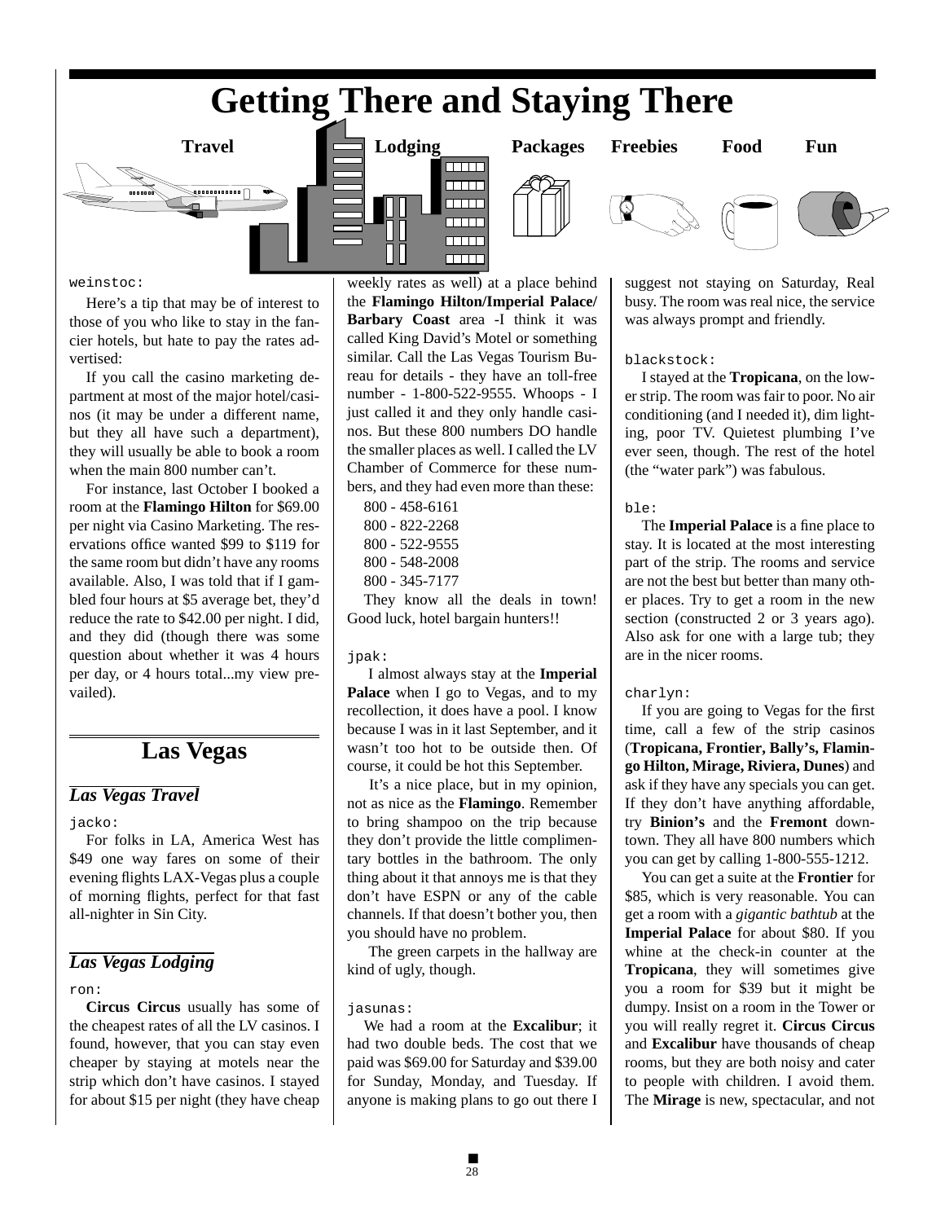# Getting There and Staying There

**Travel** **Lodging** **Packages** **Freebies** **Food** **Fun**

weinstoc:

Here's a tip that may be of interest to those of you who like to stay in the fancier hotels, but hate to pay the rates advertised:

If you call the casino marketing department at most of the major hotel/casinos (it may be under a different name, but they all have such a department), they will usually be able to book a room when the main 800 number can't.

For instance, last October I booked a room at the **Flamingo Hilton** for $69.00 per night via Casino Marketing. The reservations office wanted $99 to $119 for the same room but didn't have any rooms available. Also, I was told that if I gambled four hours at $5 average bet, they'd reduce the rate to $42.00 per night. I did, and they did (though there was some question about whether it was 4 hours per day, or 4 hours total...my view prevailed).

## Las Vegas

### *Las Vegas Travel*

jacko:

For folks in LA, America West has $49 one way fares on some of their evening flights LAX-Vegas plus a couple of morning flights, perfect for that fast all-nighter in Sin City.

### *Las Vegas Lodging*

ron:

**Circus Circus** usually has some of the cheapest rates of all the LV casinos. I found, however, that you can stay even cheaper by staying at motels near the strip which don't have casinos. I stayed for about $15 per night (they have cheap weekly rates as well) at a place behind the **Flamingo Hilton/Imperial Palace/ Barbary Coast** area -I think it was called King David's Motel or something similar. Call the Las Vegas Tourism Bureau for details - they have an toll-free number - 1-800-522-9555. Whoops - I just called it and they only handle casinos. But these 800 numbers DO handle the smaller places as well. I called the LV Chamber of Commerce for these numbers, and they had even more than these:

800 - 458-6161
800 - 822-2268
800 - 522-9555
800 - 548-2008
800 - 345-7177

They know all the deals in town! Good luck, hotel bargain hunters!!

jpak:

I almost always stay at the **Imperial Palace** when I go to Vegas, and to my recollection, it does have a pool. I know because I was in it last September, and it wasn't too hot to be outside then. Of course, it could be hot this September.

It's a nice place, but in my opinion, not as nice as the **Flamingo**. Remember to bring shampoo on the trip because they don't provide the little complimentary bottles in the bathroom. The only thing about it that annoys me is that they don't have ESPN or any of the cable channels. If that doesn't bother you, then you should have no problem.

The green carpets in the hallway are kind of ugly, though.

jasunas:

We had a room at the **Excalibur**; it had two double beds. The cost that we paid was $69.00 for Saturday and $39.00 for Sunday, Monday, and Tuesday. If anyone is making plans to go out there I suggest not staying on Saturday, Real busy. The room was real nice, the service was always prompt and friendly.

blackstock:

I stayed at the **Tropicana**, on the lower strip. The room was fair to poor. No air conditioning (and I needed it), dim lighting, poor TV. Quietest plumbing I've ever seen, though. The rest of the hotel (the "water park") was fabulous.

ble:

The **Imperial Palace** is a fine place to stay. It is located at the most interesting part of the strip. The rooms and service are not the best but better than many other places. Try to get a room in the new section (constructed 2 or 3 years ago). Also ask for one with a large tub; they are in the nicer rooms.

charlyn:

If you are going to Vegas for the first time, call a few of the strip casinos (**Tropicana, Frontier, Bally's, Flamingo Hilton, Mirage, Riviera, Dunes**) and ask if they have any specials you can get. If they don't have anything affordable, try **Binion's** and the **Fremont** downtown. They all have 800 numbers which you can get by calling 1-800-555-1212.

You can get a suite at the **Frontier** for $85, which is very reasonable. You can get a room with a *gigantic bathtub* at the **Imperial Palace** for about $80. If you whine at the check-in counter at the **Tropicana**, they will sometimes give you a room for $39 but it might be dumpy. Insist on a room in the Tower or you will really regret it. **Circus Circus** and **Excalibur** have thousands of cheap rooms, but they are both noisy and cater to people with children. I avoid them. The **Mirage** is new, spectacular, and not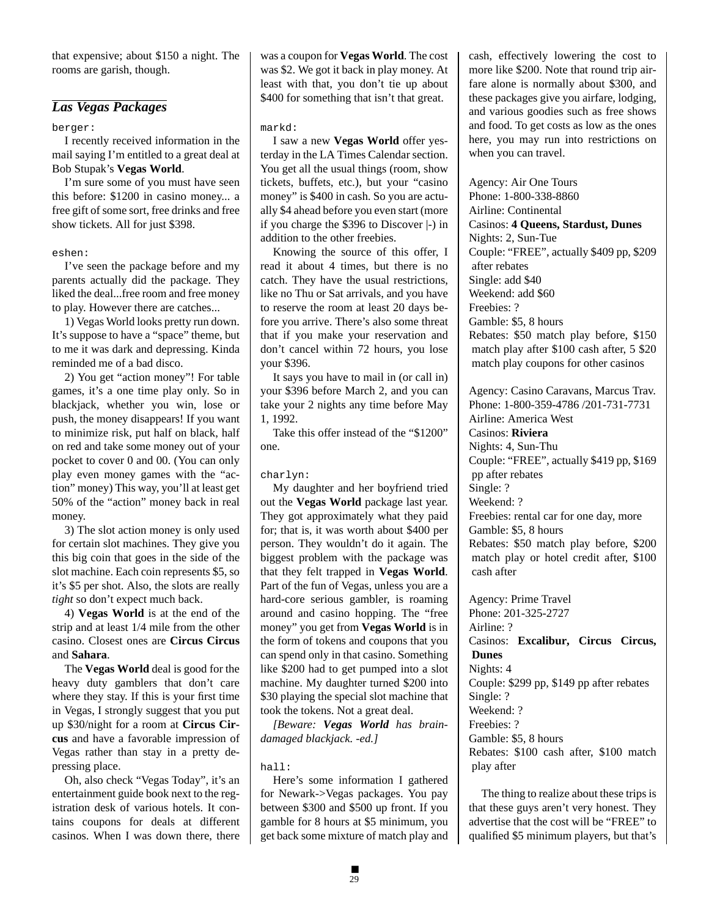that expensive; about $150 a night. The rooms are garish, though.

## *Las Vegas Packages*

berger:

I recently received information in the mail saying I'm entitled to a great deal at Bob Stupak's **Vegas World**.

I'm sure some of you must have seen this before: $1200 in casino money... a free gift of some sort, free drinks and free show tickets. All for just $398.

eshen:

I've seen the package before and my parents actually did the package. They liked the deal...free room and free money to play. However there are catches...

1) Vegas World looks pretty run down. It's suppose to have a "space" theme, but to me it was dark and depressing. Kinda reminded me of a bad disco.

2) You get "action money"! For table games, it's a one time play only. So in blackjack, whether you win, lose or push, the money disappears! If you want to minimize risk, put half on black, half on red and take some money out of your pocket to cover 0 and 00. (You can only play even money games with the "action" money) This way, you'll at least get 50% of the "action" money back in real money.

3) The slot action money is only used for certain slot machines. They give you this big coin that goes in the side of the slot machine. Each coin represents $5, so it's $5 per shot. Also, the slots are really *tight* so don't expect much back.

4) **Vegas World** is at the end of the strip and at least 1/4 mile from the other casino. Closest ones are **Circus Circus** and **Sahara**.

The **Vegas World** deal is good for the heavy duty gamblers that don't care where they stay. If this is your first time in Vegas, I strongly suggest that you put up $30/night for a room at **Circus Circus** and have a favorable impression of Vegas rather than stay in a pretty depressing place.

Oh, also check "Vegas Today", it's an entertainment guide book next to the registration desk of various hotels. It contains coupons for deals at different casinos. When I was down there, there was a coupon for **Vegas World**. The cost was $2. We got it back in play money. At least with that, you don't tie up about $400 for something that isn't that great.

markd:

I saw a new **Vegas World** offer yesterday in the LA Times Calendar section. You get all the usual things (room, show tickets, buffets, etc.), but your "casino money" is $400 in cash. So you are actually $4 ahead before you even start (more if you charge the $396 to Discover |-) in addition to the other freebies.

Knowing the source of this offer, I read it about 4 times, but there is no catch. They have the usual restrictions, like no Thu or Sat arrivals, and you have to reserve the room at least 20 days before you arrive. There's also some threat that if you make your reservation and don't cancel within 72 hours, you lose your $396.

It says you have to mail in (or call in) your $396 before March 2, and you can take your 2 nights any time before May 1, 1992.

Take this offer instead of the "$1200" one.

charlyn:

My daughter and her boyfriend tried out the **Vegas World** package last year. They got approximately what they paid for; that is, it was worth about $400 per person. They wouldn't do it again. The biggest problem with the package was that they felt trapped in **Vegas World**. Part of the fun of Vegas, unless you are a hard-core serious gambler, is roaming around and casino hopping. The "free money" you get from **Vegas World** is in the form of tokens and coupons that you can spend only in that casino. Something like $200 had to get pumped into a slot machine. My daughter turned $200 into $30 playing the special slot machine that took the tokens. Not a great deal.

*[Beware: **Vegas World** has brain-damaged blackjack. -ed.]*

hall:

Here's some information I gathered for Newark->Vegas packages. You pay between $300 and $500 up front. If you gamble for 8 hours at $5 minimum, you get back some mixture of match play and cash, effectively lowering the cost to more like $200. Note that round trip airfare alone is normally about $300, and these packages give you airfare, lodging, and various goodies such as free shows and food. To get costs as low as the ones here, you may run into restrictions on when you can travel.

Agency: Air One Tours
Phone: 1-800-338-8860
Airline: Continental
Casinos: **4 Queens, Stardust, Dunes**
Nights: 2, Sun-Tue
Couple: "FREE", actually $409 pp, $209 after rebates
Single: add $40
Weekend: add $60
Freebies: ?
Gamble: $5, 8 hours
Rebates: $50 match play before, $150 match play after $100 cash after, 5 $20 match play coupons for other casinos

Agency: Casino Caravans, Marcus Trav.
Phone: 1-800-359-4786 /201-731-7731
Airline: America West
Casinos: **Riviera**
Nights: 4, Sun-Thu
Couple: "FREE", actually $419 pp, $169 pp after rebates
Single: ?
Weekend: ?
Freebies: rental car for one day, more
Gamble: $5, 8 hours
Rebates: $50 match play before, $200 match play or hotel credit after, $100 cash after

Agency: Prime Travel
Phone: 201-325-2727
Airline: ?
Casinos: **Excalibur, Circus Circus, Dunes**
Nights: 4
Couple: $299 pp, $149 pp after rebates
Single: ?
Weekend: ?
Freebies: ?
Gamble: $5, 8 hours
Rebates: $100 cash after, $100 match play after

The thing to realize about these trips is that these guys aren't very honest. They advertise that the cost will be "FREE" to qualified $5 minimum players, but that's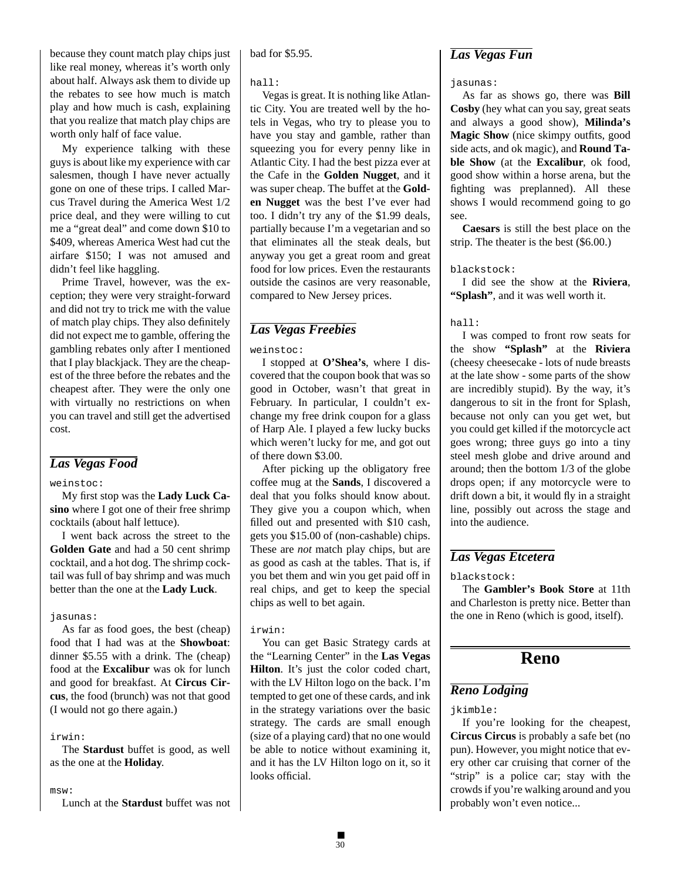because they count match play chips just like real money, whereas it's worth only about half. Always ask them to divide up the rebates to see how much is match play and how much is cash, explaining that you realize that match play chips are worth only half of face value.

My experience talking with these guys is about like my experience with car salesmen, though I have never actually gone on one of these trips. I called Marcus Travel during the America West 1/2 price deal, and they were willing to cut me a "great deal" and come down $10 to $409, whereas America West had cut the airfare $150; I was not amused and didn't feel like haggling.

Prime Travel, however, was the exception; they were very straight-forward and did not try to trick me with the value of match play chips. They also definitely did not expect me to gamble, offering the gambling rebates only after I mentioned that I play blackjack. They are the cheapest of the three before the rebates and the cheapest after. They were the only one with virtually no restrictions on when you can travel and still get the advertised cost.

### *Las Vegas Food*

`weinstoc:`

My first stop was the **Lady Luck Casino** where I got one of their free shrimp cocktails (about half lettuce).

I went back across the street to the **Golden Gate** and had a 50 cent shrimp cocktail, and a hot dog. The shrimp cocktail was full of bay shrimp and was much better than the one at the **Lady Luck**.

`jasunas:`

As far as food goes, the best (cheap) food that I had was at the **Showboat**: dinner $5.55 with a drink. The (cheap) food at the **Excalibur** was ok for lunch and good for breakfast. At **Circus Circus**, the food (brunch) was not that good (I would not go there again.)

`irwin:`

The **Stardust** buffet is good, as well as the one at the **Holiday**.

`msw:`

Lunch at the **Stardust** buffet was not bad for $5.95.

`hall:`

Vegas is great. It is nothing like Atlantic City. You are treated well by the hotels in Vegas, who try to please you to have you stay and gamble, rather than squeezing you for every penny like in Atlantic City. I had the best pizza ever at the Cafe in the **Golden Nugget**, and it was super cheap. The buffet at the **Golden Nugget** was the best I've ever had too. I didn't try any of the $1.99 deals, partially because I'm a vegetarian and so that eliminates all the steak deals, but anyway you get a great room and great food for low prices. Even the restaurants outside the casinos are very reasonable, compared to New Jersey prices.

### *Las Vegas Freebies*

`weinstoc:`

I stopped at **O'Shea's**, where I discovered that the coupon book that was so good in October, wasn't that great in February. In particular, I couldn't exchange my free drink coupon for a glass of Harp Ale. I played a few lucky bucks which weren't lucky for me, and got out of there down $3.00.

After picking up the obligatory free coffee mug at the **Sands**, I discovered a deal that you folks should know about. They give you a coupon which, when filled out and presented with $10 cash, gets you $15.00 of (non-cashable) chips. These are *not* match play chips, but are as good as cash at the tables. That is, if you bet them and win you get paid off in real chips, and get to keep the special chips as well to bet again.

`irwin:`

You can get Basic Strategy cards at the "Learning Center" in the **Las Vegas Hilton**. It's just the color coded chart, with the LV Hilton logo on the back. I'm tempted to get one of these cards, and ink in the strategy variations over the basic strategy. The cards are small enough (size of a playing card) that no one would be able to notice without examining it, and it has the LV Hilton logo on it, so it looks official.

### *Las Vegas Fun*

`jasunas:`

As far as shows go, there was **Bill Cosby** (hey what can you say, great seats and always a good show), **Milinda's Magic Show** (nice skimpy outfits, good side acts, and ok magic), and **Round Table Show** (at the **Excalibur**, ok food, good show within a horse arena, but the fighting was preplanned). All these shows I would recommend going to go see.

**Caesars** is still the best place on the strip. The theater is the best ($6.00.)

`blackstock:`

I did see the show at the **Riviera**, **"Splash"**, and it was well worth it.

`hall:`

I was comped to front row seats for the show **"Splash"** at the **Riviera** (cheesy cheesecake - lots of nude breasts at the late show - some parts of the show are incredibly stupid). By the way, it's dangerous to sit in the front for Splash, because not only can you get wet, but you could get killed if the motorcycle act goes wrong; three guys go into a tiny steel mesh globe and drive around and around; then the bottom 1/3 of the globe drops open; if any motorcycle were to drift down a bit, it would fly in a straight line, possibly out across the stage and into the audience.

### *Las Vegas Etcetera*

`blackstock:`

The **Gambler's Book Store** at 11th and Charleston is pretty nice. Better than the one in Reno (which is good, itself).

## Reno

### *Reno Lodging*

`jkimble:`

If you're looking for the cheapest, **Circus Circus** is probably a safe bet (no pun). However, you might notice that every other car cruising that corner of the "strip" is a police car; stay with the crowds if you're walking around and you probably won't even notice...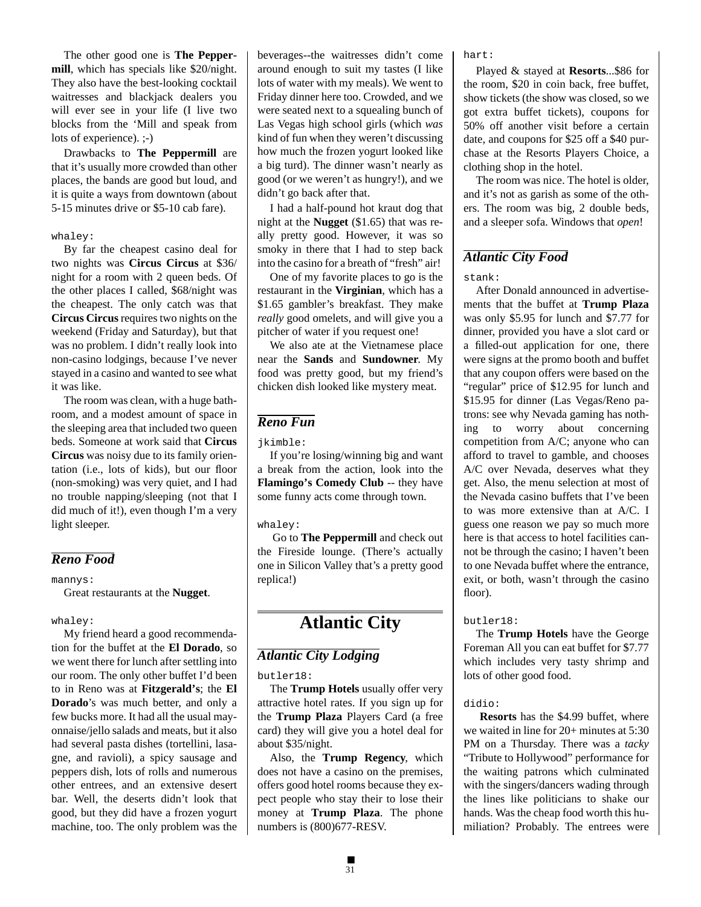The other good one is **The Peppermill**, which has specials like $20/night. They also have the best-looking cocktail waitresses and blackjack dealers you will ever see in your life (I live two blocks from the 'Mill and speak from lots of experience). ;-)

Drawbacks to **The Peppermill** are that it's usually more crowded than other places, the bands are good but loud, and it is quite a ways from downtown (about 5-15 minutes drive or $5-10 cab fare).

`whaley:`

By far the cheapest casino deal for two nights was **Circus Circus** at $36/night for a room with 2 queen beds. Of the other places I called, $68/night was the cheapest. The only catch was that **Circus Circus** requires two nights on the weekend (Friday and Saturday), but that was no problem. I didn't really look into non-casino lodgings, because I've never stayed in a casino and wanted to see what it was like.

The room was clean, with a huge bathroom, and a modest amount of space in the sleeping area that included two queen beds. Someone at work said that **Circus Circus** was noisy due to its family orientation (i.e., lots of kids), but our floor (non-smoking) was very quiet, and I had no trouble napping/sleeping (not that I did much of it!), even though I'm a very light sleeper.

## *Reno Food*

`mannys:`

Great restaurants at the **Nugget**.

`whaley:`

My friend heard a good recommendation for the buffet at the **El Dorado**, so we went there for lunch after settling into our room. The only other buffet I'd been to in Reno was at **Fitzgerald's**; the **El Dorado**'s was much better, and only a few bucks more. It had all the usual mayonnaise/jello salads and meats, but it also had several pasta dishes (tortellini, lasagne, and ravioli), a spicy sausage and peppers dish, lots of rolls and numerous other entrees, and an extensive desert bar. Well, the deserts didn't look that good, but they did have a frozen yogurt machine, too. The only problem was the beverages--the waitresses didn't come around enough to suit my tastes (I like lots of water with my meals). We went to Friday dinner here too. Crowded, and we were seated next to a squealing bunch of Las Vegas high school girls (which *was* kind of fun when they weren't discussing how much the frozen yogurt looked like a big turd). The dinner wasn't nearly as good (or we weren't as hungry!), and we didn't go back after that.

I had a half-pound hot kraut dog that night at the **Nugget** ($1.65) that was really pretty good. However, it was so smoky in there that I had to step back into the casino for a breath of "fresh" air!

One of my favorite places to go is the restaurant in the **Virginian**, which has a $1.65 gambler's breakfast. They make *really* good omelets, and will give you a pitcher of water if you request one!

We also ate at the Vietnamese place near the **Sands** and **Sundowner**. My food was pretty good, but my friend's chicken dish looked like mystery meat.

## *Reno Fun*

`jkimble:`

If you're losing/winning big and want a break from the action, look into the **Flamingo's Comedy Club** -- they have some funny acts come through town.

`whaley:`

Go to **The Peppermill** and check out the Fireside lounge. (There's actually one in Silicon Valley that's a pretty good replica!)

# Atlantic City

## *Atlantic City Lodging*

`butler18:`

The **Trump Hotels** usually offer very attractive hotel rates. If you sign up for the **Trump Plaza** Players Card (a free card) they will give you a hotel deal for about $35/night.

Also, the **Trump Regency**, which does not have a casino on the premises, offers good hotel rooms because they expect people who stay their to lose their money at **Trump Plaza**. The phone numbers is (800)677-RESV.

`hart:`

Played & stayed at **Resorts**...$86 for the room, $20 in coin back, free buffet, show tickets (the show was closed, so we got extra buffet tickets), coupons for 50% off another visit before a certain date, and coupons for $25 off a $40 purchase at the Resorts Players Choice, a clothing shop in the hotel.

The room was nice. The hotel is older, and it's not as garish as some of the others. The room was big, 2 double beds, and a sleeper sofa. Windows that *open*!

## *Atlantic City Food*

`stank:`

After Donald announced in advertisements that the buffet at **Trump Plaza** was only $5.95 for lunch and $7.77 for dinner, provided you have a slot card or a filled-out application for one, there were signs at the promo booth and buffet that any coupon offers were based on the "regular" price of $12.95 for lunch and $15.95 for dinner (Las Vegas/Reno patrons: see why Nevada gaming has nothing to worry about concerning competition from A/C; anyone who can afford to travel to gamble, and chooses A/C over Nevada, deserves what they get. Also, the menu selection at most of the Nevada casino buffets that I've been to was more extensive than at A/C. I guess one reason we pay so much more here is that access to hotel facilities cannot be through the casino; I haven't been to one Nevada buffet where the entrance, exit, or both, wasn't through the casino floor).

`butler18:`

The **Trump Hotels** have the George Foreman All you can eat buffet for $7.77 which includes very tasty shrimp and lots of other good food.

`didio:`

**Resorts** has the $4.99 buffet, where we waited in line for 20+ minutes at 5:30 PM on a Thursday. There was a *tacky* "Tribute to Hollywood" performance for the waiting patrons which culminated with the singers/dancers wading through the lines like politicians to shake our hands. Was the cheap food worth this humiliation? Probably. The entrees were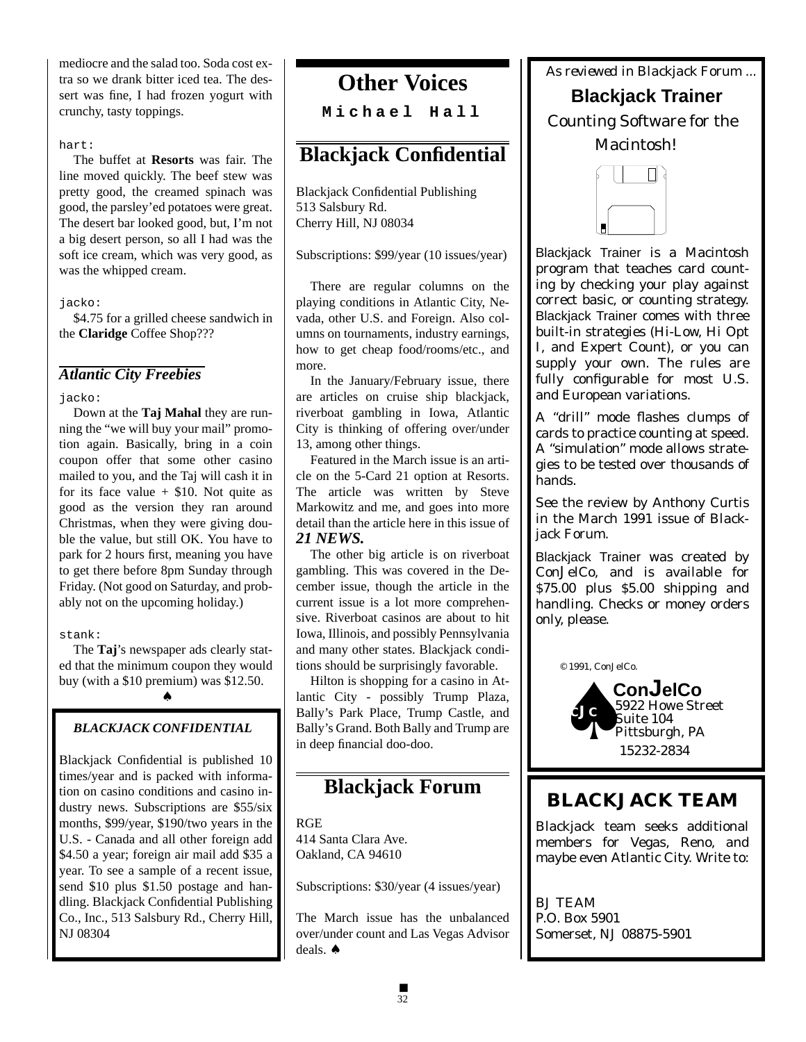mediocre and the salad too. Soda cost extra so we drank bitter iced tea. The dessert was fine, I had frozen yogurt with crunchy, tasty toppings.

hart:

The buffet at **Resorts** was fair. The line moved quickly. The beef stew was pretty good, the creamed spinach was good, the parsley'ed potatoes were great. The desert bar looked good, but, I'm not a big desert person, so all I had was the soft ice cream, which was very good, as was the whipped cream.

jacko:

$4.75 for a grilled cheese sandwich in the **Claridge** Coffee Shop???

## *Atlantic City Freebies*

jacko:

Down at the **Taj Mahal** they are running the "we will buy your mail" promotion again. Basically, bring in a coin coupon offer that some other casino mailed to you, and the Taj will cash it in for its face value + $10. Not quite as good as the version they ran around Christmas, when they were giving double the value, but still OK. You have to park for 2 hours first, meaning you have to get there before 8pm Sunday through Friday. (Not good on Saturday, and probably not on the upcoming holiday.)

stank:

The **Taj**'s newspaper ads clearly stated that the minimum coupon they would buy (with a $10 premium) was $12.50.

♠

### *BLACKJACK CONFIDENTIAL*

Blackjack Confidential is published 10 times/year and is packed with information on casino conditions and casino industry news. Subscriptions are $55/six months, $99/year, $190/two years in the U.S. - Canada and all other foreign add $4.50 a year; foreign air mail add $35 a year. To see a sample of a recent issue, send $10 plus $1.50 postage and handling. Blackjack Confidential Publishing Co., Inc., 513 Salsbury Rd., Cherry Hill, NJ 08304

# Other Voices

**Michael Hall**

## Blackjack Confidential

Blackjack Confidential Publishing
513 Salsbury Rd.
Cherry Hill, NJ 08034

Subscriptions: $99/year (10 issues/year)

There are regular columns on the playing conditions in Atlantic City, Nevada, other U.S. and Foreign. Also columns on tournaments, industry earnings, how to get cheap food/rooms/etc., and more.

In the January/February issue, there are articles on cruise ship blackjack, riverboat gambling in Iowa, Atlantic City is thinking of offering over/under 13, among other things.

Featured in the March issue is an article on the 5-Card 21 option at Resorts. The article was written by Steve Markowitz and me, and goes into more detail than the article here in this issue of ***21 NEWS.***

The other big article is on riverboat gambling. This was covered in the December issue, though the article in the current issue is a lot more comprehensive. Riverboat casinos are about to hit Iowa, Illinois, and possibly Pennsylvania and many other states. Blackjack conditions should be surprisingly favorable.

Hilton is shopping for a casino in Atlantic City - possibly Trump Plaza, Bally's Park Place, Trump Castle, and Bally's Grand. Both Bally and Trump are in deep financial doo-doo.

## Blackjack Forum

RGE
414 Santa Clara Ave.
Oakland, CA 94610

Subscriptions: $30/year (4 issues/year)

The March issue has the unbalanced over/under count and Las Vegas Advisor deals. ♠

*As reviewed in Blackjack Forum ...*

**Blackjack Trainer**

Counting Software for the Macintosh!

Blackjack Trainer is a Macintosh program that teaches card counting by checking your play against correct basic, or counting strategy. Blackjack Trainer comes with three built-in strategies (Hi-Low, Hi Opt I, and Expert Count), or you can supply your own. The rules are fully configurable for most U.S. and European variations.

A "drill" mode flashes clumps of cards to practice counting at speed. A "simulation" mode allows strategies to be tested over thousands of hands.

See the review by Anthony Curtis in the March 1991 issue of Blackjack Forum.

Blackjack Trainer was created by ConJelCo, and is available for $75.00 plus $5.00 shipping and handling. Checks or money orders only, please.

© 1991, ConJelCo.

**ConJelCo**
5922 Howe Street
Suite 104
Pittsburgh, PA
15232-2834

## BLACKJACK TEAM

Blackjack team seeks additional members for Vegas, Reno, and maybe even Atlantic City. Write to:

BJ TEAM
P.O. Box 5901
Somerset, NJ 08875-5901